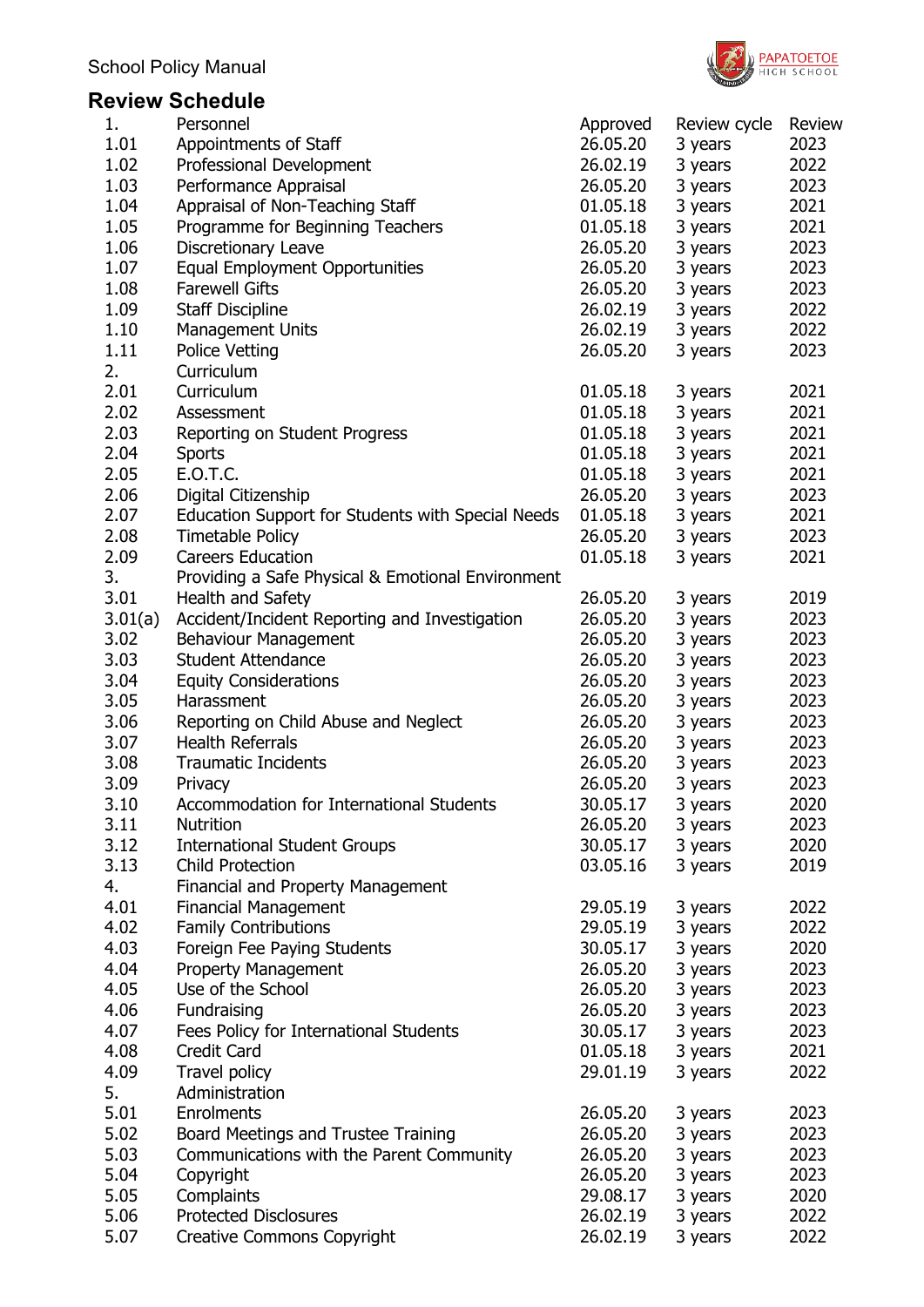School Policy Manual

## Review Schedule

| | | Approved | Review cycle | Review |
|---|---|---|---|---|
| 1. | Personnel | | | |
| 1.01 | Appointments of Staff | 26.05.20 | 3 years | 2023 |
| 1.02 | Professional Development | 26.02.19 | 3 years | 2022 |
| 1.03 | Performance Appraisal | 26.05.20 | 3 years | 2023 |
| 1.04 | Appraisal of Non-Teaching Staff | 01.05.18 | 3 years | 2021 |
| 1.05 | Programme for Beginning Teachers | 01.05.18 | 3 years | 2021 |
| 1.06 | Discretionary Leave | 26.05.20 | 3 years | 2023 |
| 1.07 | Equal Employment Opportunities | 26.05.20 | 3 years | 2023 |
| 1.08 | Farewell Gifts | 26.05.20 | 3 years | 2023 |
| 1.09 | Staff Discipline | 26.02.19 | 3 years | 2022 |
| 1.10 | Management Units | 26.02.19 | 3 years | 2022 |
| 1.11 | Police Vetting | 26.05.20 | 3 years | 2023 |
| 2. | Curriculum | | | |
| 2.01 | Curriculum | 01.05.18 | 3 years | 2021 |
| 2.02 | Assessment | 01.05.18 | 3 years | 2021 |
| 2.03 | Reporting on Student Progress | 01.05.18 | 3 years | 2021 |
| 2.04 | Sports | 01.05.18 | 3 years | 2021 |
| 2.05 | E.O.T.C. | 01.05.18 | 3 years | 2021 |
| 2.06 | Digital Citizenship | 26.05.20 | 3 years | 2023 |
| 2.07 | Education Support for Students with Special Needs | 01.05.18 | 3 years | 2021 |
| 2.08 | Timetable Policy | 26.05.20 | 3 years | 2023 |
| 2.09 | Careers Education | 01.05.18 | 3 years | 2021 |
| 3. | Providing a Safe Physical & Emotional Environment | | | |
| 3.01 | Health and Safety | 26.05.20 | 3 years | 2019 |
| 3.01(a) | Accident/Incident Reporting and Investigation | 26.05.20 | 3 years | 2023 |
| 3.02 | Behaviour Management | 26.05.20 | 3 years | 2023 |
| 3.03 | Student Attendance | 26.05.20 | 3 years | 2023 |
| 3.04 | Equity Considerations | 26.05.20 | 3 years | 2023 |
| 3.05 | Harassment | 26.05.20 | 3 years | 2023 |
| 3.06 | Reporting on Child Abuse and Neglect | 26.05.20 | 3 years | 2023 |
| 3.07 | Health Referrals | 26.05.20 | 3 years | 2023 |
| 3.08 | Traumatic Incidents | 26.05.20 | 3 years | 2023 |
| 3.09 | Privacy | 26.05.20 | 3 years | 2023 |
| 3.10 | Accommodation for International Students | 30.05.17 | 3 years | 2020 |
| 3.11 | Nutrition | 26.05.20 | 3 years | 2023 |
| 3.12 | International Student Groups | 30.05.17 | 3 years | 2020 |
| 3.13 | Child Protection | 03.05.16 | 3 years | 2019 |
| 4. | Financial and Property Management | | | |
| 4.01 | Financial Management | 29.05.19 | 3 years | 2022 |
| 4.02 | Family Contributions | 29.05.19 | 3 years | 2022 |
| 4.03 | Foreign Fee Paying Students | 30.05.17 | 3 years | 2020 |
| 4.04 | Property Management | 26.05.20 | 3 years | 2023 |
| 4.05 | Use of the School | 26.05.20 | 3 years | 2023 |
| 4.06 | Fundraising | 26.05.20 | 3 years | 2023 |
| 4.07 | Fees Policy for International Students | 30.05.17 | 3 years | 2023 |
| 4.08 | Credit Card | 01.05.18 | 3 years | 2021 |
| 4.09 | Travel policy | 29.01.19 | 3 years | 2022 |
| 5. | Administration | | | |
| 5.01 | Enrolments | 26.05.20 | 3 years | 2023 |
| 5.02 | Board Meetings and Trustee Training | 26.05.20 | 3 years | 2023 |
| 5.03 | Communications with the Parent Community | 26.05.20 | 3 years | 2023 |
| 5.04 | Copyright | 26.05.20 | 3 years | 2023 |
| 5.05 | Complaints | 29.08.17 | 3 years | 2020 |
| 5.06 | Protected Disclosures | 26.02.19 | 3 years | 2022 |
| 5.07 | Creative Commons Copyright | 26.02.19 | 3 years | 2022 |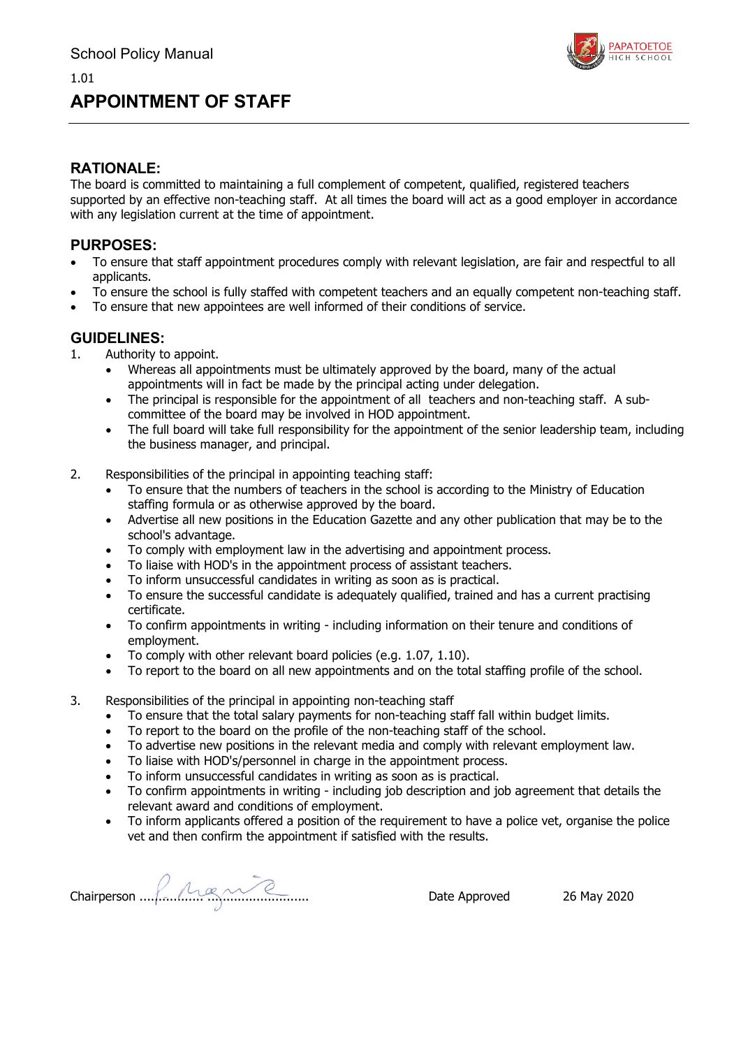School Policy Manual

1.01

# APPOINTMENT OF STAFF

## RATIONALE:

The board is committed to maintaining a full complement of competent, qualified, registered teachers supported by an effective non-teaching staff. At all times the board will act as a good employer in accordance with any legislation current at the time of appointment.

## PURPOSES:

- To ensure that staff appointment procedures comply with relevant legislation, are fair and respectful to all applicants.
- To ensure the school is fully staffed with competent teachers and an equally competent non-teaching staff.
- To ensure that new appointees are well informed of their conditions of service.

## GUIDELINES:

1. Authority to appoint.
   - Whereas all appointments must be ultimately approved by the board, many of the actual appointments will in fact be made by the principal acting under delegation.
   - The principal is responsible for the appointment of all teachers and non-teaching staff. A sub-committee of the board may be involved in HOD appointment.
   - The full board will take full responsibility for the appointment of the senior leadership team, including the business manager, and principal.

2. Responsibilities of the principal in appointing teaching staff:
   - To ensure that the numbers of teachers in the school is according to the Ministry of Education staffing formula or as otherwise approved by the board.
   - Advertise all new positions in the Education Gazette and any other publication that may be to the school's advantage.
   - To comply with employment law in the advertising and appointment process.
   - To liaise with HOD's in the appointment process of assistant teachers.
   - To inform unsuccessful candidates in writing as soon as is practical.
   - To ensure the successful candidate is adequately qualified, trained and has a current practising certificate.
   - To confirm appointments in writing - including information on their tenure and conditions of employment.
   - To comply with other relevant board policies (e.g. 1.07, 1.10).
   - To report to the board on all new appointments and on the total staffing profile of the school.

3. Responsibilities of the principal in appointing non-teaching staff
   - To ensure that the total salary payments for non-teaching staff fall within budget limits.
   - To report to the board on the profile of the non-teaching staff of the school.
   - To advertise new positions in the relevant media and comply with relevant employment law.
   - To liaise with HOD's/personnel in charge in the appointment process.
   - To inform unsuccessful candidates in writing as soon as is practical.
   - To confirm appointments in writing - including job description and job agreement that details the relevant award and conditions of employment.
   - To inform applicants offered a position of the requirement to have a police vet, organise the police vet and then confirm the appointment if satisfied with the results.

Chairperson ............................................ Date Approved 26 May 2020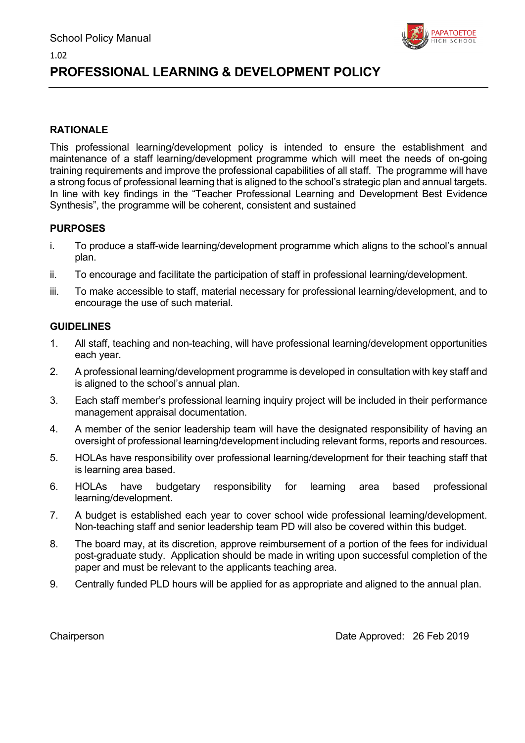School Policy Manual

1.02

# PROFESSIONAL LEARNING & DEVELOPMENT POLICY

## RATIONALE

This professional learning/development policy is intended to ensure the establishment and maintenance of a staff learning/development programme which will meet the needs of on-going training requirements and improve the professional capabilities of all staff. The programme will have a strong focus of professional learning that is aligned to the school's strategic plan and annual targets. In line with key findings in the "Teacher Professional Learning and Development Best Evidence Synthesis", the programme will be coherent, consistent and sustained

## PURPOSES

i. To produce a staff-wide learning/development programme which aligns to the school's annual plan.

ii. To encourage and facilitate the participation of staff in professional learning/development.

iii. To make accessible to staff, material necessary for professional learning/development, and to encourage the use of such material.

## GUIDELINES

1. All staff, teaching and non-teaching, will have professional learning/development opportunities each year.
2. A professional learning/development programme is developed in consultation with key staff and is aligned to the school's annual plan.
3. Each staff member's professional learning inquiry project will be included in their performance management appraisal documentation.
4. A member of the senior leadership team will have the designated responsibility of having an oversight of professional learning/development including relevant forms, reports and resources.
5. HOLAs have responsibility over professional learning/development for their teaching staff that is learning area based.
6. HOLAs have budgetary responsibility for learning area based professional learning/development.
7. A budget is established each year to cover school wide professional learning/development. Non-teaching staff and senior leadership team PD will also be covered within this budget.
8. The board may, at its discretion, approve reimbursement of a portion of the fees for individual post-graduate study. Application should be made in writing upon successful completion of the paper and must be relevant to the applicants teaching area.
9. Centrally funded PLD hours will be applied for as appropriate and aligned to the annual plan.

Chairperson

Date Approved: 26 Feb 2019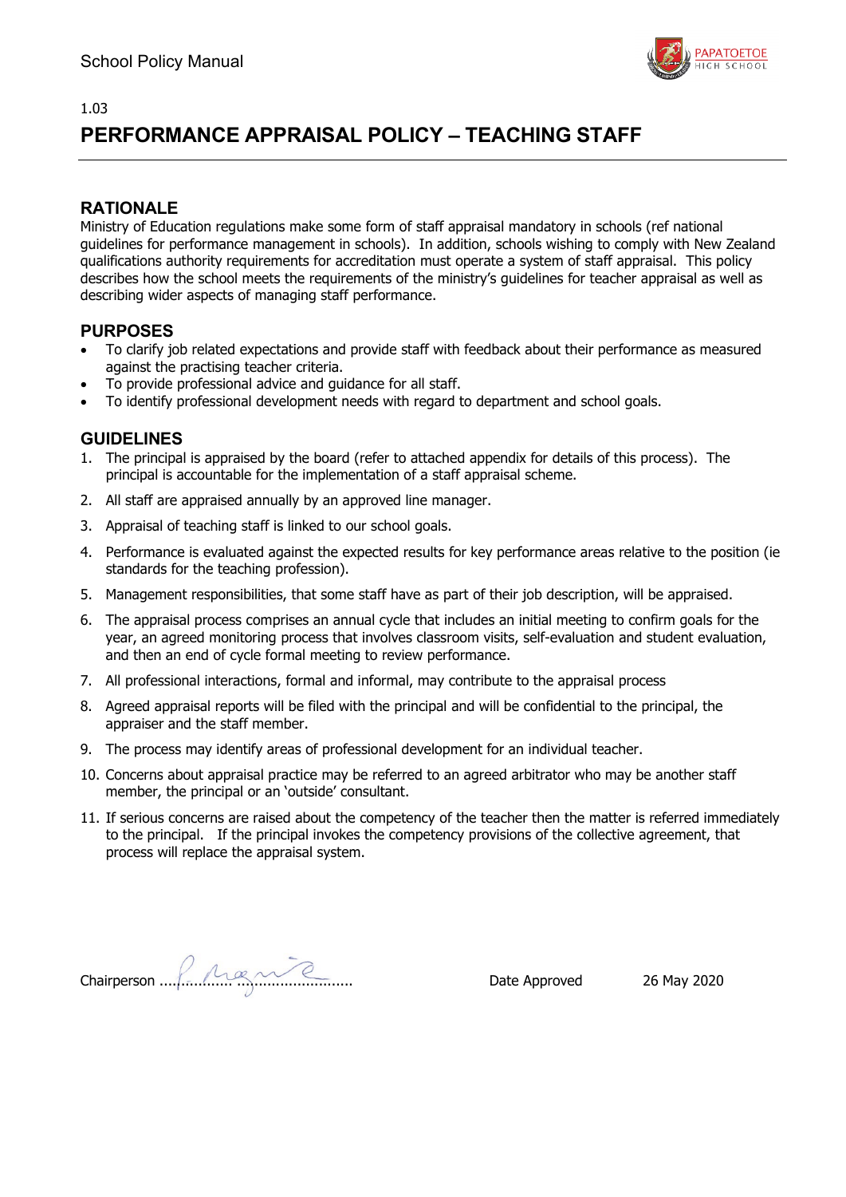1.03

# PERFORMANCE APPRAISAL POLICY – TEACHING STAFF

## RATIONALE

Ministry of Education regulations make some form of staff appraisal mandatory in schools (ref national guidelines for performance management in schools). In addition, schools wishing to comply with New Zealand qualifications authority requirements for accreditation must operate a system of staff appraisal. This policy describes how the school meets the requirements of the ministry's guidelines for teacher appraisal as well as describing wider aspects of managing staff performance.

## PURPOSES

- To clarify job related expectations and provide staff with feedback about their performance as measured against the practising teacher criteria.
- To provide professional advice and guidance for all staff.
- To identify professional development needs with regard to department and school goals.

## GUIDELINES

1. The principal is appraised by the board (refer to attached appendix for details of this process). The principal is accountable for the implementation of a staff appraisal scheme.
2. All staff are appraised annually by an approved line manager.
3. Appraisal of teaching staff is linked to our school goals.
4. Performance is evaluated against the expected results for key performance areas relative to the position (ie standards for the teaching profession).
5. Management responsibilities, that some staff have as part of their job description, will be appraised.
6. The appraisal process comprises an annual cycle that includes an initial meeting to confirm goals for the year, an agreed monitoring process that involves classroom visits, self-evaluation and student evaluation, and then an end of cycle formal meeting to review performance.
7. All professional interactions, formal and informal, may contribute to the appraisal process
8. Agreed appraisal reports will be filed with the principal and will be confidential to the principal, the appraiser and the staff member.
9. The process may identify areas of professional development for an individual teacher.
10. Concerns about appraisal practice may be referred to an agreed arbitrator who may be another staff member, the principal or an 'outside' consultant.
11. If serious concerns are raised about the competency of the teacher then the matter is referred immediately to the principal. If the principal invokes the competency provisions of the collective agreement, that process will replace the appraisal system.

Chairperson ........................................ Date Approved 26 May 2020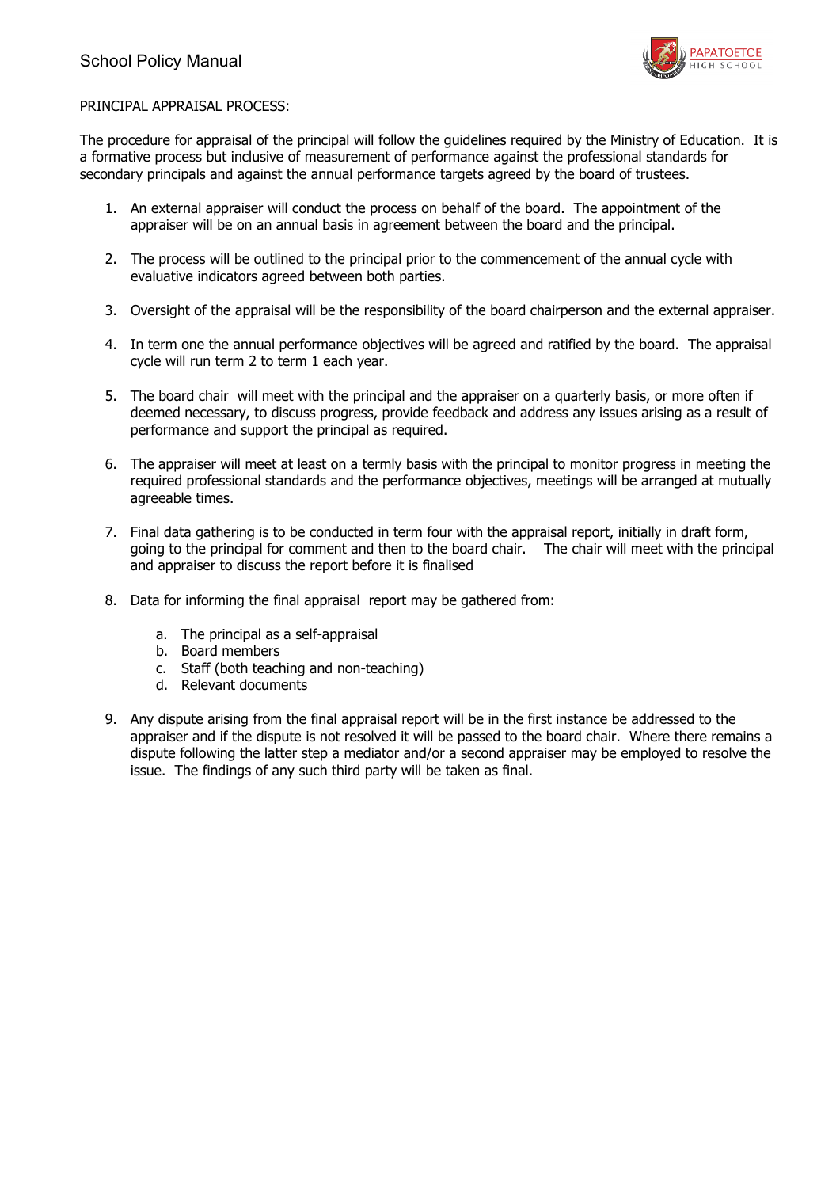PRINCIPAL APPRAISAL PROCESS:

The procedure for appraisal of the principal will follow the guidelines required by the Ministry of Education. It is a formative process but inclusive of measurement of performance against the professional standards for secondary principals and against the annual performance targets agreed by the board of trustees.

1. An external appraiser will conduct the process on behalf of the board. The appointment of the appraiser will be on an annual basis in agreement between the board and the principal.

2. The process will be outlined to the principal prior to the commencement of the annual cycle with evaluative indicators agreed between both parties.

3. Oversight of the appraisal will be the responsibility of the board chairperson and the external appraiser.

4. In term one the annual performance objectives will be agreed and ratified by the board. The appraisal cycle will run term 2 to term 1 each year.

5. The board chair will meet with the principal and the appraiser on a quarterly basis, or more often if deemed necessary, to discuss progress, provide feedback and address any issues arising as a result of performance and support the principal as required.

6. The appraiser will meet at least on a termly basis with the principal to monitor progress in meeting the required professional standards and the performance objectives, meetings will be arranged at mutually agreeable times.

7. Final data gathering is to be conducted in term four with the appraisal report, initially in draft form, going to the principal for comment and then to the board chair. The chair will meet with the principal and appraiser to discuss the report before it is finalised

8. Data for informing the final appraisal report may be gathered from:

   a. The principal as a self-appraisal
   b. Board members
   c. Staff (both teaching and non-teaching)
   d. Relevant documents

9. Any dispute arising from the final appraisal report will be in the first instance be addressed to the appraiser and if the dispute is not resolved it will be passed to the board chair. Where there remains a dispute following the latter step a mediator and/or a second appraiser may be employed to resolve the issue. The findings of any such third party will be taken as final.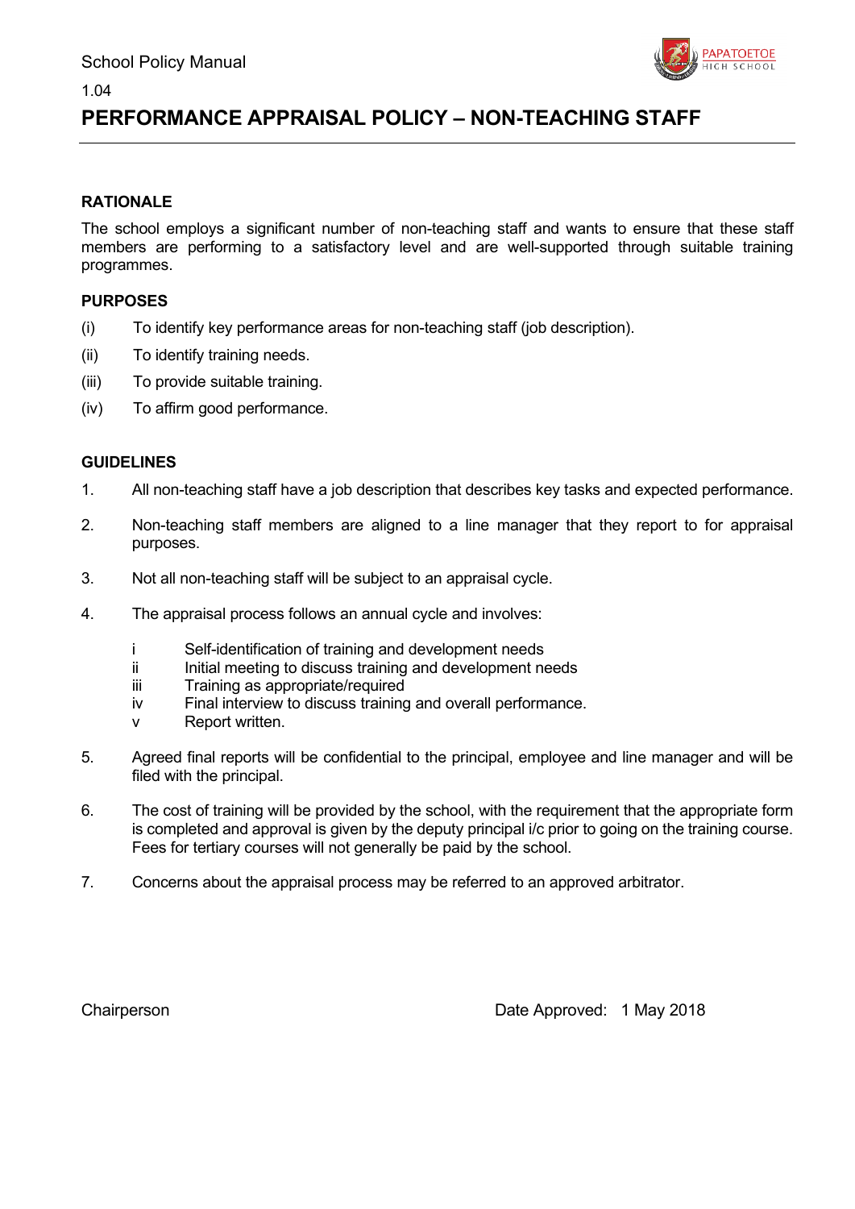School Policy Manual

1.04

# PERFORMANCE APPRAISAL POLICY – NON-TEACHING STAFF

## RATIONALE

The school employs a significant number of non-teaching staff and wants to ensure that these staff members are performing to a satisfactory level and are well-supported through suitable training programmes.

## PURPOSES

(i) To identify key performance areas for non-teaching staff (job description).

(ii) To identify training needs.

(iii) To provide suitable training.

(iv) To affirm good performance.

## GUIDELINES

1. All non-teaching staff have a job description that describes key tasks and expected performance.

2. Non-teaching staff members are aligned to a line manager that they report to for appraisal purposes.

3. Not all non-teaching staff will be subject to an appraisal cycle.

4. The appraisal process follows an annual cycle and involves:

   i Self-identification of training and development needs
   
   ii Initial meeting to discuss training and development needs
   
   iii Training as appropriate/required
   
   iv Final interview to discuss training and overall performance.
   
   v Report written.

5. Agreed final reports will be confidential to the principal, employee and line manager and will be filed with the principal.

6. The cost of training will be provided by the school, with the requirement that the appropriate form is completed and approval is given by the deputy principal i/c prior to going on the training course. Fees for tertiary courses will not generally be paid by the school.

7. Concerns about the appraisal process may be referred to an approved arbitrator.

Chairperson

Date Approved: 1 May 2018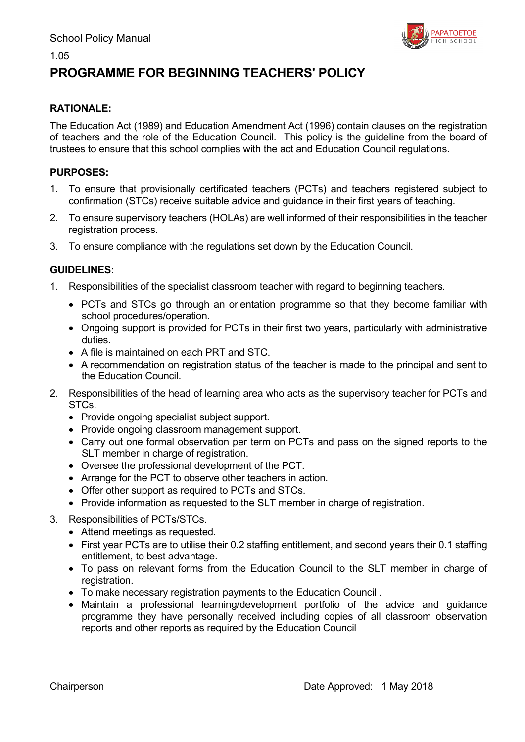School Policy Manual

1.05

# PROGRAMME FOR BEGINNING TEACHERS' POLICY

## RATIONALE:

The Education Act (1989) and Education Amendment Act (1996) contain clauses on the registration of teachers and the role of the Education Council. This policy is the guideline from the board of trustees to ensure that this school complies with the act and Education Council regulations.

## PURPOSES:

1. To ensure that provisionally certificated teachers (PCTs) and teachers registered subject to confirmation (STCs) receive suitable advice and guidance in their first years of teaching.
2. To ensure supervisory teachers (HOLAs) are well informed of their responsibilities in the teacher registration process.
3. To ensure compliance with the regulations set down by the Education Council.

## GUIDELINES:

1. Responsibilities of the specialist classroom teacher with regard to beginning teachers.
   - PCTs and STCs go through an orientation programme so that they become familiar with school procedures/operation.
   - Ongoing support is provided for PCTs in their first two years, particularly with administrative duties.
   - A file is maintained on each PRT and STC.
   - A recommendation on registration status of the teacher is made to the principal and sent to the Education Council.
2. Responsibilities of the head of learning area who acts as the supervisory teacher for PCTs and STCs.
   - Provide ongoing specialist subject support.
   - Provide ongoing classroom management support.
   - Carry out one formal observation per term on PCTs and pass on the signed reports to the SLT member in charge of registration.
   - Oversee the professional development of the PCT.
   - Arrange for the PCT to observe other teachers in action.
   - Offer other support as required to PCTs and STCs.
   - Provide information as requested to the SLT member in charge of registration.
3. Responsibilities of PCTs/STCs.
   - Attend meetings as requested.
   - First year PCTs are to utilise their 0.2 staffing entitlement, and second years their 0.1 staffing entitlement, to best advantage.
   - To pass on relevant forms from the Education Council to the SLT member in charge of registration.
   - To make necessary registration payments to the Education Council .
   - Maintain a professional learning/development portfolio of the advice and guidance programme they have personally received including copies of all classroom observation reports and other reports as required by the Education Council

Chairperson

Date Approved: 1 May 2018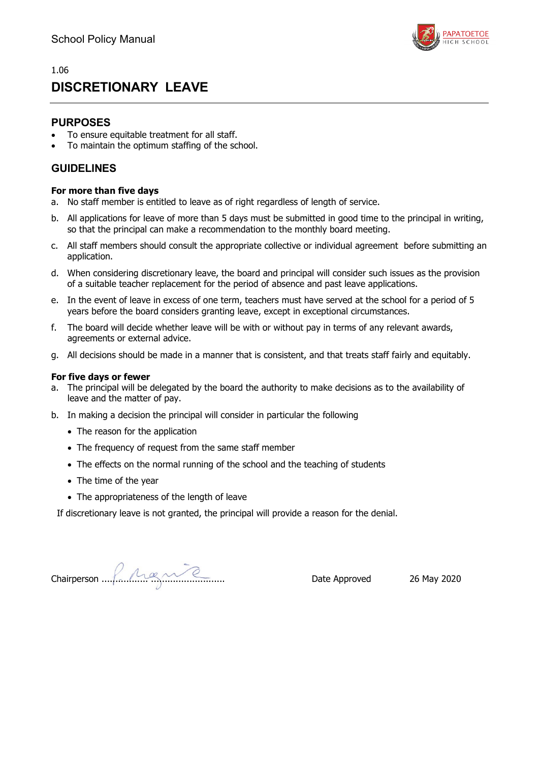1.06

# DISCRETIONARY LEAVE

## PURPOSES

- To ensure equitable treatment for all staff.
- To maintain the optimum staffing of the school.

## GUIDELINES

**For more than five days**

a. No staff member is entitled to leave as of right regardless of length of service.

b. All applications for leave of more than 5 days must be submitted in good time to the principal in writing, so that the principal can make a recommendation to the monthly board meeting.

c. All staff members should consult the appropriate collective or individual agreement before submitting an application.

d. When considering discretionary leave, the board and principal will consider such issues as the provision of a suitable teacher replacement for the period of absence and past leave applications.

e. In the event of leave in excess of one term, teachers must have served at the school for a period of 5 years before the board considers granting leave, except in exceptional circumstances.

f. The board will decide whether leave will be with or without pay in terms of any relevant awards, agreements or external advice.

g. All decisions should be made in a manner that is consistent, and that treats staff fairly and equitably.

**For five days or fewer**

a. The principal will be delegated by the board the authority to make decisions as to the availability of leave and the matter of pay.

b. In making a decision the principal will consider in particular the following
   - The reason for the application
   - The frequency of request from the same staff member
   - The effects on the normal running of the school and the teaching of students
   - The time of the year
   - The appropriateness of the length of leave

If discretionary leave is not granted, the principal will provide a reason for the denial.

Chairperson ........................................ Date Approved 26 May 2020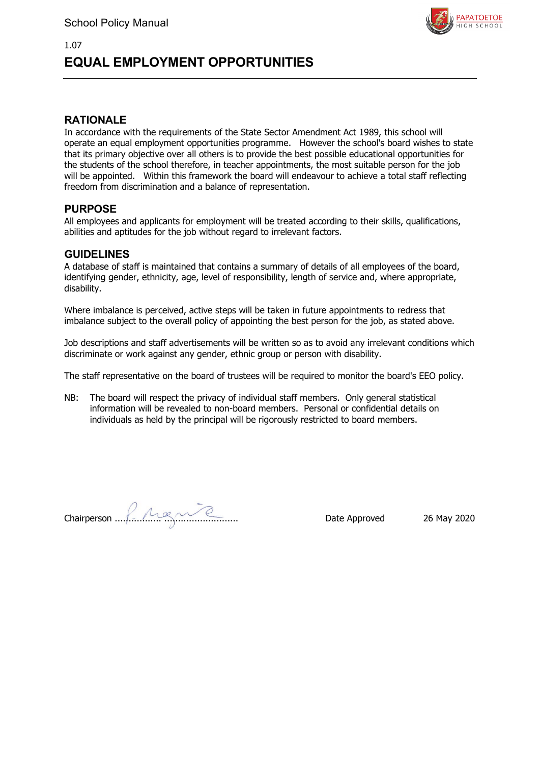1.07

# EQUAL EMPLOYMENT OPPORTUNITIES

## RATIONALE

In accordance with the requirements of the State Sector Amendment Act 1989, this school will operate an equal employment opportunities programme. However the school's board wishes to state that its primary objective over all others is to provide the best possible educational opportunities for the students of the school therefore, in teacher appointments, the most suitable person for the job will be appointed. Within this framework the board will endeavour to achieve a total staff reflecting freedom from discrimination and a balance of representation.

## PURPOSE

All employees and applicants for employment will be treated according to their skills, qualifications, abilities and aptitudes for the job without regard to irrelevant factors.

## GUIDELINES

A database of staff is maintained that contains a summary of details of all employees of the board, identifying gender, ethnicity, age, level of responsibility, length of service and, where appropriate, disability.

Where imbalance is perceived, active steps will be taken in future appointments to redress that imbalance subject to the overall policy of appointing the best person for the job, as stated above.

Job descriptions and staff advertisements will be written so as to avoid any irrelevant conditions which discriminate or work against any gender, ethnic group or person with disability.

The staff representative on the board of trustees will be required to monitor the board's EEO policy.

NB: The board will respect the privacy of individual staff members. Only general statistical information will be revealed to non-board members. Personal or confidential details on individuals as held by the principal will be rigorously restricted to board members.

Chairperson ............................................ Date Approved 26 May 2020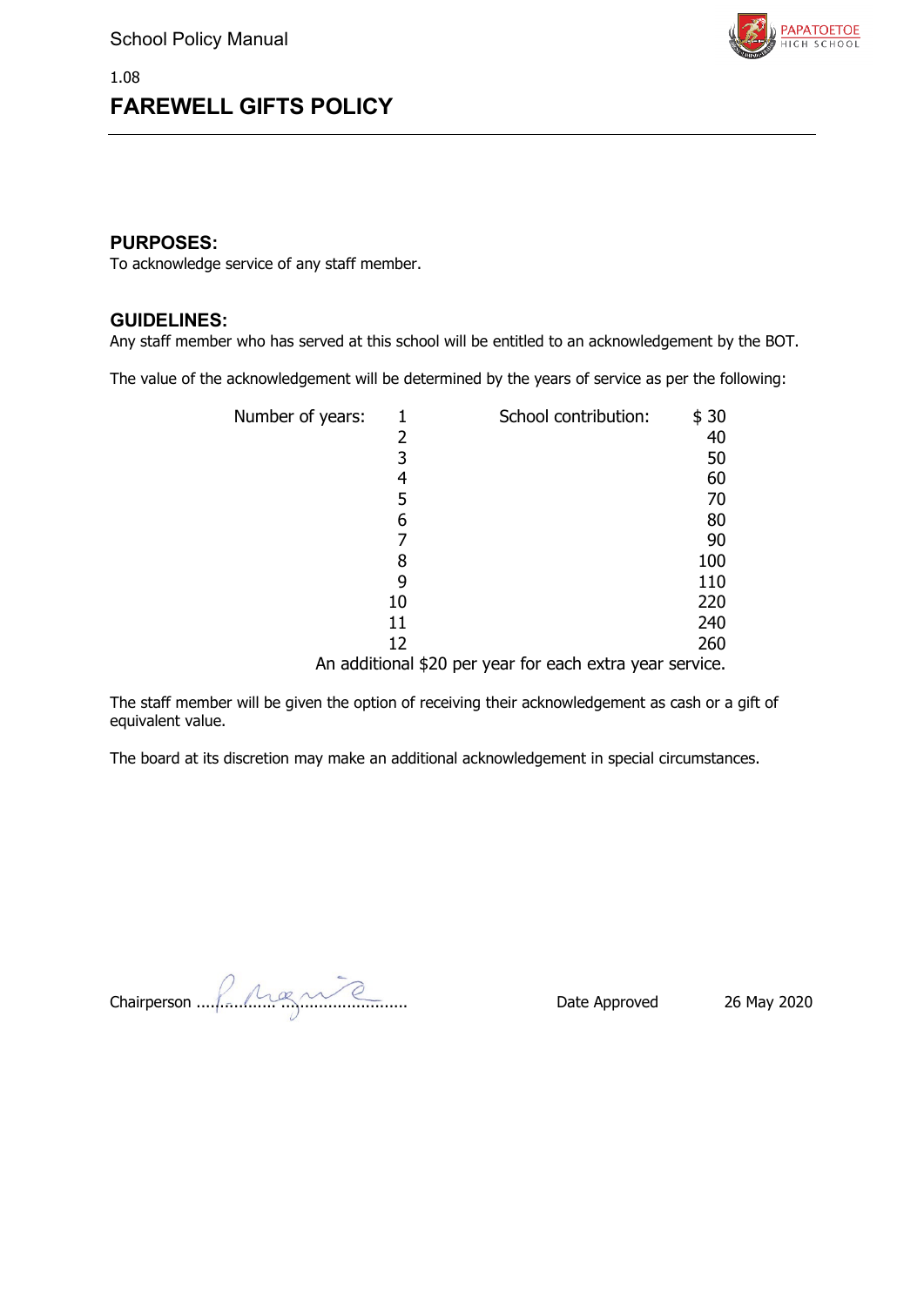1.08

# FAREWELL GIFTS POLICY

## PURPOSES:

To acknowledge service of any staff member.

## GUIDELINES:

Any staff member who has served at this school will be entitled to an acknowledgement by the BOT.

The value of the acknowledgement will be determined by the years of service as per the following:

| Number of years: | School contribution: |
|---|---|
| 1 | $ 30 |
| 2 | 40 |
| 3 | 50 |
| 4 | 60 |
| 5 | 70 |
| 6 | 80 |
| 7 | 90 |
| 8 | 100 |
| 9 | 110 |
| 10 | 220 |
| 11 | 240 |
| 12 | 260 |

An additional $20 per year for each extra year service.

The staff member will be given the option of receiving their acknowledgement as cash or a gift of equivalent value.

The board at its discretion may make an additional acknowledgement in special circumstances.

Chairperson ...................................................     Date Approved     26 May 2020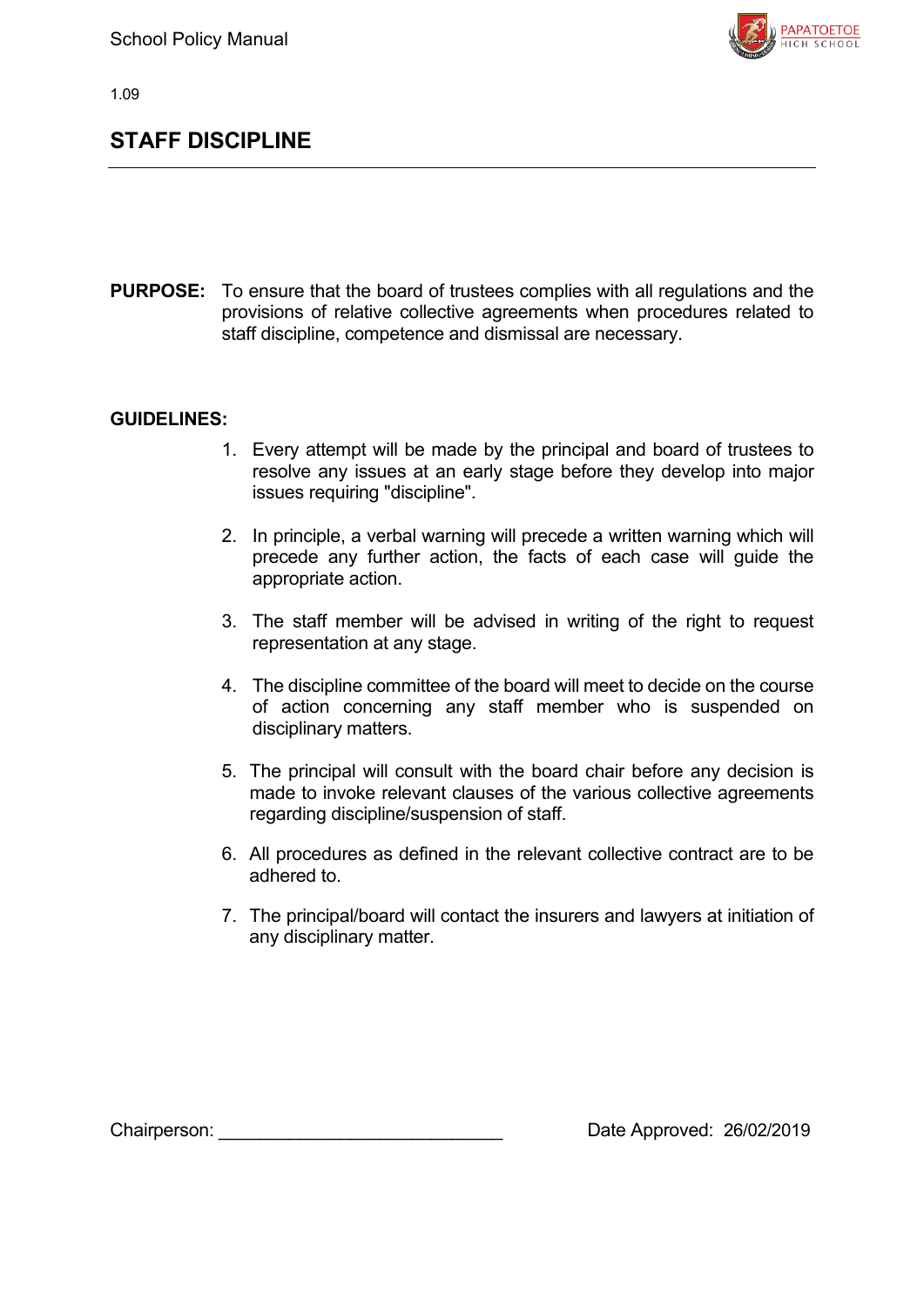1.09

# STAFF DISCIPLINE

**PURPOSE:** To ensure that the board of trustees complies with all regulations and the provisions of relative collective agreements when procedures related to staff discipline, competence and dismissal are necessary.

**GUIDELINES:**

1. Every attempt will be made by the principal and board of trustees to resolve any issues at an early stage before they develop into major issues requiring "discipline".

2. In principle, a verbal warning will precede a written warning which will precede any further action, the facts of each case will guide the appropriate action.

3. The staff member will be advised in writing of the right to request representation at any stage.

4. The discipline committee of the board will meet to decide on the course of action concerning any staff member who is suspended on disciplinary matters.

5. The principal will consult with the board chair before any decision is made to invoke relevant clauses of the various collective agreements regarding discipline/suspension of staff.

6. All procedures as defined in the relevant collective contract are to be adhered to.

7. The principal/board will contact the insurers and lawyers at initiation of any disciplinary matter.

Chairperson: ___________________________ Date Approved: 26/02/2019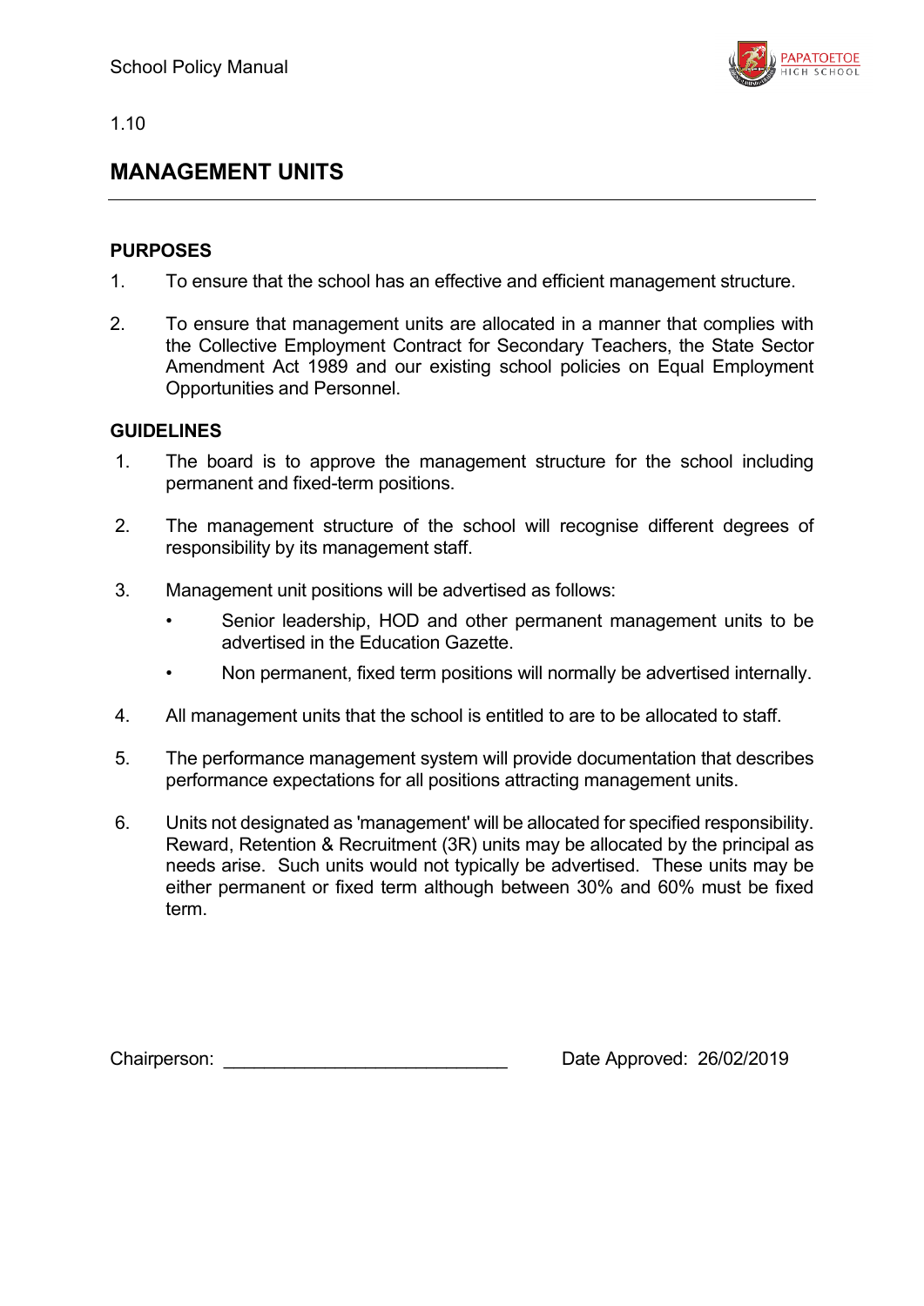1.10

## MANAGEMENT UNITS

### PURPOSES

1. To ensure that the school has an effective and efficient management structure.

2. To ensure that management units are allocated in a manner that complies with the Collective Employment Contract for Secondary Teachers, the State Sector Amendment Act 1989 and our existing school policies on Equal Employment Opportunities and Personnel.

### GUIDELINES

1. The board is to approve the management structure for the school including permanent and fixed-term positions.

2. The management structure of the school will recognise different degrees of responsibility by its management staff.

3. Management unit positions will be advertised as follows:
   - Senior leadership, HOD and other permanent management units to be advertised in the Education Gazette.
   - Non permanent, fixed term positions will normally be advertised internally.

4. All management units that the school is entitled to are to be allocated to staff.

5. The performance management system will provide documentation that describes performance expectations for all positions attracting management units.

6. Units not designated as 'management' will be allocated for specified responsibility. Reward, Retention & Recruitment (3R) units may be allocated by the principal as needs arise. Such units would not typically be advertised. These units may be either permanent or fixed term although between 30% and 60% must be fixed term.

Chairperson: ____________________________ Date Approved: 26/02/2019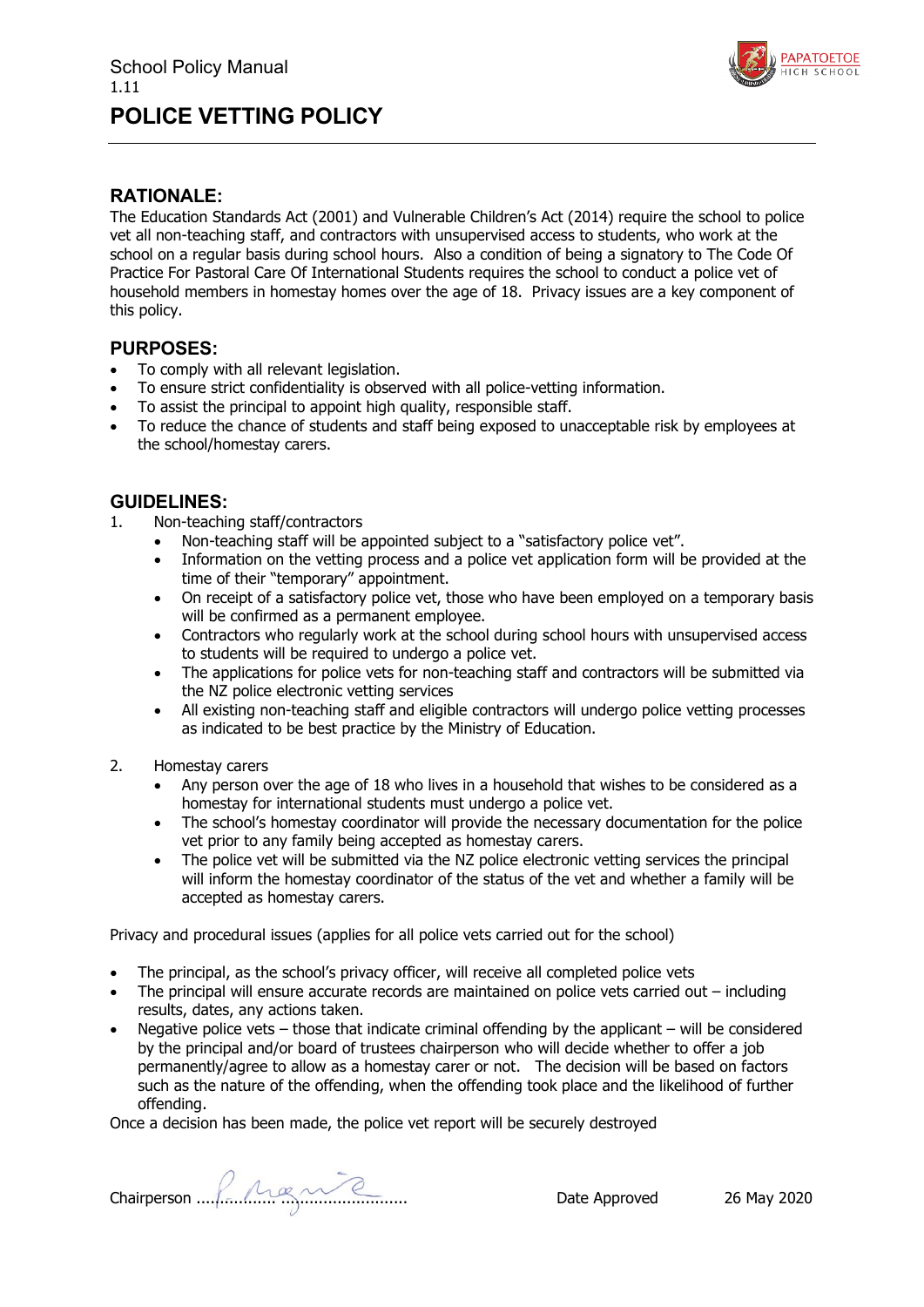School Policy Manual

1.11

# POLICE VETTING POLICY

## RATIONALE:

The Education Standards Act (2001) and Vulnerable Children's Act (2014) require the school to police vet all non-teaching staff, and contractors with unsupervised access to students, who work at the school on a regular basis during school hours. Also a condition of being a signatory to The Code Of Practice For Pastoral Care Of International Students requires the school to conduct a police vet of household members in homestay homes over the age of 18. Privacy issues are a key component of this policy.

## PURPOSES:

- To comply with all relevant legislation.
- To ensure strict confidentiality is observed with all police-vetting information.
- To assist the principal to appoint high quality, responsible staff.
- To reduce the chance of students and staff being exposed to unacceptable risk by employees at the school/homestay carers.

## GUIDELINES:

1. Non-teaching staff/contractors
   - Non-teaching staff will be appointed subject to a "satisfactory police vet".
   - Information on the vetting process and a police vet application form will be provided at the time of their "temporary" appointment.
   - On receipt of a satisfactory police vet, those who have been employed on a temporary basis will be confirmed as a permanent employee.
   - Contractors who regularly work at the school during school hours with unsupervised access to students will be required to undergo a police vet.
   - The applications for police vets for non-teaching staff and contractors will be submitted via the NZ police electronic vetting services
   - All existing non-teaching staff and eligible contractors will undergo police vetting processes as indicated to be best practice by the Ministry of Education.

2. Homestay carers
   - Any person over the age of 18 who lives in a household that wishes to be considered as a homestay for international students must undergo a police vet.
   - The school's homestay coordinator will provide the necessary documentation for the police vet prior to any family being accepted as homestay carers.
   - The police vet will be submitted via the NZ police electronic vetting services the principal will inform the homestay coordinator of the status of the vet and whether a family will be accepted as homestay carers.

Privacy and procedural issues (applies for all police vets carried out for the school)

- The principal, as the school's privacy officer, will receive all completed police vets
- The principal will ensure accurate records are maintained on police vets carried out – including results, dates, any actions taken.
- Negative police vets – those that indicate criminal offending by the applicant – will be considered by the principal and/or board of trustees chairperson who will decide whether to offer a job permanently/agree to allow as a homestay carer or not. The decision will be based on factors such as the nature of the offending, when the offending took place and the likelihood of further offending.

Once a decision has been made, the police vet report will be securely destroyed

Chairperson ........................................ Date Approved 26 May 2020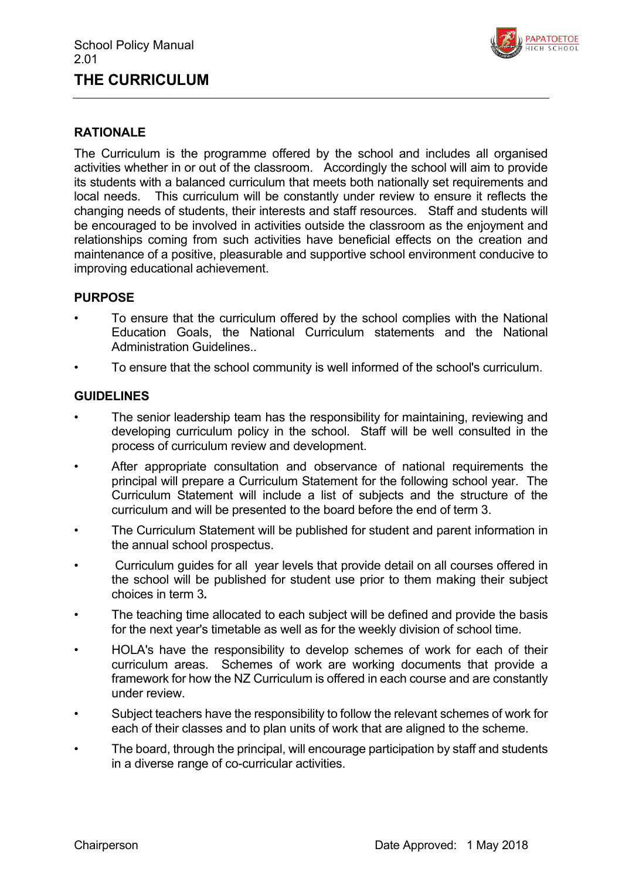School Policy Manual
2.01

# THE CURRICULUM

## RATIONALE

The Curriculum is the programme offered by the school and includes all organised activities whether in or out of the classroom. Accordingly the school will aim to provide its students with a balanced curriculum that meets both nationally set requirements and local needs. This curriculum will be constantly under review to ensure it reflects the changing needs of students, their interests and staff resources. Staff and students will be encouraged to be involved in activities outside the classroom as the enjoyment and relationships coming from such activities have beneficial effects on the creation and maintenance of a positive, pleasurable and supportive school environment conducive to improving educational achievement.

## PURPOSE

- To ensure that the curriculum offered by the school complies with the National Education Goals, the National Curriculum statements and the National Administration Guidelines..
- To ensure that the school community is well informed of the school's curriculum.

## GUIDELINES

- The senior leadership team has the responsibility for maintaining, reviewing and developing curriculum policy in the school. Staff will be well consulted in the process of curriculum review and development.
- After appropriate consultation and observance of national requirements the principal will prepare a Curriculum Statement for the following school year. The Curriculum Statement will include a list of subjects and the structure of the curriculum and will be presented to the board before the end of term 3.
- The Curriculum Statement will be published for student and parent information in the annual school prospectus.
- Curriculum guides for all year levels that provide detail on all courses offered in the school will be published for student use prior to them making their subject choices in term 3***.***
- The teaching time allocated to each subject will be defined and provide the basis for the next year's timetable as well as for the weekly division of school time.
- HOLA's have the responsibility to develop schemes of work for each of their curriculum areas. Schemes of work are working documents that provide a framework for how the NZ Curriculum is offered in each course and are constantly under review.
- Subject teachers have the responsibility to follow the relevant schemes of work for each of their classes and to plan units of work that are aligned to the scheme.
- The board, through the principal, will encourage participation by staff and students in a diverse range of co-curricular activities.

Chairperson

Date Approved: 1 May 2018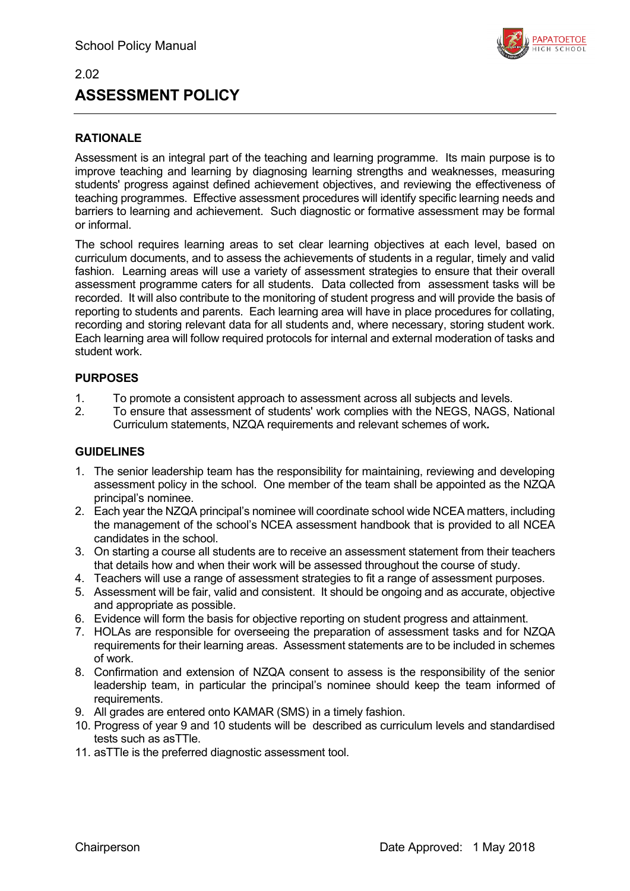2.02

# ASSESSMENT POLICY

**RATIONALE**

Assessment is an integral part of the teaching and learning programme. Its main purpose is to improve teaching and learning by diagnosing learning strengths and weaknesses, measuring students' progress against defined achievement objectives, and reviewing the effectiveness of teaching programmes. Effective assessment procedures will identify specific learning needs and barriers to learning and achievement. Such diagnostic or formative assessment may be formal or informal.

The school requires learning areas to set clear learning objectives at each level, based on curriculum documents, and to assess the achievements of students in a regular, timely and valid fashion. Learning areas will use a variety of assessment strategies to ensure that their overall assessment programme caters for all students. Data collected from assessment tasks will be recorded. It will also contribute to the monitoring of student progress and will provide the basis of reporting to students and parents. Each learning area will have in place procedures for collating, recording and storing relevant data for all students and, where necessary, storing student work. Each learning area will follow required protocols for internal and external moderation of tasks and student work.

**PURPOSES**

1. To promote a consistent approach to assessment across all subjects and levels.
2. To ensure that assessment of students' work complies with the NEGS, NAGS, National Curriculum statements, NZQA requirements and relevant schemes of work**.**

**GUIDELINES**

1. The senior leadership team has the responsibility for maintaining, reviewing and developing assessment policy in the school. One member of the team shall be appointed as the NZQA principal's nominee.
2. Each year the NZQA principal's nominee will coordinate school wide NCEA matters, including the management of the school's NCEA assessment handbook that is provided to all NCEA candidates in the school.
3. On starting a course all students are to receive an assessment statement from their teachers that details how and when their work will be assessed throughout the course of study.
4. Teachers will use a range of assessment strategies to fit a range of assessment purposes.
5. Assessment will be fair, valid and consistent. It should be ongoing and as accurate, objective and appropriate as possible.
6. Evidence will form the basis for objective reporting on student progress and attainment.
7. HOLAs are responsible for overseeing the preparation of assessment tasks and for NZQA requirements for their learning areas. Assessment statements are to be included in schemes of work.
8. Confirmation and extension of NZQA consent to assess is the responsibility of the senior leadership team, in particular the principal's nominee should keep the team informed of requirements.
9. All grades are entered onto KAMAR (SMS) in a timely fashion.
10. Progress of year 9 and 10 students will be described as curriculum levels and standardised tests such as asTTle.
11. asTTle is the preferred diagnostic assessment tool.

Chairperson Date Approved: 1 May 2018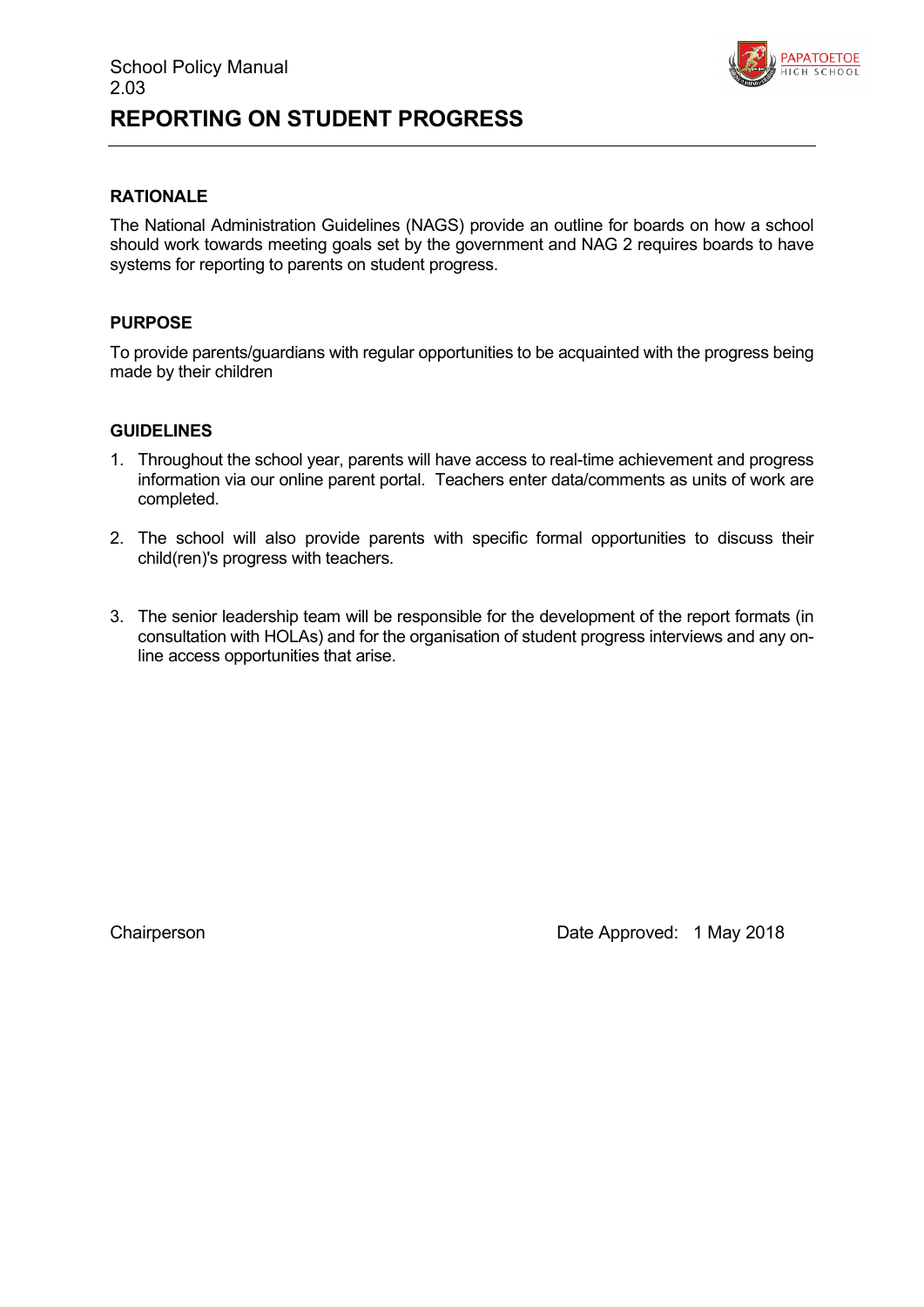School Policy Manual
2.03

# REPORTING ON STUDENT PROGRESS

## RATIONALE

The National Administration Guidelines (NAGS) provide an outline for boards on how a school should work towards meeting goals set by the government and NAG 2 requires boards to have systems for reporting to parents on student progress.

## PURPOSE

To provide parents/guardians with regular opportunities to be acquainted with the progress being made by their children

## GUIDELINES

1. Throughout the school year, parents will have access to real-time achievement and progress information via our online parent portal. Teachers enter data/comments as units of work are completed.

2. The school will also provide parents with specific formal opportunities to discuss their child(ren)'s progress with teachers.

3. The senior leadership team will be responsible for the development of the report formats (in consultation with HOLAs) and for the organisation of student progress interviews and any on-line access opportunities that arise.

Chairperson

Date Approved: 1 May 2018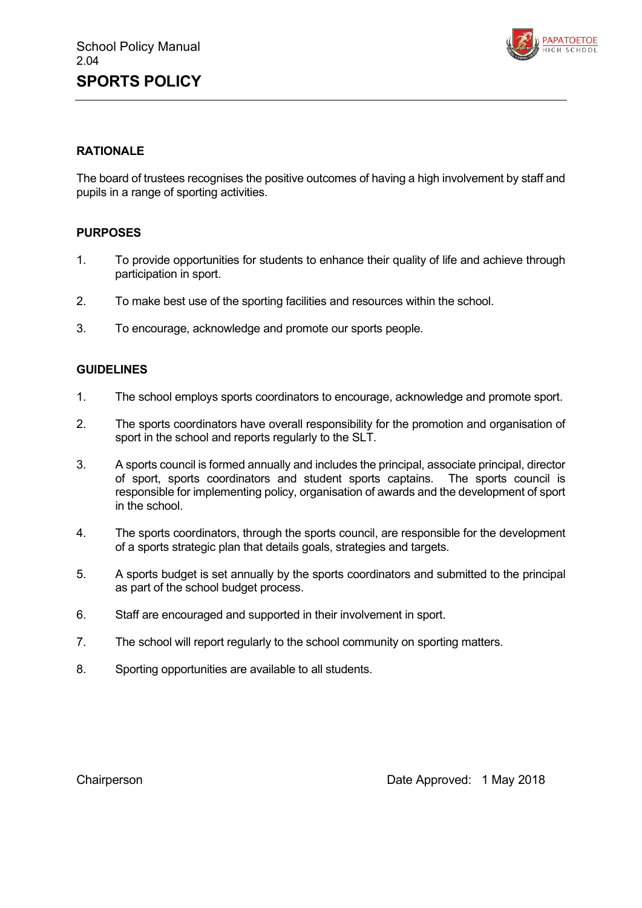School Policy Manual
2.04

# SPORTS POLICY

## RATIONALE

The board of trustees recognises the positive outcomes of having a high involvement by staff and pupils in a range of sporting activities.

## PURPOSES

1. To provide opportunities for students to enhance their quality of life and achieve through participation in sport.

2. To make best use of the sporting facilities and resources within the school.

3. To encourage, acknowledge and promote our sports people.

## GUIDELINES

1. The school employs sports coordinators to encourage, acknowledge and promote sport.

2. The sports coordinators have overall responsibility for the promotion and organisation of sport in the school and reports regularly to the SLT.

3. A sports council is formed annually and includes the principal, associate principal, director of sport, sports coordinators and student sports captains. The sports council is responsible for implementing policy, organisation of awards and the development of sport in the school.

4. The sports coordinators, through the sports council, are responsible for the development of a sports strategic plan that details goals, strategies and targets.

5. A sports budget is set annually by the sports coordinators and submitted to the principal as part of the school budget process.

6. Staff are encouraged and supported in their involvement in sport.

7. The school will report regularly to the school community on sporting matters.

8. Sporting opportunities are available to all students.

Chairperson

Date Approved: 1 May 2018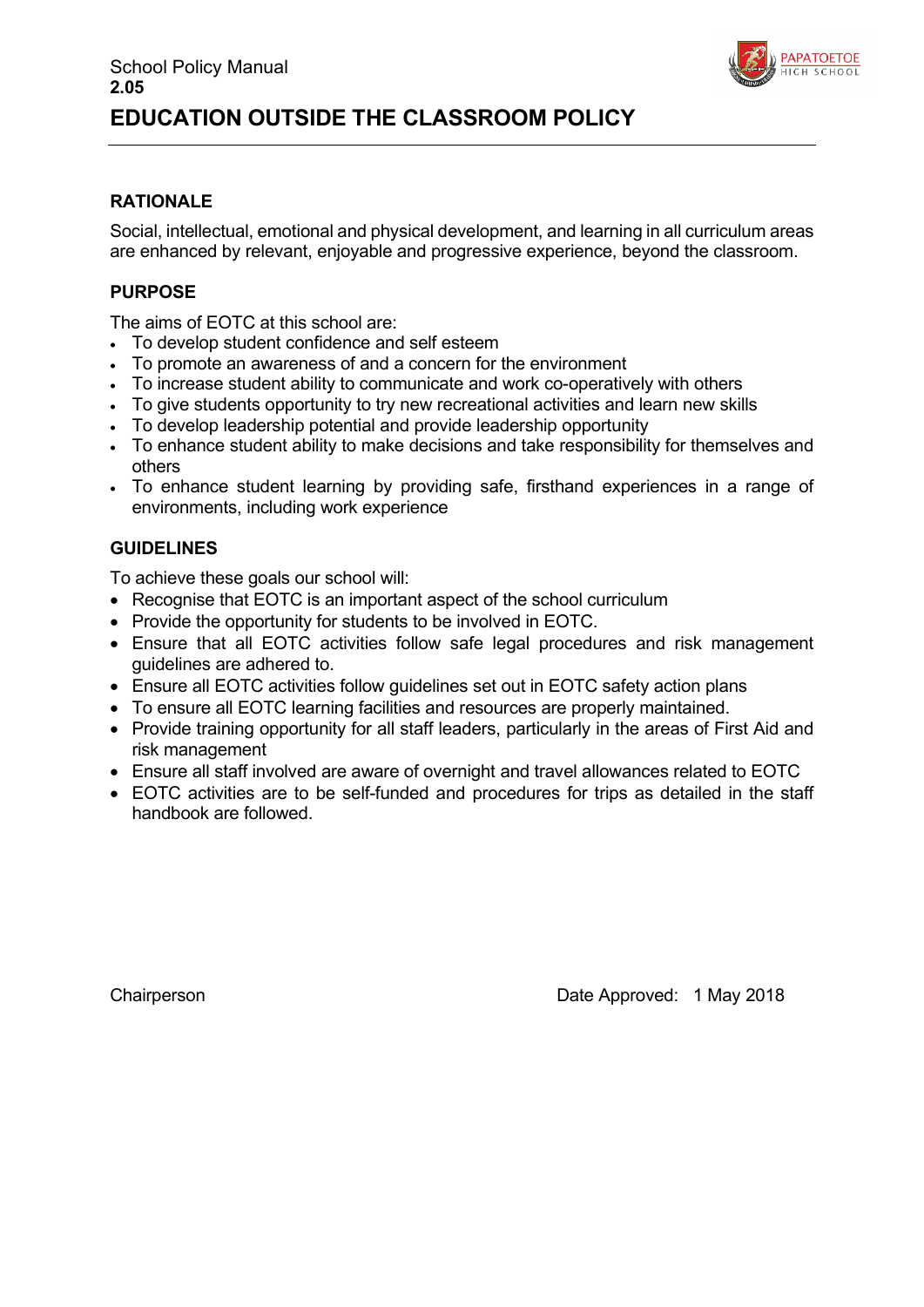School Policy Manual
**2.05**

# EDUCATION OUTSIDE THE CLASSROOM POLICY

## RATIONALE

Social, intellectual, emotional and physical development, and learning in all curriculum areas are enhanced by relevant, enjoyable and progressive experience, beyond the classroom.

## PURPOSE

The aims of EOTC at this school are:

- To develop student confidence and self esteem
- To promote an awareness of and a concern for the environment
- To increase student ability to communicate and work co-operatively with others
- To give students opportunity to try new recreational activities and learn new skills
- To develop leadership potential and provide leadership opportunity
- To enhance student ability to make decisions and take responsibility for themselves and others
- To enhance student learning by providing safe, firsthand experiences in a range of environments, including work experience

## GUIDELINES

To achieve these goals our school will:

- Recognise that EOTC is an important aspect of the school curriculum
- Provide the opportunity for students to be involved in EOTC.
- Ensure that all EOTC activities follow safe legal procedures and risk management guidelines are adhered to.
- Ensure all EOTC activities follow guidelines set out in EOTC safety action plans
- To ensure all EOTC learning facilities and resources are properly maintained.
- Provide training opportunity for all staff leaders, particularly in the areas of First Aid and risk management
- Ensure all staff involved are aware of overnight and travel allowances related to EOTC
- EOTC activities are to be self-funded and procedures for trips as detailed in the staff handbook are followed.

Chairperson

Date Approved: 1 May 2018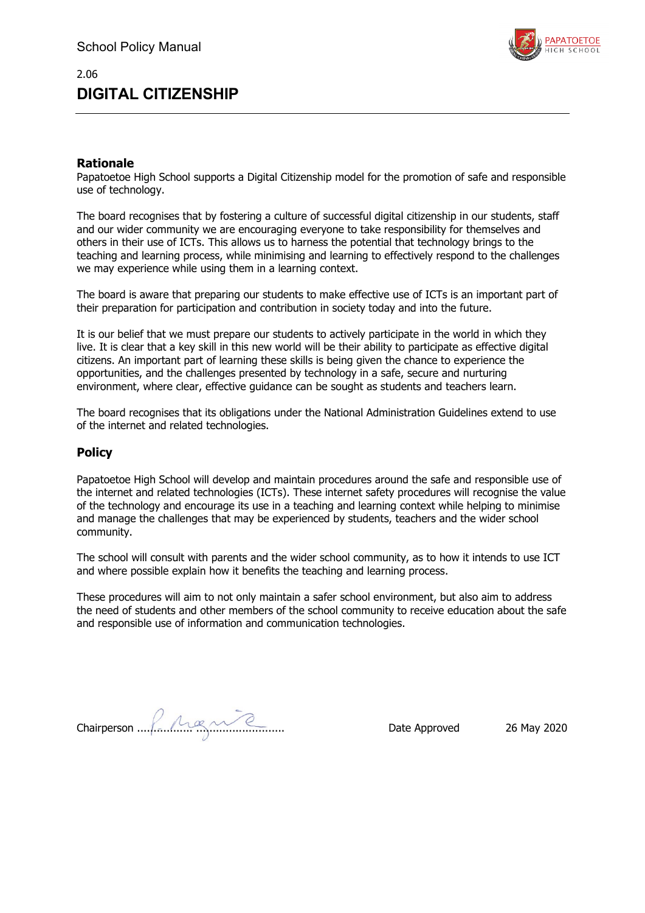## 2.06

# DIGITAL CITIZENSHIP

### Rationale

Papatoetoe High School supports a Digital Citizenship model for the promotion of safe and responsible use of technology.

The board recognises that by fostering a culture of successful digital citizenship in our students, staff and our wider community we are encouraging everyone to take responsibility for themselves and others in their use of ICTs. This allows us to harness the potential that technology brings to the teaching and learning process, while minimising and learning to effectively respond to the challenges we may experience while using them in a learning context.

The board is aware that preparing our students to make effective use of ICTs is an important part of their preparation for participation and contribution in society today and into the future.

It is our belief that we must prepare our students to actively participate in the world in which they live. It is clear that a key skill in this new world will be their ability to participate as effective digital citizens. An important part of learning these skills is being given the chance to experience the opportunities, and the challenges presented by technology in a safe, secure and nurturing environment, where clear, effective guidance can be sought as students and teachers learn.

The board recognises that its obligations under the National Administration Guidelines extend to use of the internet and related technologies.

### Policy

Papatoetoe High School will develop and maintain procedures around the safe and responsible use of the internet and related technologies (ICTs). These internet safety procedures will recognise the value of the technology and encourage its use in a teaching and learning context while helping to minimise and manage the challenges that may be experienced by students, teachers and the wider school community.

The school will consult with parents and the wider school community, as to how it intends to use ICT and where possible explain how it benefits the teaching and learning process.

These procedures will aim to not only maintain a safer school environment, but also aim to address the need of students and other members of the school community to receive education about the safe and responsible use of information and communication technologies.

Chairperson ............................................ Date Approved 26 May 2020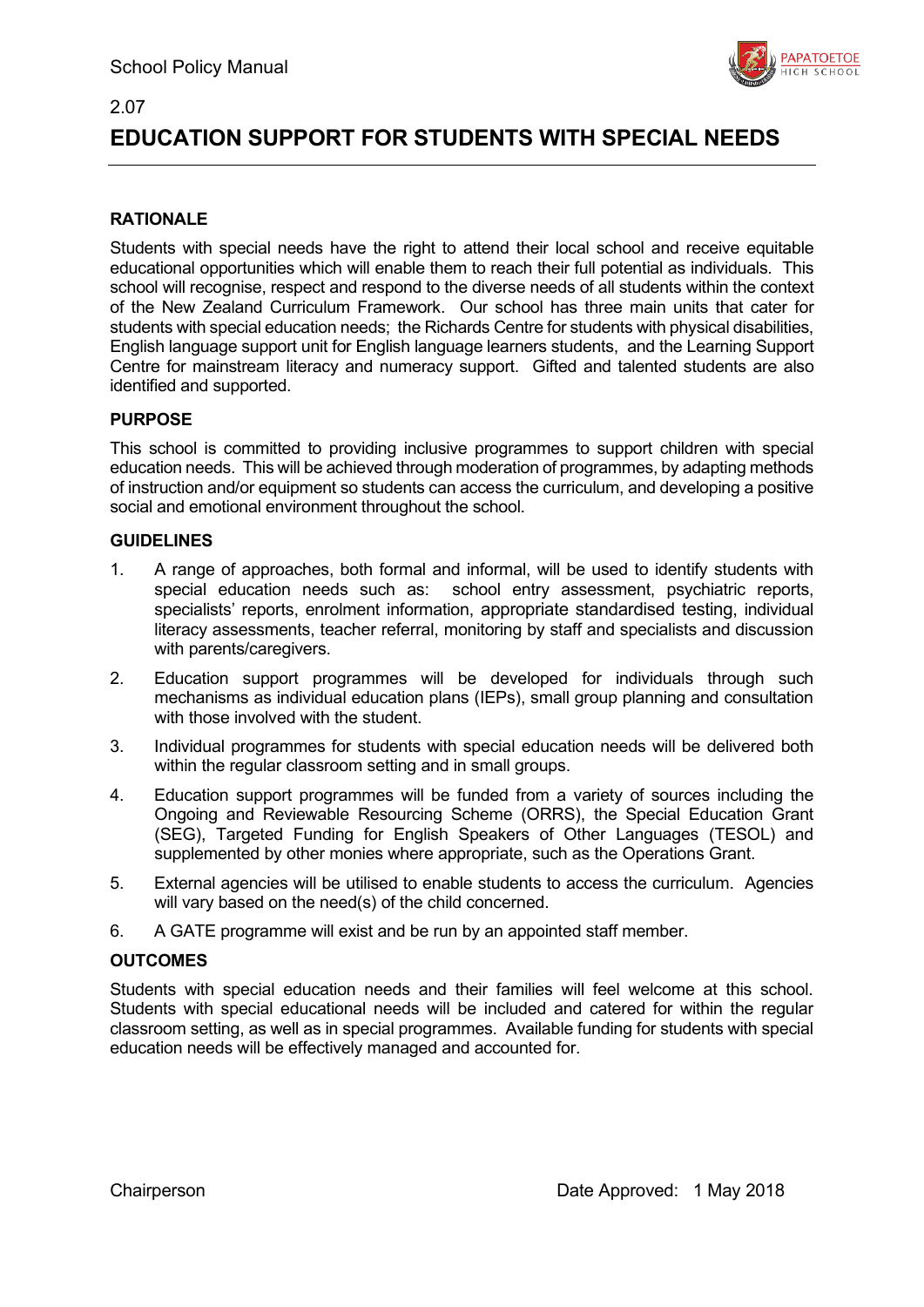2.07

# EDUCATION SUPPORT FOR STUDENTS WITH SPECIAL NEEDS

## RATIONALE

Students with special needs have the right to attend their local school and receive equitable educational opportunities which will enable them to reach their full potential as individuals. This school will recognise, respect and respond to the diverse needs of all students within the context of the New Zealand Curriculum Framework. Our school has three main units that cater for students with special education needs; the Richards Centre for students with physical disabilities, English language support unit for English language learners students, and the Learning Support Centre for mainstream literacy and numeracy support. Gifted and talented students are also identified and supported.

## PURPOSE

This school is committed to providing inclusive programmes to support children with special education needs. This will be achieved through moderation of programmes, by adapting methods of instruction and/or equipment so students can access the curriculum, and developing a positive social and emotional environment throughout the school.

## GUIDELINES

1. A range of approaches, both formal and informal, will be used to identify students with special education needs such as: school entry assessment, psychiatric reports, specialists' reports, enrolment information, appropriate standardised testing, individual literacy assessments, teacher referral, monitoring by staff and specialists and discussion with parents/caregivers.
2. Education support programmes will be developed for individuals through such mechanisms as individual education plans (IEPs), small group planning and consultation with those involved with the student.
3. Individual programmes for students with special education needs will be delivered both within the regular classroom setting and in small groups.
4. Education support programmes will be funded from a variety of sources including the Ongoing and Reviewable Resourcing Scheme (ORRS), the Special Education Grant (SEG), Targeted Funding for English Speakers of Other Languages (TESOL) and supplemented by other monies where appropriate, such as the Operations Grant.
5. External agencies will be utilised to enable students to access the curriculum. Agencies will vary based on the need(s) of the child concerned.
6. A GATE programme will exist and be run by an appointed staff member.

## OUTCOMES

Students with special education needs and their families will feel welcome at this school. Students with special educational needs will be included and catered for within the regular classroom setting, as well as in special programmes. Available funding for students with special education needs will be effectively managed and accounted for.

Chairperson

Date Approved: 1 May 2018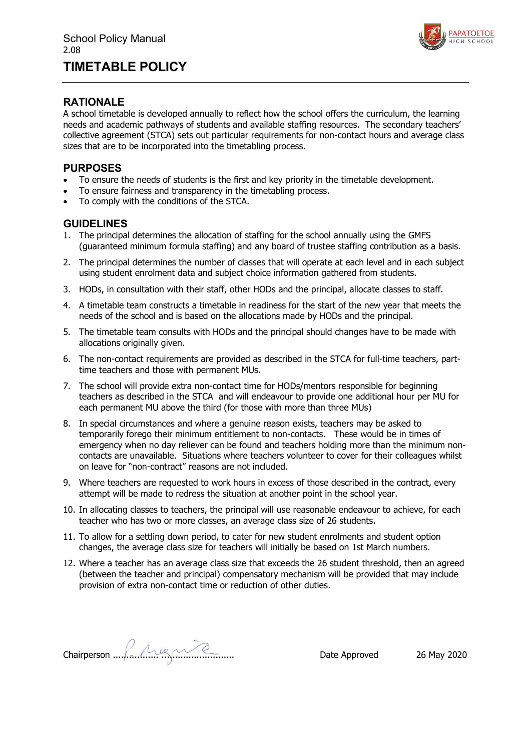School Policy Manual
2.08

# TIMETABLE POLICY

## RATIONALE

A school timetable is developed annually to reflect how the school offers the curriculum, the learning needs and academic pathways of students and available staffing resources. The secondary teachers' collective agreement (STCA) sets out particular requirements for non-contact hours and average class sizes that are to be incorporated into the timetabling process.

## PURPOSES

- To ensure the needs of students is the first and key priority in the timetable development.
- To ensure fairness and transparency in the timetabling process.
- To comply with the conditions of the STCA.

## GUIDELINES

1. The principal determines the allocation of staffing for the school annually using the GMFS (guaranteed minimum formula staffing) and any board of trustee staffing contribution as a basis.
2. The principal determines the number of classes that will operate at each level and in each subject using student enrolment data and subject choice information gathered from students.
3. HODs, in consultation with their staff, other HODs and the principal, allocate classes to staff.
4. A timetable team constructs a timetable in readiness for the start of the new year that meets the needs of the school and is based on the allocations made by HODs and the principal.
5. The timetable team consults with HODs and the principal should changes have to be made with allocations originally given.
6. The non-contact requirements are provided as described in the STCA for full-time teachers, part-time teachers and those with permanent MUs.
7. The school will provide extra non-contact time for HODs/mentors responsible for beginning teachers as described in the STCA and will endeavour to provide one additional hour per MU for each permanent MU above the third (for those with more than three MUs)
8. In special circumstances and where a genuine reason exists, teachers may be asked to temporarily forego their minimum entitlement to non-contacts. These would be in times of emergency when no day reliever can be found and teachers holding more than the minimum non-contacts are unavailable. Situations where teachers volunteer to cover for their colleagues whilst on leave for "non-contract" reasons are not included.
9. Where teachers are requested to work hours in excess of those described in the contract, every attempt will be made to redress the situation at another point in the school year.
10. In allocating classes to teachers, the principal will use reasonable endeavour to achieve, for each teacher who has two or more classes, an average class size of 26 students.
11. To allow for a settling down period, to cater for new student enrolments and student option changes, the average class size for teachers will initially be based on 1st March numbers.
12. Where a teacher has an average class size that exceeds the 26 student threshold, then an agreed (between the teacher and principal) compensatory mechanism will be provided that may include provision of extra non-contact time or reduction of other duties.

Chairperson .................................................. Date Approved 26 May 2020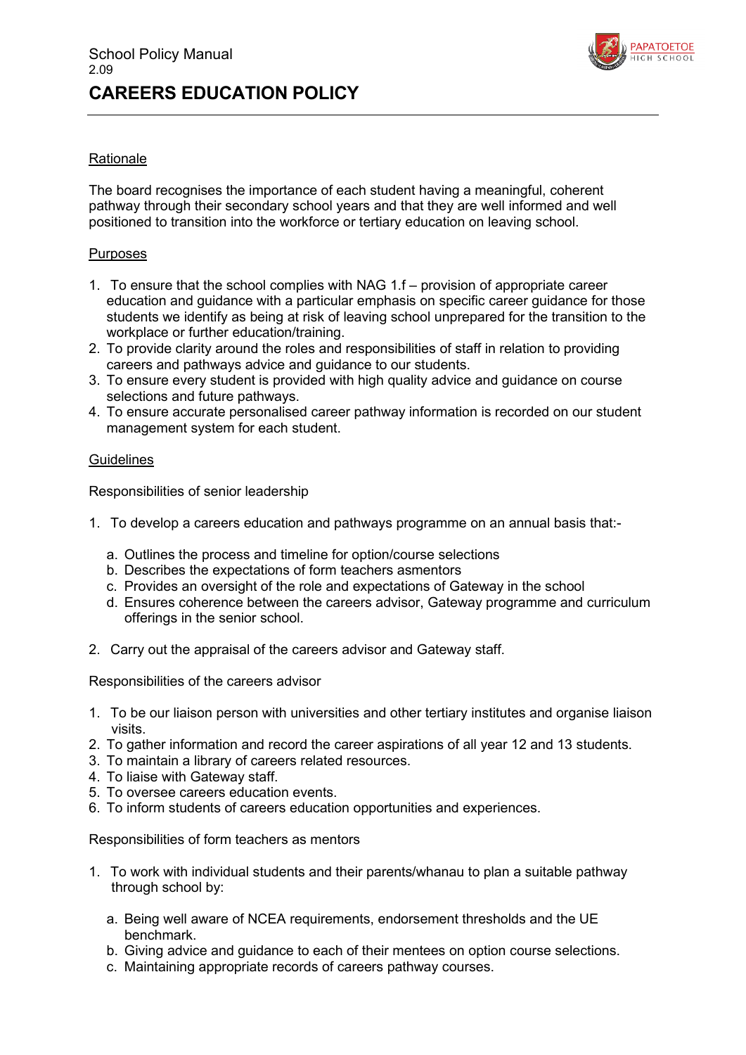School Policy Manual
2.09

# CAREERS EDUCATION POLICY

## Rationale

The board recognises the importance of each student having a meaningful, coherent pathway through their secondary school years and that they are well informed and well positioned to transition into the workforce or tertiary education on leaving school.

## Purposes

1. To ensure that the school complies with NAG 1.f – provision of appropriate career education and guidance with a particular emphasis on specific career guidance for those students we identify as being at risk of leaving school unprepared for the transition to the workplace or further education/training.
2. To provide clarity around the roles and responsibilities of staff in relation to providing careers and pathways advice and guidance to our students.
3. To ensure every student is provided with high quality advice and guidance on course selections and future pathways.
4. To ensure accurate personalised career pathway information is recorded on our student management system for each student.

## Guidelines

Responsibilities of senior leadership

1. To develop a careers education and pathways programme on an annual basis that:-
   a. Outlines the process and timeline for option/course selections
   b. Describes the expectations of form teachers asmentors
   c. Provides an oversight of the role and expectations of Gateway in the school
   d. Ensures coherence between the careers advisor, Gateway programme and curriculum offerings in the senior school.
2. Carry out the appraisal of the careers advisor and Gateway staff.

Responsibilities of the careers advisor

1. To be our liaison person with universities and other tertiary institutes and organise liaison visits.
2. To gather information and record the career aspirations of all year 12 and 13 students.
3. To maintain a library of careers related resources.
4. To liaise with Gateway staff.
5. To oversee careers education events.
6. To inform students of careers education opportunities and experiences.

Responsibilities of form teachers as mentors

1. To work with individual students and their parents/whanau to plan a suitable pathway through school by:
   a. Being well aware of NCEA requirements, endorsement thresholds and the UE benchmark.
   b. Giving advice and guidance to each of their mentees on option course selections.
   c. Maintaining appropriate records of careers pathway courses.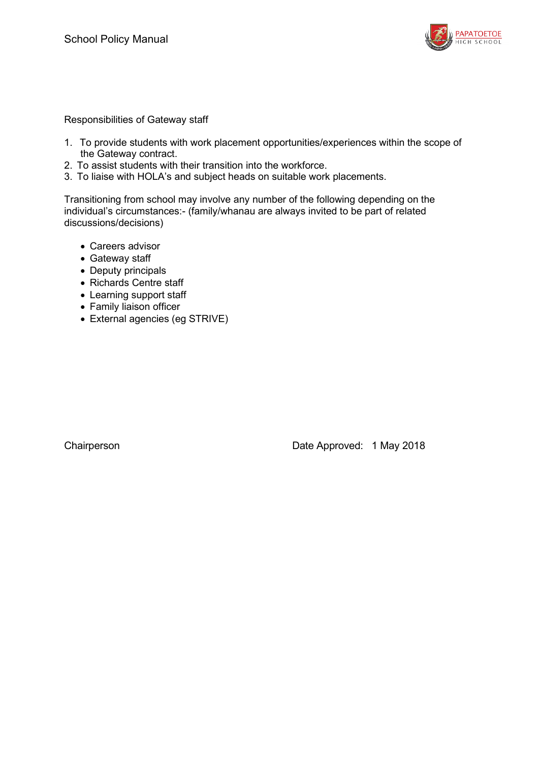Responsibilities of Gateway staff

1. To provide students with work placement opportunities/experiences within the scope of the Gateway contract.
2. To assist students with their transition into the workforce.
3. To liaise with HOLA's and subject heads on suitable work placements.

Transitioning from school may involve any number of the following depending on the individual's circumstances:- (family/whanau are always invited to be part of related discussions/decisions)

- Careers advisor
- Gateway staff
- Deputy principals
- Richards Centre staff
- Learning support staff
- Family liaison officer
- External agencies (eg STRIVE)

Chairperson Date Approved: 1 May 2018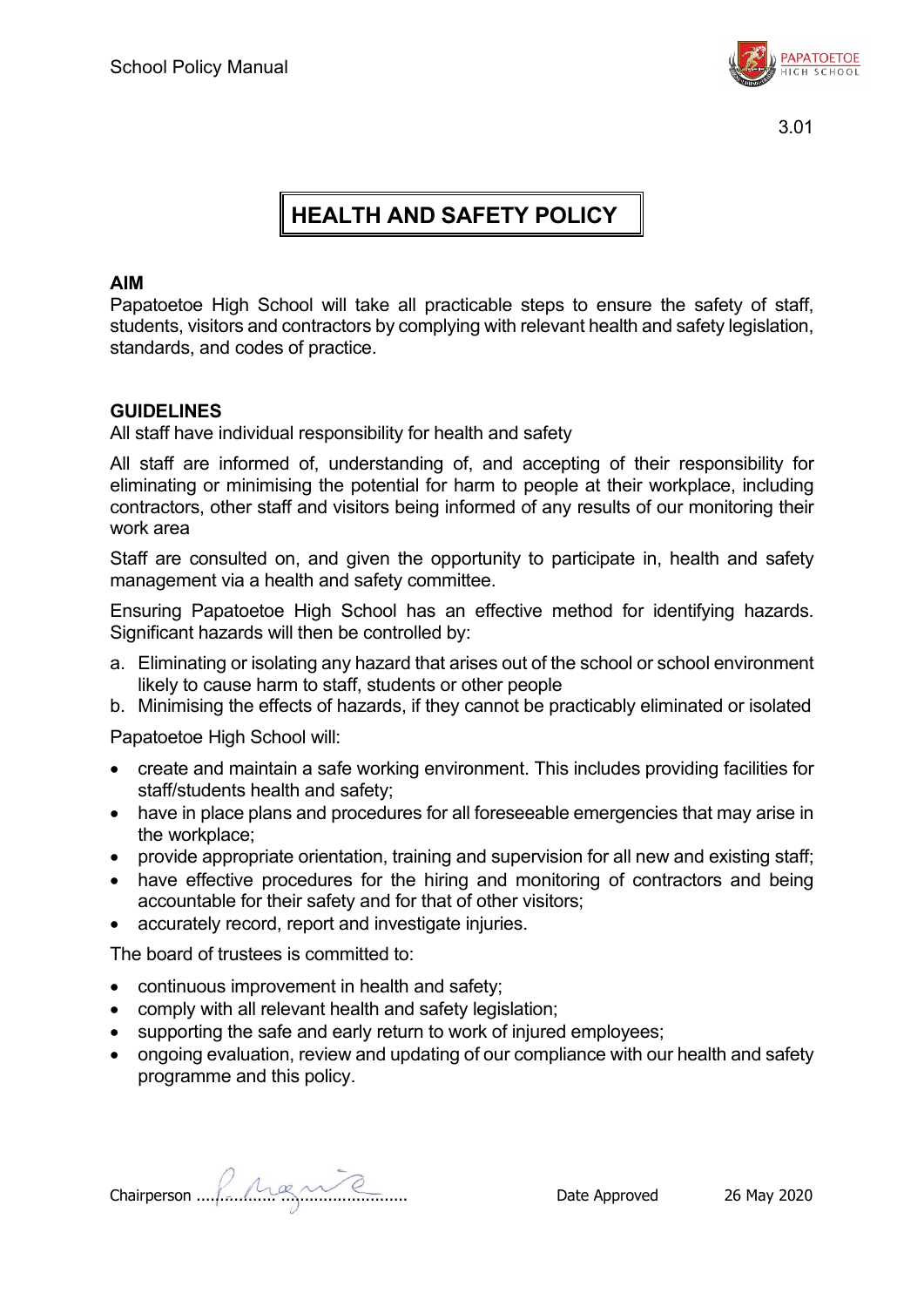3.01

# HEALTH AND SAFETY POLICY

**AIM**

Papatoetoe High School will take all practicable steps to ensure the safety of staff, students, visitors and contractors by complying with relevant health and safety legislation, standards, and codes of practice.

**GUIDELINES**

All staff have individual responsibility for health and safety

All staff are informed of, understanding of, and accepting of their responsibility for eliminating or minimising the potential for harm to people at their workplace, including contractors, other staff and visitors being informed of any results of our monitoring their work area

Staff are consulted on, and given the opportunity to participate in, health and safety management via a health and safety committee.

Ensuring Papatoetoe High School has an effective method for identifying hazards. Significant hazards will then be controlled by:

a. Eliminating or isolating any hazard that arises out of the school or school environment likely to cause harm to staff, students or other people
b. Minimising the effects of hazards, if they cannot be practicably eliminated or isolated

Papatoetoe High School will:

- create and maintain a safe working environment. This includes providing facilities for staff/students health and safety;
- have in place plans and procedures for all foreseeable emergencies that may arise in the workplace;
- provide appropriate orientation, training and supervision for all new and existing staff;
- have effective procedures for the hiring and monitoring of contractors and being accountable for their safety and for that of other visitors;
- accurately record, report and investigate injuries.

The board of trustees is committed to:

- continuous improvement in health and safety;
- comply with all relevant health and safety legislation;
- supporting the safe and early return to work of injured employees;
- ongoing evaluation, review and updating of our compliance with our health and safety programme and this policy.

Chairperson ................................................ Date Approved 26 May 2020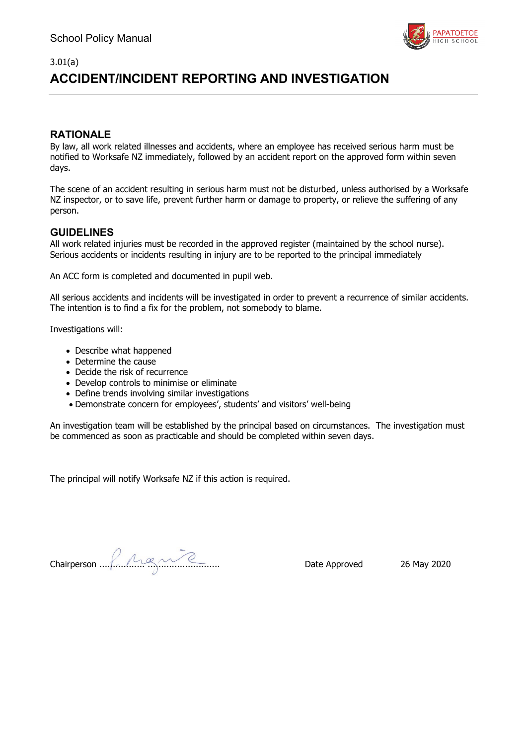3.01(a)

# ACCIDENT/INCIDENT REPORTING AND INVESTIGATION

## RATIONALE

By law, all work related illnesses and accidents, where an employee has received serious harm must be notified to Worksafe NZ immediately, followed by an accident report on the approved form within seven days.

The scene of an accident resulting in serious harm must not be disturbed, unless authorised by a Worksafe NZ inspector, or to save life, prevent further harm or damage to property, or relieve the suffering of any person.

## GUIDELINES

All work related injuries must be recorded in the approved register (maintained by the school nurse). Serious accidents or incidents resulting in injury are to be reported to the principal immediately

An ACC form is completed and documented in pupil web.

All serious accidents and incidents will be investigated in order to prevent a recurrence of similar accidents. The intention is to find a fix for the problem, not somebody to blame.

Investigations will:

- Describe what happened
- Determine the cause
- Decide the risk of recurrence
- Develop controls to minimise or eliminate
- Define trends involving similar investigations
- Demonstrate concern for employees', students' and visitors' well-being

An investigation team will be established by the principal based on circumstances. The investigation must be commenced as soon as practicable and should be completed within seven days.

The principal will notify Worksafe NZ if this action is required.

Chairperson .............................................. Date Approved 26 May 2020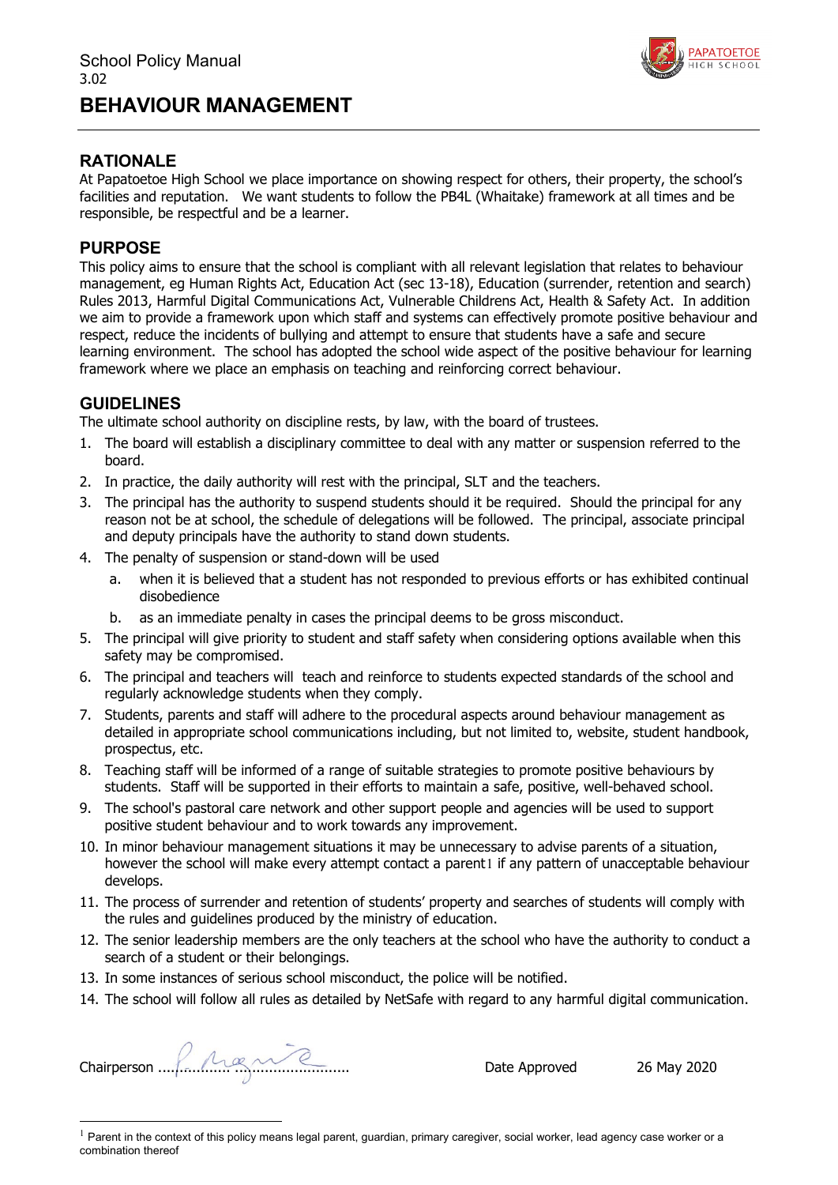School Policy Manual
3.02

# BEHAVIOUR MANAGEMENT

## RATIONALE

At Papatoetoe High School we place importance on showing respect for others, their property, the school's facilities and reputation. We want students to follow the PB4L (Whaitake) framework at all times and be responsible, be respectful and be a learner.

## PURPOSE

This policy aims to ensure that the school is compliant with all relevant legislation that relates to behaviour management, eg Human Rights Act, Education Act (sec 13-18), Education (surrender, retention and search) Rules 2013, Harmful Digital Communications Act, Vulnerable Childrens Act, Health & Safety Act. In addition we aim to provide a framework upon which staff and systems can effectively promote positive behaviour and respect, reduce the incidents of bullying and attempt to ensure that students have a safe and secure learning environment. The school has adopted the school wide aspect of the positive behaviour for learning framework where we place an emphasis on teaching and reinforcing correct behaviour.

## GUIDELINES

The ultimate school authority on discipline rests, by law, with the board of trustees.

1. The board will establish a disciplinary committee to deal with any matter or suspension referred to the board.
2. In practice, the daily authority will rest with the principal, SLT and the teachers.
3. The principal has the authority to suspend students should it be required. Should the principal for any reason not be at school, the schedule of delegations will be followed. The principal, associate principal and deputy principals have the authority to stand down students.
4. The penalty of suspension or stand-down will be used
   a. when it is believed that a student has not responded to previous efforts or has exhibited continual disobedience
   b. as an immediate penalty in cases the principal deems to be gross misconduct.
5. The principal will give priority to student and staff safety when considering options available when this safety may be compromised.
6. The principal and teachers will teach and reinforce to students expected standards of the school and regularly acknowledge students when they comply.
7. Students, parents and staff will adhere to the procedural aspects around behaviour management as detailed in appropriate school communications including, but not limited to, website, student handbook, prospectus, etc.
8. Teaching staff will be informed of a range of suitable strategies to promote positive behaviours by students. Staff will be supported in their efforts to maintain a safe, positive, well-behaved school.
9. The school's pastoral care network and other support people and agencies will be used to support positive student behaviour and to work towards any improvement.
10. In minor behaviour management situations it may be unnecessary to advise parents of a situation, however the school will make every attempt contact a parent[1] if any pattern of unacceptable behaviour develops.
11. The process of surrender and retention of students' property and searches of students will comply with the rules and guidelines produced by the ministry of education.
12. The senior leadership members are the only teachers at the school who have the authority to conduct a search of a student or their belongings.
13. In some instances of serious school misconduct, the police will be notified.
14. The school will follow all rules as detailed by NetSafe with regard to any harmful digital communication.

Chairperson ........................................ Date Approved 26 May 2020

[1] Parent in the context of this policy means legal parent, guardian, primary caregiver, social worker, lead agency case worker or a combination thereof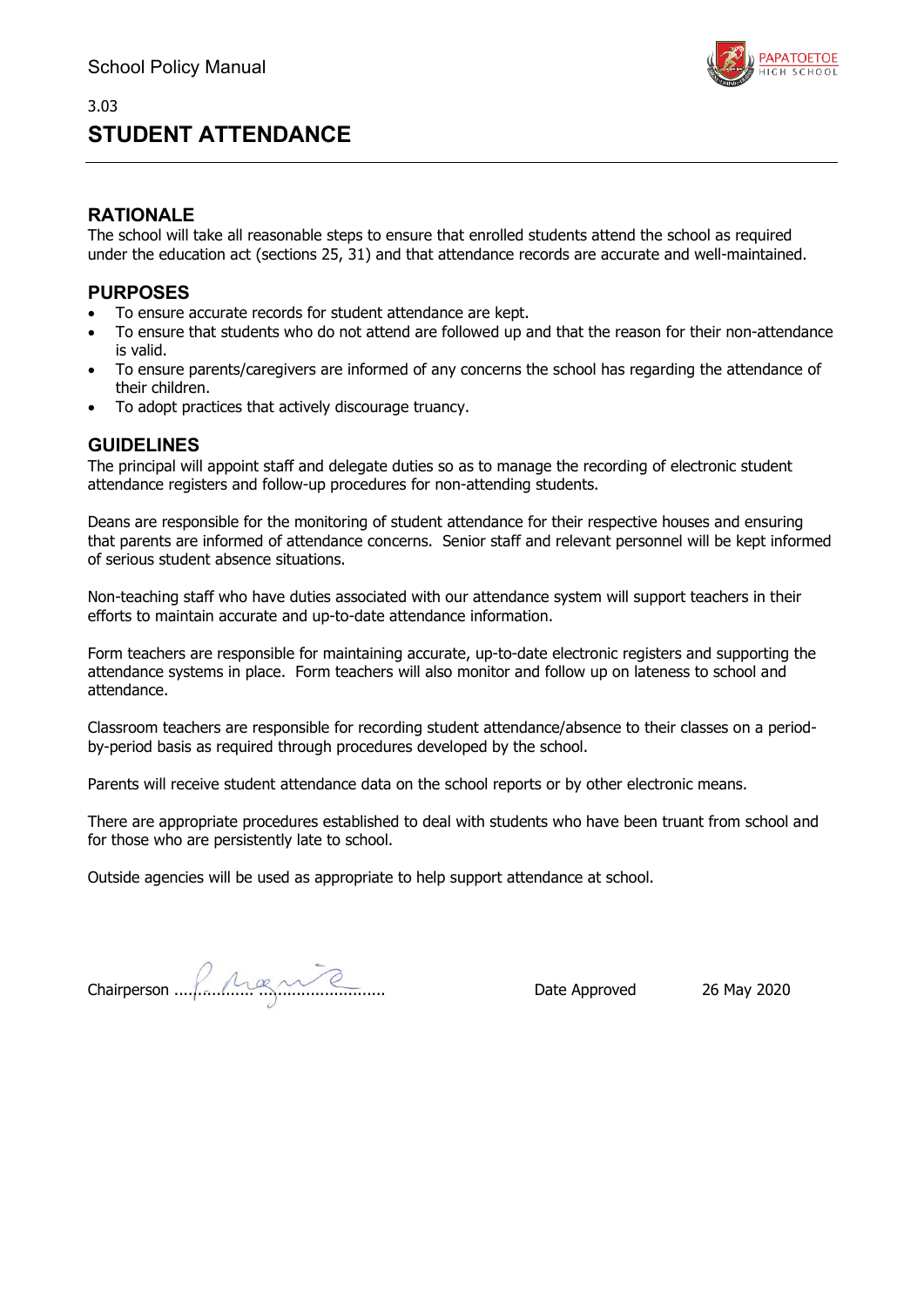3.03

# STUDENT ATTENDANCE

## RATIONALE

The school will take all reasonable steps to ensure that enrolled students attend the school as required under the education act (sections 25, 31) and that attendance records are accurate and well-maintained.

## PURPOSES

- To ensure accurate records for student attendance are kept.
- To ensure that students who do not attend are followed up and that the reason for their non-attendance is valid.
- To ensure parents/caregivers are informed of any concerns the school has regarding the attendance of their children.
- To adopt practices that actively discourage truancy.

## GUIDELINES

The principal will appoint staff and delegate duties so as to manage the recording of electronic student attendance registers and follow-up procedures for non-attending students.

Deans are responsible for the monitoring of student attendance for their respective houses and ensuring that parents are informed of attendance concerns. Senior staff and relevant personnel will be kept informed of serious student absence situations.

Non-teaching staff who have duties associated with our attendance system will support teachers in their efforts to maintain accurate and up-to-date attendance information.

Form teachers are responsible for maintaining accurate, up-to-date electronic registers and supporting the attendance systems in place. Form teachers will also monitor and follow up on lateness to school and attendance.

Classroom teachers are responsible for recording student attendance/absence to their classes on a period-by-period basis as required through procedures developed by the school.

Parents will receive student attendance data on the school reports or by other electronic means.

There are appropriate procedures established to deal with students who have been truant from school and for those who are persistently late to school.

Outside agencies will be used as appropriate to help support attendance at school.

Chairperson ........................................ Date Approved 26 May 2020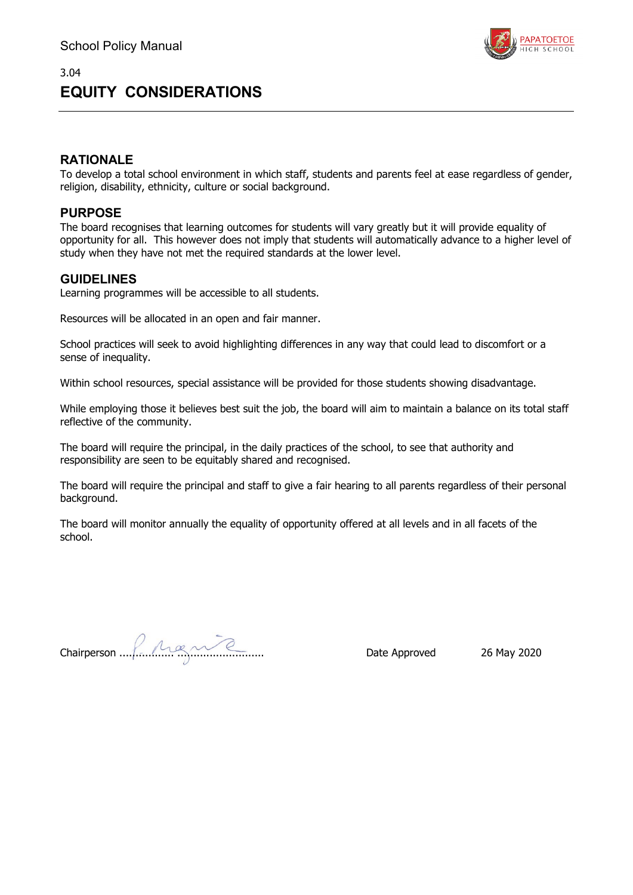3.04

# EQUITY CONSIDERATIONS

## RATIONALE

To develop a total school environment in which staff, students and parents feel at ease regardless of gender, religion, disability, ethnicity, culture or social background.

## PURPOSE

The board recognises that learning outcomes for students will vary greatly but it will provide equality of opportunity for all. This however does not imply that students will automatically advance to a higher level of study when they have not met the required standards at the lower level.

## GUIDELINES

Learning programmes will be accessible to all students.

Resources will be allocated in an open and fair manner.

School practices will seek to avoid highlighting differences in any way that could lead to discomfort or a sense of inequality.

Within school resources, special assistance will be provided for those students showing disadvantage.

While employing those it believes best suit the job, the board will aim to maintain a balance on its total staff reflective of the community.

The board will require the principal, in the daily practices of the school, to see that authority and responsibility are seen to be equitably shared and recognised.

The board will require the principal and staff to give a fair hearing to all parents regardless of their personal background.

The board will monitor annually the equality of opportunity offered at all levels and in all facets of the school.

Chairperson ........................................ Date Approved 26 May 2020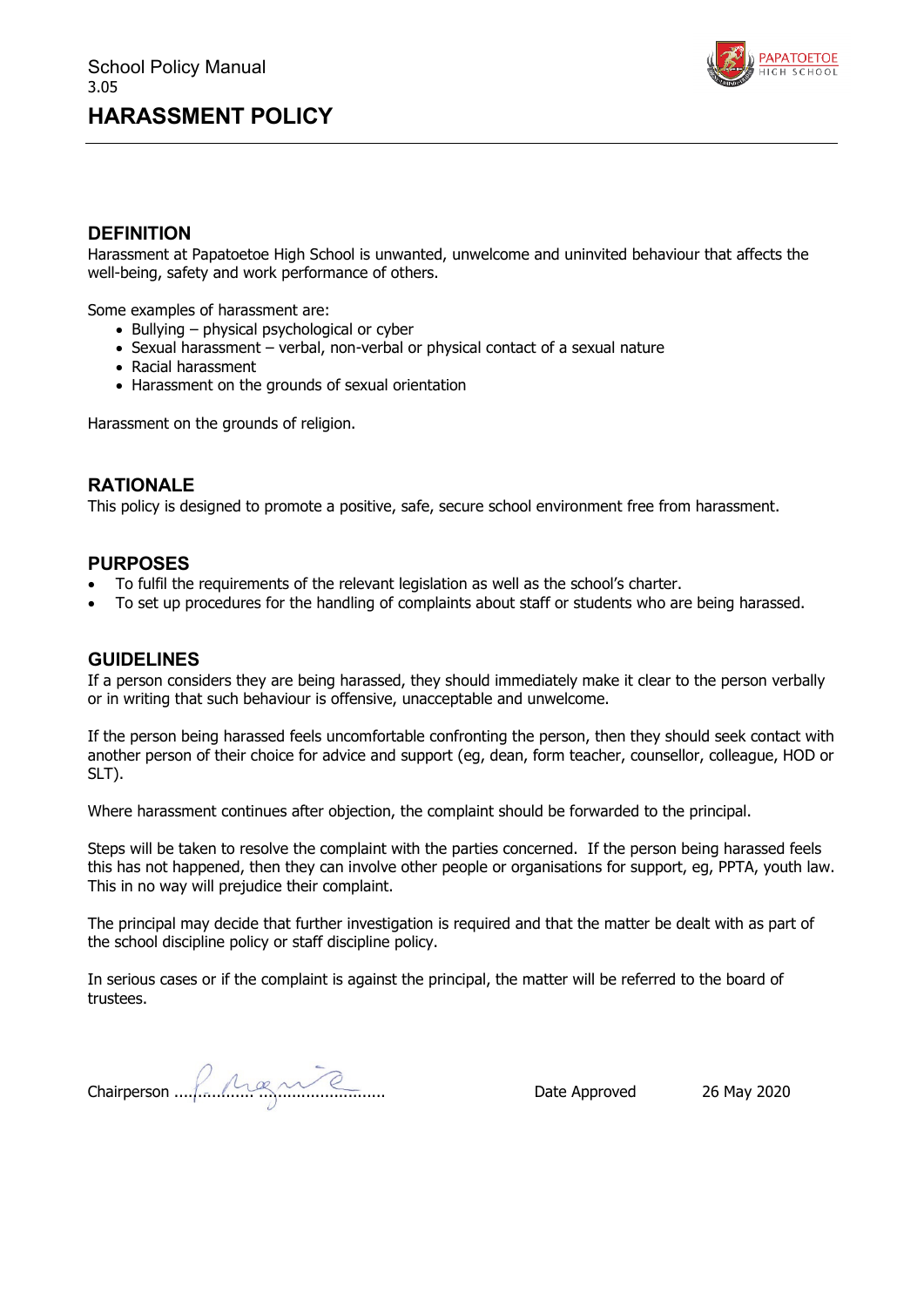School Policy Manual
3.05

# HARASSMENT POLICY

## DEFINITION

Harassment at Papatoetoe High School is unwanted, unwelcome and uninvited behaviour that affects the well-being, safety and work performance of others.

Some examples of harassment are:

- Bullying – physical psychological or cyber
- Sexual harassment – verbal, non-verbal or physical contact of a sexual nature
- Racial harassment
- Harassment on the grounds of sexual orientation

Harassment on the grounds of religion.

## RATIONALE

This policy is designed to promote a positive, safe, secure school environment free from harassment.

## PURPOSES

- To fulfil the requirements of the relevant legislation as well as the school's charter.
- To set up procedures for the handling of complaints about staff or students who are being harassed.

## GUIDELINES

If a person considers they are being harassed, they should immediately make it clear to the person verbally or in writing that such behaviour is offensive, unacceptable and unwelcome.

If the person being harassed feels uncomfortable confronting the person, then they should seek contact with another person of their choice for advice and support (eg, dean, form teacher, counsellor, colleague, HOD or SLT).

Where harassment continues after objection, the complaint should be forwarded to the principal.

Steps will be taken to resolve the complaint with the parties concerned. If the person being harassed feels this has not happened, then they can involve other people or organisations for support, eg, PPTA, youth law. This in no way will prejudice their complaint.

The principal may decide that further investigation is required and that the matter be dealt with as part of the school discipline policy or staff discipline policy.

In serious cases or if the complaint is against the principal, the matter will be referred to the board of trustees.

Chairperson ........................................ Date Approved 26 May 2020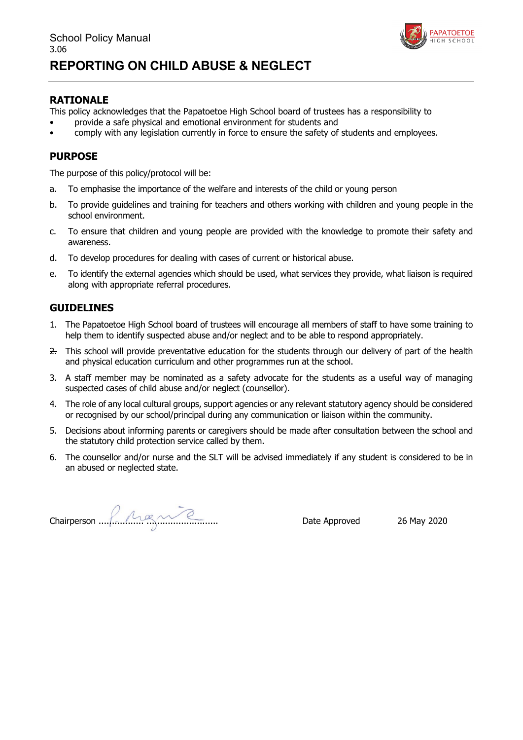School Policy Manual
3.06

# REPORTING ON CHILD ABUSE & NEGLECT

## RATIONALE

This policy acknowledges that the Papatoetoe High School board of trustees has a responsibility to

- provide a safe physical and emotional environment for students and
- comply with any legislation currently in force to ensure the safety of students and employees.

## PURPOSE

The purpose of this policy/protocol will be:

a. To emphasise the importance of the welfare and interests of the child or young person

b. To provide guidelines and training for teachers and others working with children and young people in the school environment.

c. To ensure that children and young people are provided with the knowledge to promote their safety and awareness.

d. To develop procedures for dealing with cases of current or historical abuse.

e. To identify the external agencies which should be used, what services they provide, what liaison is required along with appropriate referral procedures.

## GUIDELINES

1. The Papatoetoe High School board of trustees will encourage all members of staff to have some training to help them to identify suspected abuse and/or neglect and to be able to respond appropriately.
2. This school will provide preventative education for the students through our delivery of part of the health and physical education curriculum and other programmes run at the school.
3. A staff member may be nominated as a safety advocate for the students as a useful way of managing suspected cases of child abuse and/or neglect (counsellor).
4. The role of any local cultural groups, support agencies or any relevant statutory agency should be considered or recognised by our school/principal during any communication or liaison within the community.
5. Decisions about informing parents or caregivers should be made after consultation between the school and the statutory child protection service called by them.
6. The counsellor and/or nurse and the SLT will be advised immediately if any student is considered to be in an abused or neglected state.

Chairperson ........................................ Date Approved 26 May 2020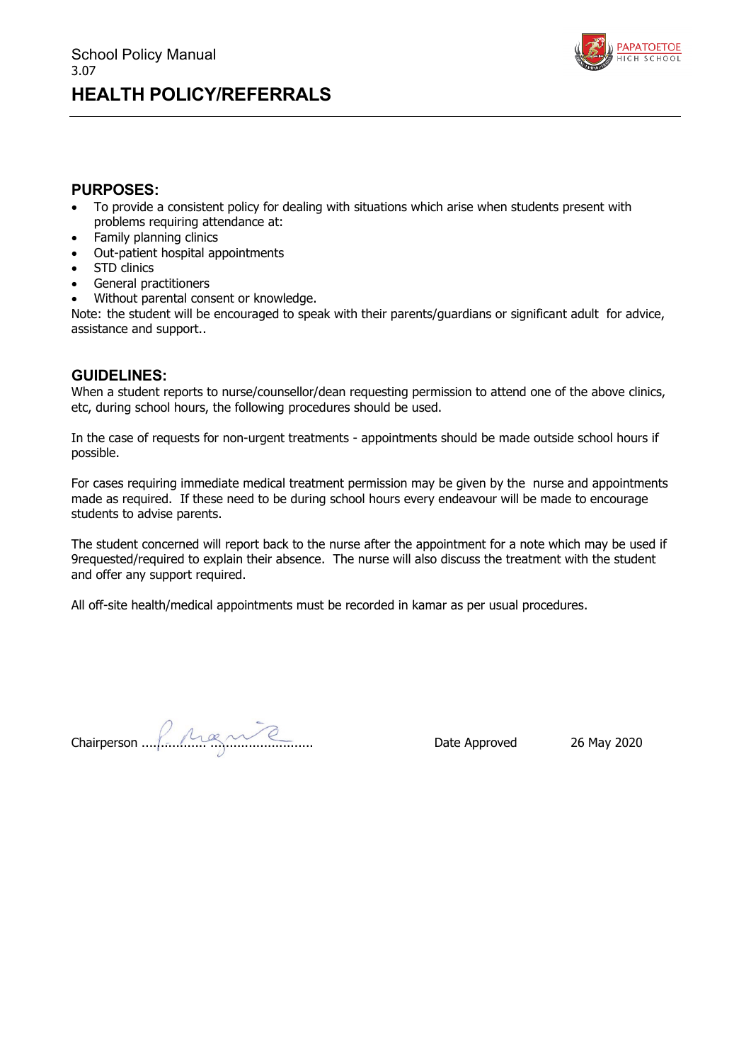School Policy Manual
3.07

# HEALTH POLICY/REFERRALS

## PURPOSES:

- To provide a consistent policy for dealing with situations which arise when students present with problems requiring attendance at:
- Family planning clinics
- Out-patient hospital appointments
- STD clinics
- General practitioners
- Without parental consent or knowledge.

Note: the student will be encouraged to speak with their parents/guardians or significant adult for advice, assistance and support..

## GUIDELINES:

When a student reports to nurse/counsellor/dean requesting permission to attend one of the above clinics, etc, during school hours, the following procedures should be used.

In the case of requests for non-urgent treatments - appointments should be made outside school hours if possible.

For cases requiring immediate medical treatment permission may be given by the nurse and appointments made as required. If these need to be during school hours every endeavour will be made to encourage students to advise parents.

The student concerned will report back to the nurse after the appointment for a note which may be used if 9requested/required to explain their absence. The nurse will also discuss the treatment with the student and offer any support required.

All off-site health/medical appointments must be recorded in kamar as per usual procedures.

Chairperson ........................................ Date Approved 26 May 2020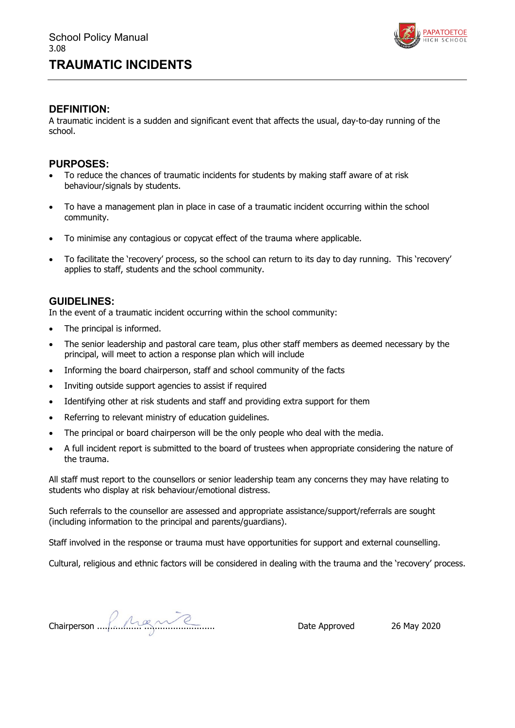School Policy Manual
3.08

# TRAUMATIC INCIDENTS

## DEFINITION:

A traumatic incident is a sudden and significant event that affects the usual, day-to-day running of the school.

## PURPOSES:

- To reduce the chances of traumatic incidents for students by making staff aware of at risk behaviour/signals by students.
- To have a management plan in place in case of a traumatic incident occurring within the school community.
- To minimise any contagious or copycat effect of the trauma where applicable.
- To facilitate the 'recovery' process, so the school can return to its day to day running. This 'recovery' applies to staff, students and the school community.

## GUIDELINES:

In the event of a traumatic incident occurring within the school community:

- The principal is informed.
- The senior leadership and pastoral care team, plus other staff members as deemed necessary by the principal, will meet to action a response plan which will include
- Informing the board chairperson, staff and school community of the facts
- Inviting outside support agencies to assist if required
- Identifying other at risk students and staff and providing extra support for them
- Referring to relevant ministry of education guidelines.
- The principal or board chairperson will be the only people who deal with the media.
- A full incident report is submitted to the board of trustees when appropriate considering the nature of the trauma.

All staff must report to the counsellors or senior leadership team any concerns they may have relating to students who display at risk behaviour/emotional distress.

Such referrals to the counsellor are assessed and appropriate assistance/support/referrals are sought (including information to the principal and parents/guardians).

Staff involved in the response or trauma must have opportunities for support and external counselling.

Cultural, religious and ethnic factors will be considered in dealing with the trauma and the 'recovery' process.

Chairperson ..................................................  Date Approved 26 May 2020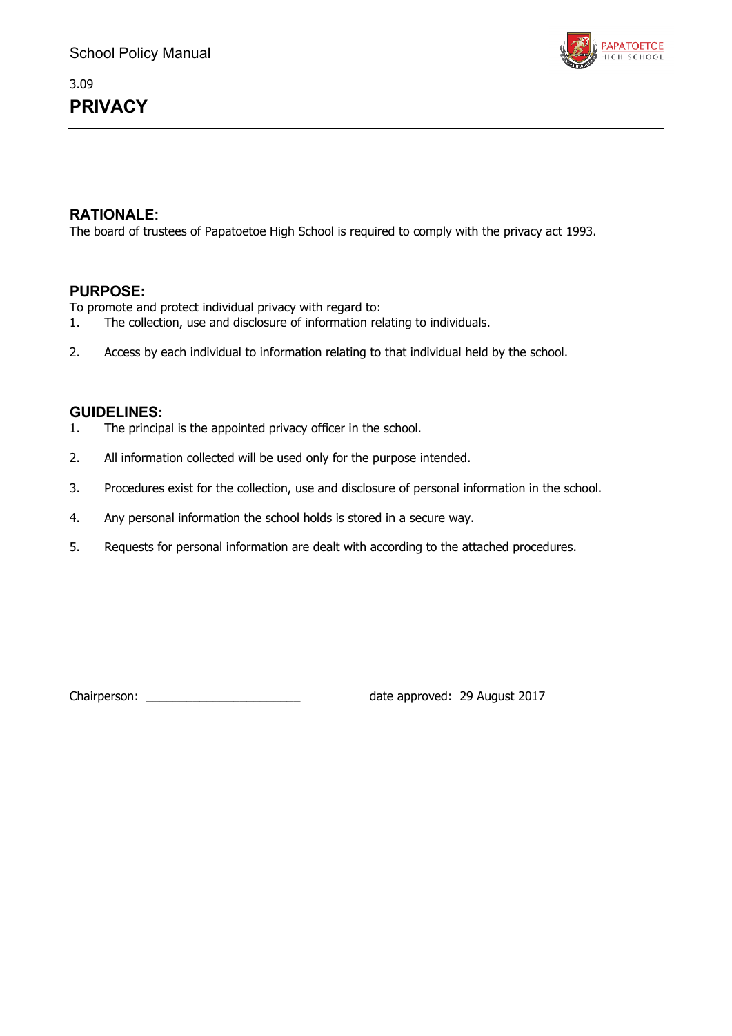3.09

# PRIVACY

## RATIONALE:

The board of trustees of Papatoetoe High School is required to comply with the privacy act 1993.

## PURPOSE:

To promote and protect individual privacy with regard to:

1. The collection, use and disclosure of information relating to individuals.
2. Access by each individual to information relating to that individual held by the school.

## GUIDELINES:

1. The principal is the appointed privacy officer in the school.
2. All information collected will be used only for the purpose intended.
3. Procedures exist for the collection, use and disclosure of personal information in the school.
4. Any personal information the school holds is stored in a secure way.
5. Requests for personal information are dealt with according to the attached procedures.

Chairperson: _______________________ date approved: 29 August 2017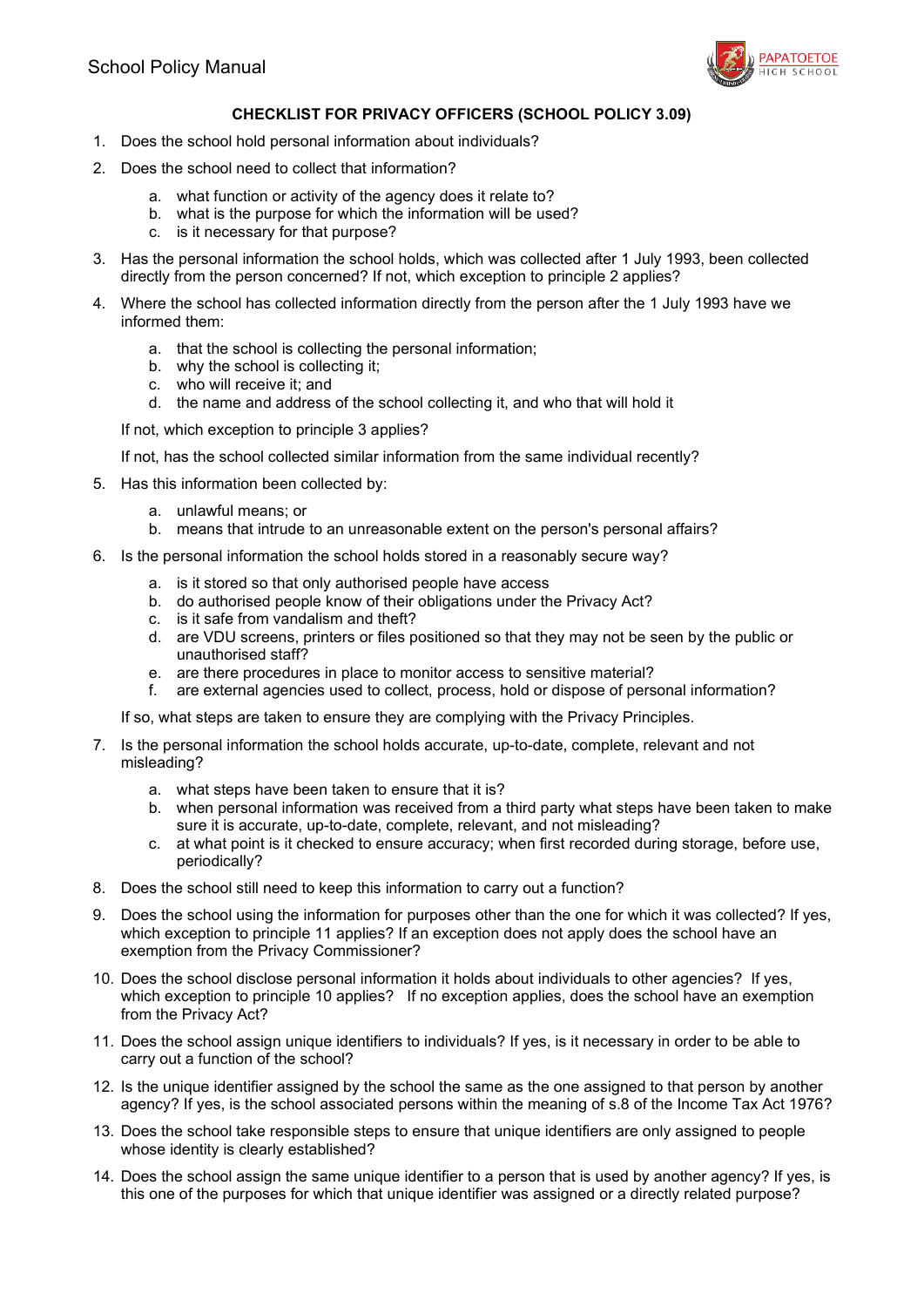## CHECKLIST FOR PRIVACY OFFICERS (SCHOOL POLICY 3.09)

1. Does the school hold personal information about individuals?
2. Does the school need to collect that information?
    a. what function or activity of the agency does it relate to?
    b. what is the purpose for which the information will be used?
    c. is it necessary for that purpose?
3. Has the personal information the school holds, which was collected after 1 July 1993, been collected directly from the person concerned? If not, which exception to principle 2 applies?
4. Where the school has collected information directly from the person after the 1 July 1993 have we informed them:
    a. that the school is collecting the personal information;
    b. why the school is collecting it;
    c. who will receive it; and
    d. the name and address of the school collecting it, and who that will hold it

    If not, which exception to principle 3 applies?

    If not, has the school collected similar information from the same individual recently?
5. Has this information been collected by:
    a. unlawful means; or
    b. means that intrude to an unreasonable extent on the person's personal affairs?
6. Is the personal information the school holds stored in a reasonably secure way?
    a. is it stored so that only authorised people have access
    b. do authorised people know of their obligations under the Privacy Act?
    c. is it safe from vandalism and theft?
    d. are VDU screens, printers or files positioned so that they may not be seen by the public or unauthorised staff?
    e. are there procedures in place to monitor access to sensitive material?
    f. are external agencies used to collect, process, hold or dispose of personal information?

    If so, what steps are taken to ensure they are complying with the Privacy Principles.
7. Is the personal information the school holds accurate, up-to-date, complete, relevant and not misleading?
    a. what steps have been taken to ensure that it is?
    b. when personal information was received from a third party what steps have been taken to make sure it is accurate, up-to-date, complete, relevant, and not misleading?
    c. at what point is it checked to ensure accuracy; when first recorded during storage, before use, periodically?
8. Does the school still need to keep this information to carry out a function?
9. Does the school using the information for purposes other than the one for which it was collected? If yes, which exception to principle 11 applies? If an exception does not apply does the school have an exemption from the Privacy Commissioner?
10. Does the school disclose personal information it holds about individuals to other agencies? If yes, which exception to principle 10 applies? If no exception applies, does the school have an exemption from the Privacy Act?
11. Does the school assign unique identifiers to individuals? If yes, is it necessary in order to be able to carry out a function of the school?
12. Is the unique identifier assigned by the school the same as the one assigned to that person by another agency? If yes, is the school associated persons within the meaning of s.8 of the Income Tax Act 1976?
13. Does the school take responsible steps to ensure that unique identifiers are only assigned to people whose identity is clearly established?
14. Does the school assign the same unique identifier to a person that is used by another agency? If yes, is this one of the purposes for which that unique identifier was assigned or a directly related purpose?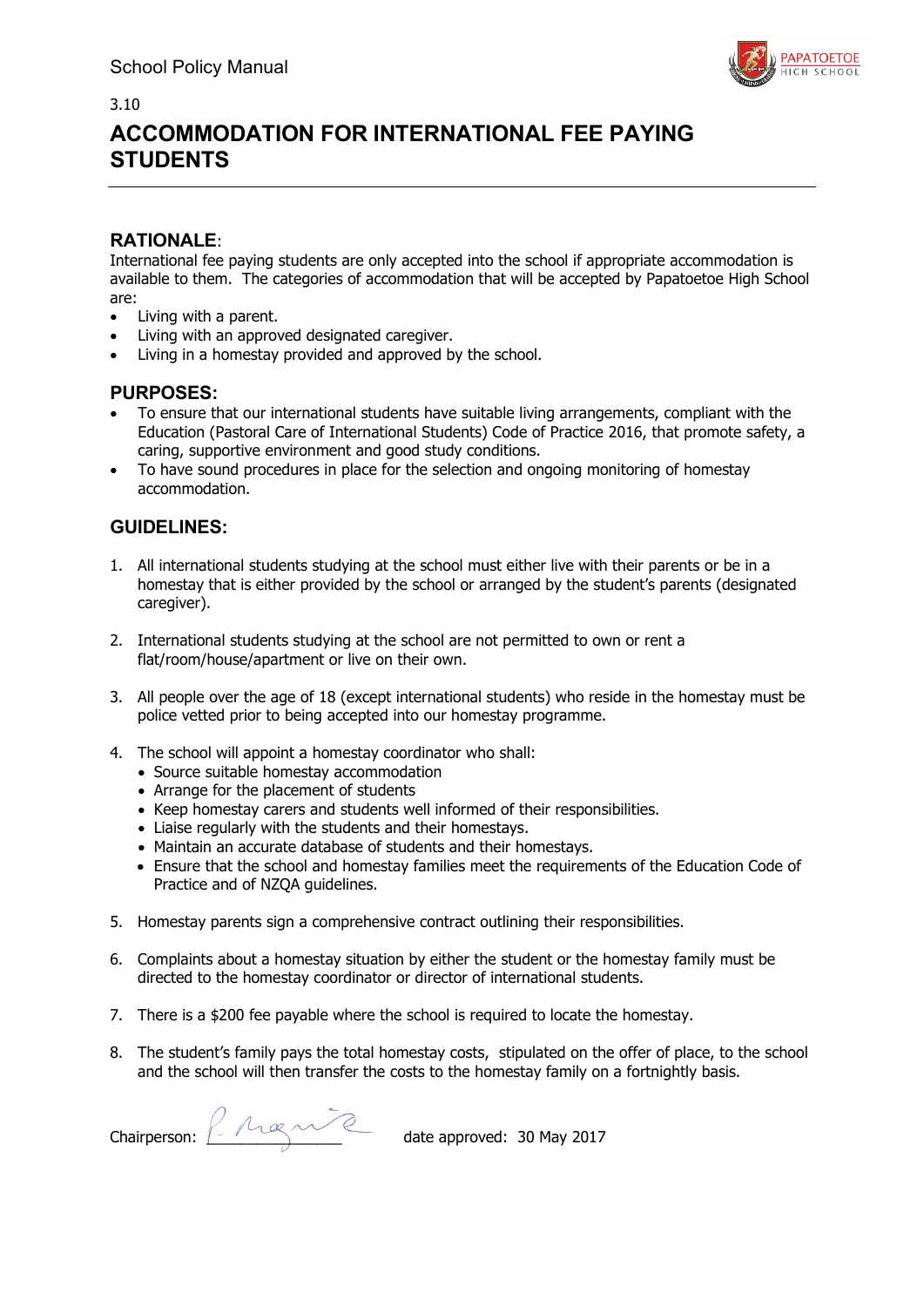3.10

# ACCOMMODATION FOR INTERNATIONAL FEE PAYING STUDENTS

## RATIONALE:

International fee paying students are only accepted into the school if appropriate accommodation is available to them. The categories of accommodation that will be accepted by Papatoetoe High School are:

- Living with a parent.
- Living with an approved designated caregiver.
- Living in a homestay provided and approved by the school.

## PURPOSES:

- To ensure that our international students have suitable living arrangements, compliant with the Education (Pastoral Care of International Students) Code of Practice 2016, that promote safety, a caring, supportive environment and good study conditions.
- To have sound procedures in place for the selection and ongoing monitoring of homestay accommodation.

## GUIDELINES:

1. All international students studying at the school must either live with their parents or be in a homestay that is either provided by the school or arranged by the student's parents (designated caregiver).

2. International students studying at the school are not permitted to own or rent a flat/room/house/apartment or live on their own.

3. All people over the age of 18 (except international students) who reside in the homestay must be police vetted prior to being accepted into our homestay programme.

4. The school will appoint a homestay coordinator who shall:
   - Source suitable homestay accommodation
   - Arrange for the placement of students
   - Keep homestay carers and students well informed of their responsibilities.
   - Liaise regularly with the students and their homestays.
   - Maintain an accurate database of students and their homestays.
   - Ensure that the school and homestay families meet the requirements of the Education Code of Practice and of NZQA guidelines.

5. Homestay parents sign a comprehensive contract outlining their responsibilities.

6. Complaints about a homestay situation by either the student or the homestay family must be directed to the homestay coordinator or director of international students.

7. There is a $200 fee payable where the school is required to locate the homestay.

8. The student's family pays the total homestay costs, stipulated on the offer of place, to the school and the school will then transfer the costs to the homestay family on a fortnightly basis.

Chairperson: ______________ date approved: 30 May 2017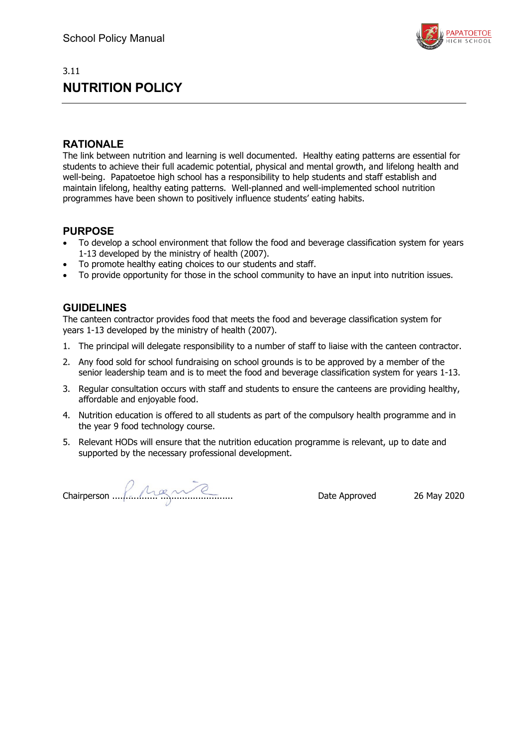3.11

# NUTRITION POLICY

## RATIONALE

The link between nutrition and learning is well documented. Healthy eating patterns are essential for students to achieve their full academic potential, physical and mental growth, and lifelong health and well-being. Papatoetoe high school has a responsibility to help students and staff establish and maintain lifelong, healthy eating patterns. Well-planned and well-implemented school nutrition programmes have been shown to positively influence students' eating habits.

## PURPOSE

- To develop a school environment that follow the food and beverage classification system for years 1-13 developed by the ministry of health (2007).
- To promote healthy eating choices to our students and staff.
- To provide opportunity for those in the school community to have an input into nutrition issues.

## GUIDELINES

The canteen contractor provides food that meets the food and beverage classification system for years 1-13 developed by the ministry of health (2007).

1. The principal will delegate responsibility to a number of staff to liaise with the canteen contractor.
2. Any food sold for school fundraising on school grounds is to be approved by a member of the senior leadership team and is to meet the food and beverage classification system for years 1-13.
3. Regular consultation occurs with staff and students to ensure the canteens are providing healthy, affordable and enjoyable food.
4. Nutrition education is offered to all students as part of the compulsory health programme and in the year 9 food technology course.
5. Relevant HODs will ensure that the nutrition education programme is relevant, up to date and supported by the necessary professional development.

Chairperson ........................................ Date Approved 26 May 2020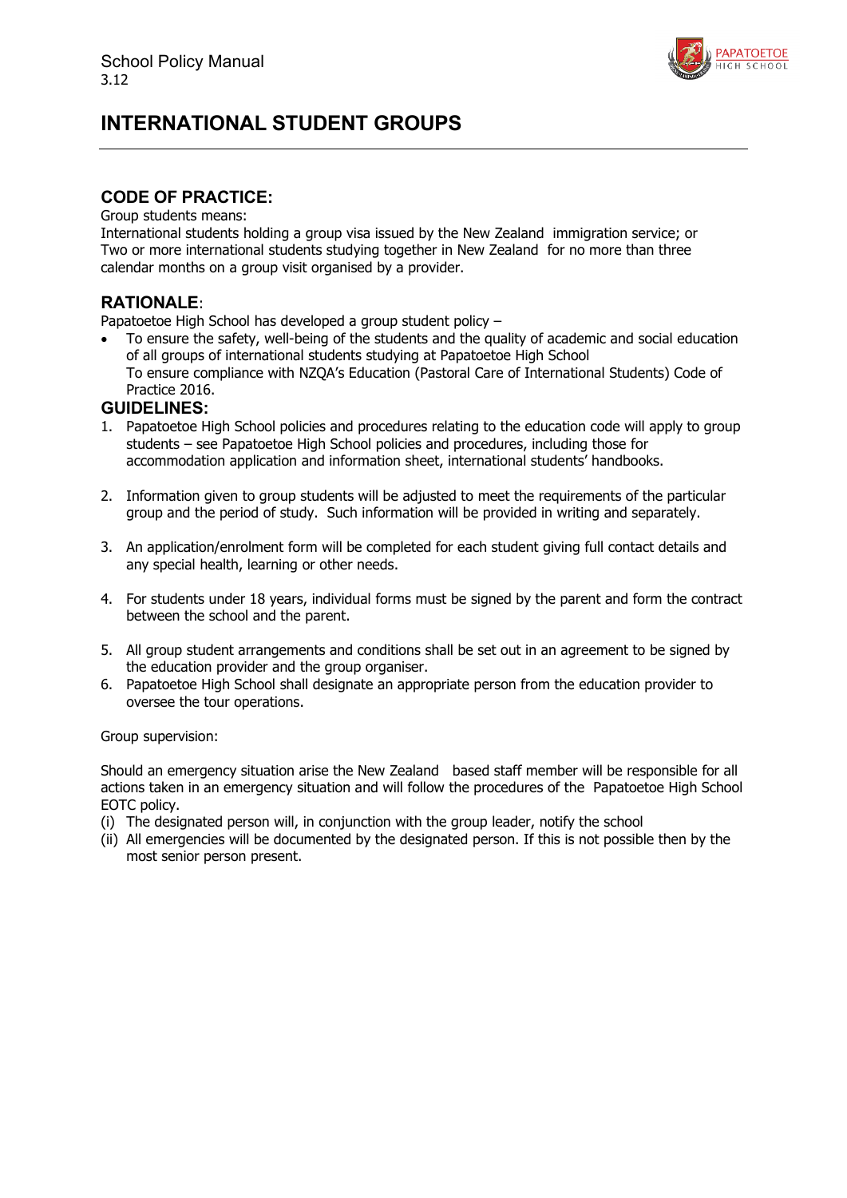School Policy Manual
3.12

# INTERNATIONAL STUDENT GROUPS

## CODE OF PRACTICE:

Group students means:

International students holding a group visa issued by the New Zealand immigration service; or Two or more international students studying together in New Zealand for no more than three calendar months on a group visit organised by a provider.

## RATIONALE:

Papatoetoe High School has developed a group student policy –

- To ensure the safety, well-being of the students and the quality of academic and social education of all groups of international students studying at Papatoetoe High School
  To ensure compliance with NZQA's Education (Pastoral Care of International Students) Code of Practice 2016.

## GUIDELINES:

1. Papatoetoe High School policies and procedures relating to the education code will apply to group students – see Papatoetoe High School policies and procedures, including those for accommodation application and information sheet, international students' handbooks.

2. Information given to group students will be adjusted to meet the requirements of the particular group and the period of study. Such information will be provided in writing and separately.

3. An application/enrolment form will be completed for each student giving full contact details and any special health, learning or other needs.

4. For students under 18 years, individual forms must be signed by the parent and form the contract between the school and the parent.

5. All group student arrangements and conditions shall be set out in an agreement to be signed by the education provider and the group organiser.
6. Papatoetoe High School shall designate an appropriate person from the education provider to oversee the tour operations.

Group supervision:

Should an emergency situation arise the New Zealand based staff member will be responsible for all actions taken in an emergency situation and will follow the procedures of the Papatoetoe High School EOTC policy.

(i) The designated person will, in conjunction with the group leader, notify the school
(ii) All emergencies will be documented by the designated person. If this is not possible then by the most senior person present.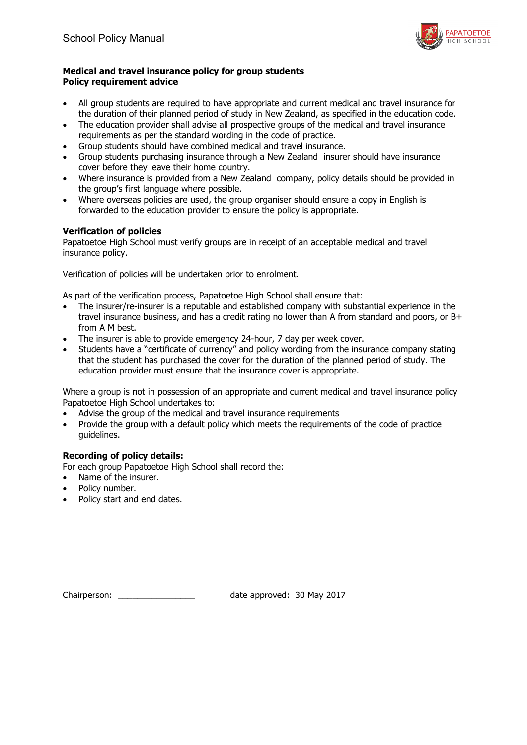**Medical and travel insurance policy for group students**
**Policy requirement advice**

- All group students are required to have appropriate and current medical and travel insurance for the duration of their planned period of study in New Zealand, as specified in the education code.
- The education provider shall advise all prospective groups of the medical and travel insurance requirements as per the standard wording in the code of practice.
- Group students should have combined medical and travel insurance.
- Group students purchasing insurance through a New Zealand insurer should have insurance cover before they leave their home country.
- Where insurance is provided from a New Zealand company, policy details should be provided in the group's first language where possible.
- Where overseas policies are used, the group organiser should ensure a copy in English is forwarded to the education provider to ensure the policy is appropriate.

**Verification of policies**

Papatoetoe High School must verify groups are in receipt of an acceptable medical and travel insurance policy.

Verification of policies will be undertaken prior to enrolment.

As part of the verification process, Papatoetoe High School shall ensure that:

- The insurer/re-insurer is a reputable and established company with substantial experience in the travel insurance business, and has a credit rating no lower than A from standard and poors, or B+ from A M best.
- The insurer is able to provide emergency 24-hour, 7 day per week cover.
- Students have a "certificate of currency" and policy wording from the insurance company stating that the student has purchased the cover for the duration of the planned period of study. The education provider must ensure that the insurance cover is appropriate.

Where a group is not in possession of an appropriate and current medical and travel insurance policy Papatoetoe High School undertakes to:

- Advise the group of the medical and travel insurance requirements
- Provide the group with a default policy which meets the requirements of the code of practice guidelines.

**Recording of policy details:**

For each group Papatoetoe High School shall record the:

- Name of the insurer.
- Policy number.
- Policy start and end dates.

Chairperson: ________________ date approved: 30 May 2017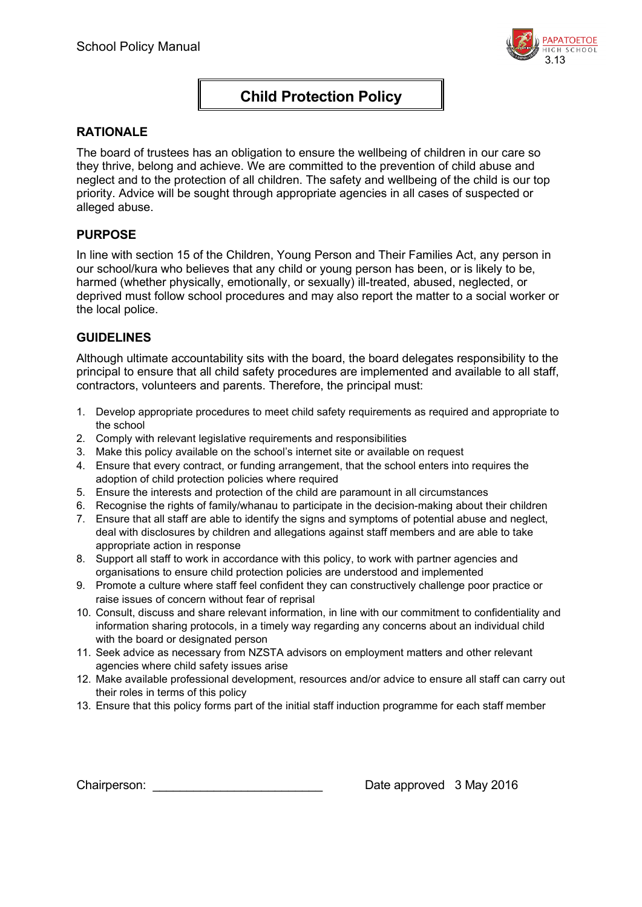# Child Protection Policy

## RATIONALE

The board of trustees has an obligation to ensure the wellbeing of children in our care so they thrive, belong and achieve. We are committed to the prevention of child abuse and neglect and to the protection of all children. The safety and wellbeing of the child is our top priority. Advice will be sought through appropriate agencies in all cases of suspected or alleged abuse.

## PURPOSE

In line with section 15 of the Children, Young Person and Their Families Act, any person in our school/kura who believes that any child or young person has been, or is likely to be, harmed (whether physically, emotionally, or sexually) ill-treated, abused, neglected, or deprived must follow school procedures and may also report the matter to a social worker or the local police.

## GUIDELINES

Although ultimate accountability sits with the board, the board delegates responsibility to the principal to ensure that all child safety procedures are implemented and available to all staff, contractors, volunteers and parents. Therefore, the principal must:

1. Develop appropriate procedures to meet child safety requirements as required and appropriate to the school
2. Comply with relevant legislative requirements and responsibilities
3. Make this policy available on the school's internet site or available on request
4. Ensure that every contract, or funding arrangement, that the school enters into requires the adoption of child protection policies where required
5. Ensure the interests and protection of the child are paramount in all circumstances
6. Recognise the rights of family/whanau to participate in the decision-making about their children
7. Ensure that all staff are able to identify the signs and symptoms of potential abuse and neglect, deal with disclosures by children and allegations against staff members and are able to take appropriate action in response
8. Support all staff to work in accordance with this policy, to work with partner agencies and organisations to ensure child protection policies are understood and implemented
9. Promote a culture where staff feel confident they can constructively challenge poor practice or raise issues of concern without fear of reprisal
10. Consult, discuss and share relevant information, in line with our commitment to confidentiality and information sharing protocols, in a timely way regarding any concerns about an individual child with the board or designated person
11. Seek advice as necessary from NZSTA advisors on employment matters and other relevant agencies where child safety issues arise
12. Make available professional development, resources and/or advice to ensure all staff can carry out their roles in terms of this policy
13. Ensure that this policy forms part of the initial staff induction programme for each staff member

Chairperson: ________________________ Date approved 3 May 2016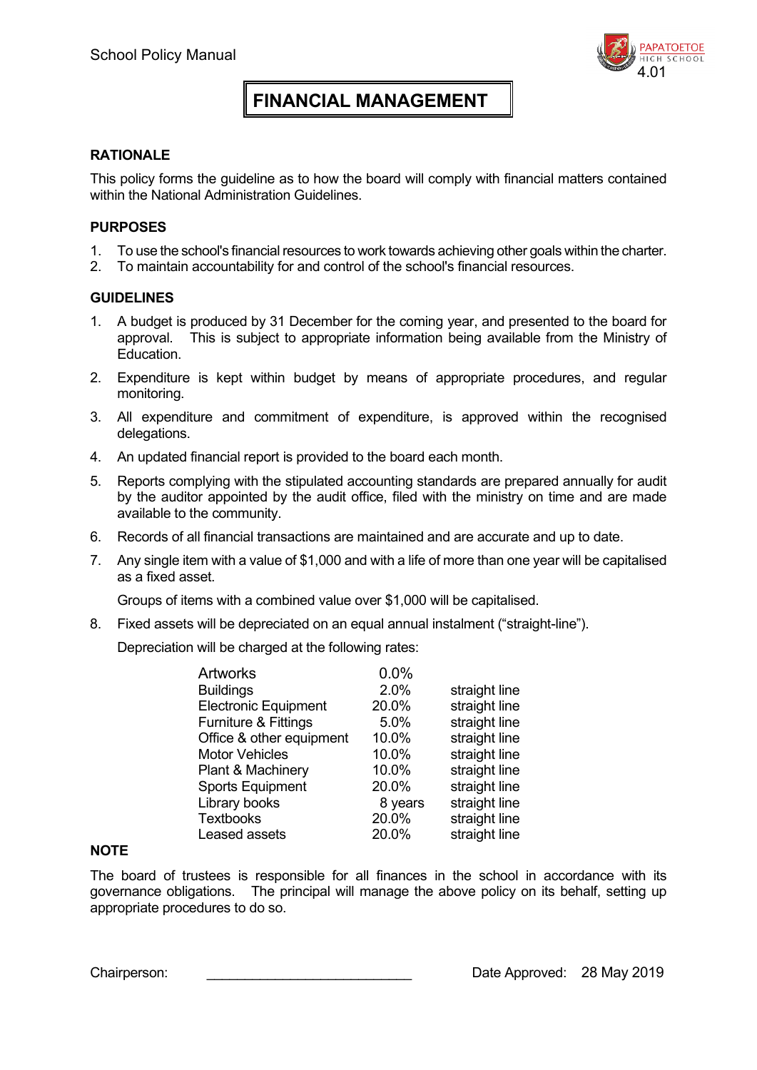# FINANCIAL MANAGEMENT

4.01

## RATIONALE

This policy forms the guideline as to how the board will comply with financial matters contained within the National Administration Guidelines.

## PURPOSES

1. To use the school's financial resources to work towards achieving other goals within the charter.
2. To maintain accountability for and control of the school's financial resources.

## GUIDELINES

1. A budget is produced by 31 December for the coming year, and presented to the board for approval. This is subject to appropriate information being available from the Ministry of Education.

2. Expenditure is kept within budget by means of appropriate procedures, and regular monitoring.

3. All expenditure and commitment of expenditure, is approved within the recognised delegations.

4. An updated financial report is provided to the board each month.

5. Reports complying with the stipulated accounting standards are prepared annually for audit by the auditor appointed by the audit office, filed with the ministry on time and are made available to the community.

6. Records of all financial transactions are maintained and are accurate and up to date.

7. Any single item with a value of $1,000 and with a life of more than one year will be capitalised as a fixed asset.

   Groups of items with a combined value over $1,000 will be capitalised.

8. Fixed assets will be depreciated on an equal annual instalment ("straight-line").

   Depreciation will be charged at the following rates:

| Asset | Rate | Method |
|---|---|---|
| Artworks | 0.0% | |
| Buildings | 2.0% | straight line |
| Electronic Equipment | 20.0% | straight line |
| Furniture & Fittings | 5.0% | straight line |
| Office & other equipment | 10.0% | straight line |
| Motor Vehicles | 10.0% | straight line |
| Plant & Machinery | 10.0% | straight line |
| Sports Equipment | 20.0% | straight line |
| Library books | 8 years | straight line |
| Textbooks | 20.0% | straight line |
| Leased assets | 20.0% | straight line |

## NOTE

The board of trustees is responsible for all finances in the school in accordance with its governance obligations. The principal will manage the above policy on its behalf, setting up appropriate procedures to do so.

Chairperson: ___________________________ Date Approved: 28 May 2019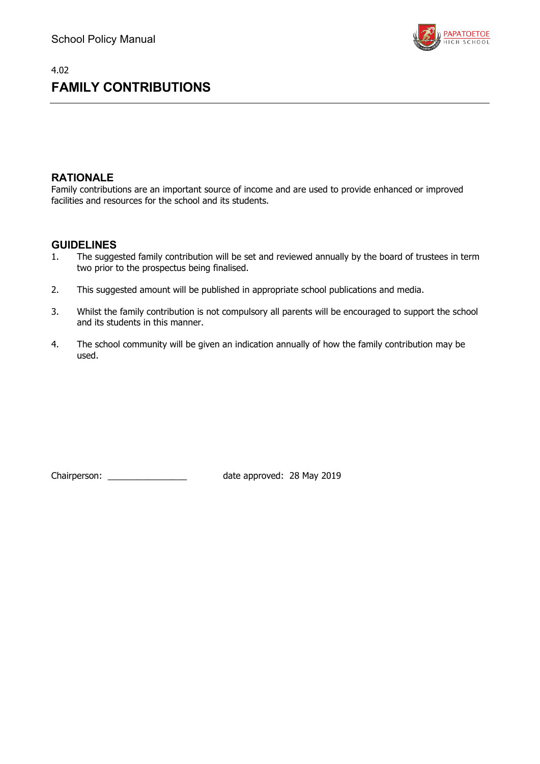4.02

# FAMILY CONTRIBUTIONS

## RATIONALE

Family contributions are an important source of income and are used to provide enhanced or improved facilities and resources for the school and its students.

## GUIDELINES

1. The suggested family contribution will be set and reviewed annually by the board of trustees in term two prior to the prospectus being finalised.

2. This suggested amount will be published in appropriate school publications and media.

3. Whilst the family contribution is not compulsory all parents will be encouraged to support the school and its students in this manner.

4. The school community will be given an indication annually of how the family contribution may be used.

Chairperson: ________________ date approved: 28 May 2019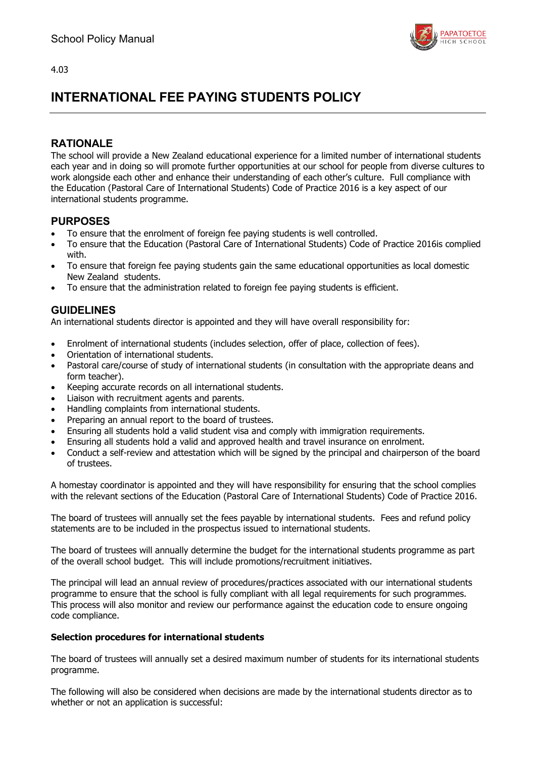4.03

# INTERNATIONAL FEE PAYING STUDENTS POLICY

## RATIONALE

The school will provide a New Zealand educational experience for a limited number of international students each year and in doing so will promote further opportunities at our school for people from diverse cultures to work alongside each other and enhance their understanding of each other's culture. Full compliance with the Education (Pastoral Care of International Students) Code of Practice 2016 is a key aspect of our international students programme.

## PURPOSES

- To ensure that the enrolment of foreign fee paying students is well controlled.
- To ensure that the Education (Pastoral Care of International Students) Code of Practice 2016is complied with.
- To ensure that foreign fee paying students gain the same educational opportunities as local domestic New Zealand students.
- To ensure that the administration related to foreign fee paying students is efficient.

## GUIDELINES

An international students director is appointed and they will have overall responsibility for:

- Enrolment of international students (includes selection, offer of place, collection of fees).
- Orientation of international students.
- Pastoral care/course of study of international students (in consultation with the appropriate deans and form teacher).
- Keeping accurate records on all international students.
- Liaison with recruitment agents and parents.
- Handling complaints from international students.
- Preparing an annual report to the board of trustees.
- Ensuring all students hold a valid student visa and comply with immigration requirements.
- Ensuring all students hold a valid and approved health and travel insurance on enrolment.
- Conduct a self-review and attestation which will be signed by the principal and chairperson of the board of trustees.

A homestay coordinator is appointed and they will have responsibility for ensuring that the school complies with the relevant sections of the Education (Pastoral Care of International Students) Code of Practice 2016.

The board of trustees will annually set the fees payable by international students. Fees and refund policy statements are to be included in the prospectus issued to international students.

The board of trustees will annually determine the budget for the international students programme as part of the overall school budget. This will include promotions/recruitment initiatives.

The principal will lead an annual review of procedures/practices associated with our international students programme to ensure that the school is fully compliant with all legal requirements for such programmes. This process will also monitor and review our performance against the education code to ensure ongoing code compliance.

**Selection procedures for international students**

The board of trustees will annually set a desired maximum number of students for its international students programme.

The following will also be considered when decisions are made by the international students director as to whether or not an application is successful: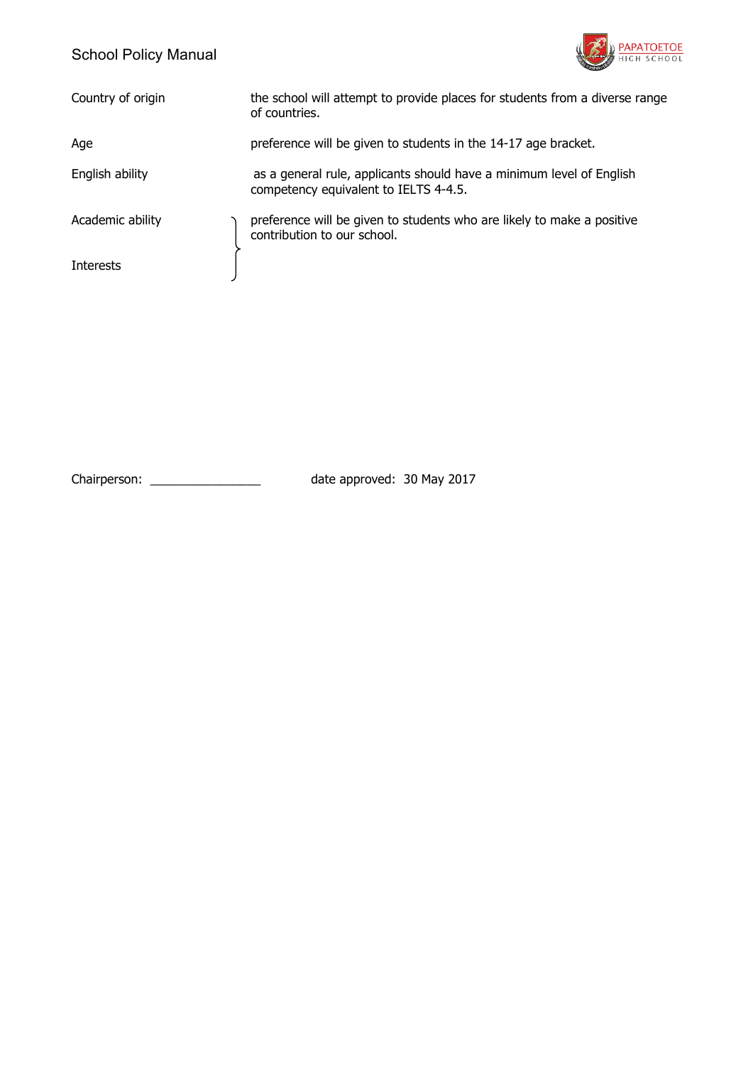| | |
|---|---|
| Country of origin | the school will attempt to provide places for students from a diverse range of countries. |
| Age | preference will be given to students in the 14-17 age bracket. |
| English ability | as a general rule, applicants should have a minimum level of English competency equivalent to IELTS 4-4.5. |
| Academic ability<br>Interests | preference will be given to students who are likely to make a positive contribution to our school. |

Chairperson: ________________ date approved: 30 May 2017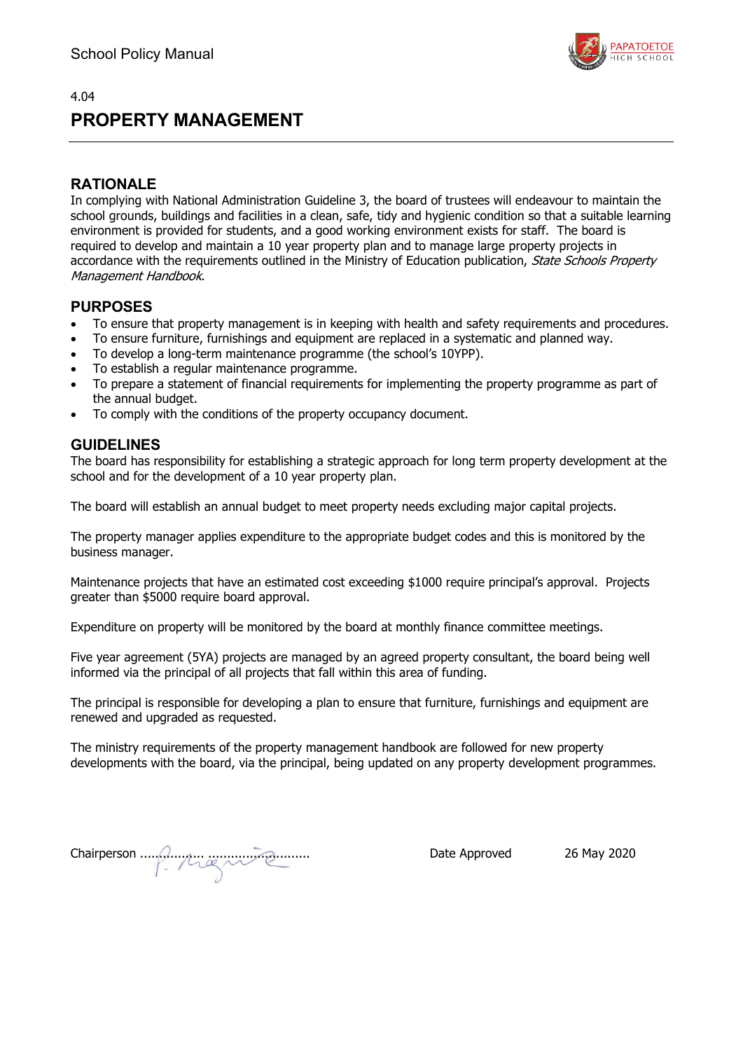4.04

# PROPERTY MANAGEMENT

## RATIONALE

In complying with National Administration Guideline 3, the board of trustees will endeavour to maintain the school grounds, buildings and facilities in a clean, safe, tidy and hygienic condition so that a suitable learning environment is provided for students, and a good working environment exists for staff. The board is required to develop and maintain a 10 year property plan and to manage large property projects in accordance with the requirements outlined in the Ministry of Education publication, *State Schools Property Management Handbook*.

## PURPOSES

- To ensure that property management is in keeping with health and safety requirements and procedures.
- To ensure furniture, furnishings and equipment are replaced in a systematic and planned way.
- To develop a long-term maintenance programme (the school's 10YPP).
- To establish a regular maintenance programme.
- To prepare a statement of financial requirements for implementing the property programme as part of the annual budget.
- To comply with the conditions of the property occupancy document.

## GUIDELINES

The board has responsibility for establishing a strategic approach for long term property development at the school and for the development of a 10 year property plan.

The board will establish an annual budget to meet property needs excluding major capital projects.

The property manager applies expenditure to the appropriate budget codes and this is monitored by the business manager.

Maintenance projects that have an estimated cost exceeding $1000 require principal's approval. Projects greater than $5000 require board approval.

Expenditure on property will be monitored by the board at monthly finance committee meetings.

Five year agreement (5YA) projects are managed by an agreed property consultant, the board being well informed via the principal of all projects that fall within this area of funding.

The principal is responsible for developing a plan to ensure that furniture, furnishings and equipment are renewed and upgraded as requested.

The ministry requirements of the property management handbook are followed for new property developments with the board, via the principal, being updated on any property development programmes.

Chairperson ................................................ Date Approved 26 May 2020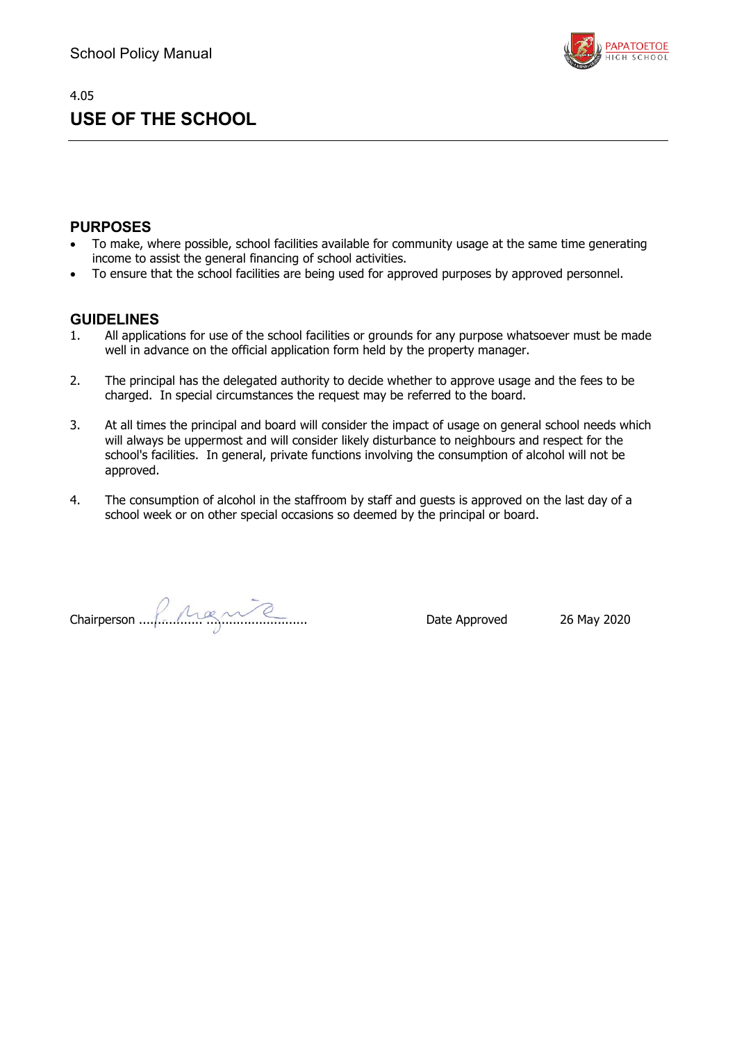4.05

# USE OF THE SCHOOL

## PURPOSES

- To make, where possible, school facilities available for community usage at the same time generating income to assist the general financing of school activities.
- To ensure that the school facilities are being used for approved purposes by approved personnel.

## GUIDELINES

1. All applications for use of the school facilities or grounds for any purpose whatsoever must be made well in advance on the official application form held by the property manager.

2. The principal has the delegated authority to decide whether to approve usage and the fees to be charged. In special circumstances the request may be referred to the board.

3. At all times the principal and board will consider the impact of usage on general school needs which will always be uppermost and will consider likely disturbance to neighbours and respect for the school's facilities. In general, private functions involving the consumption of alcohol will not be approved.

4. The consumption of alcohol in the staffroom by staff and guests is approved on the last day of a school week or on other special occasions so deemed by the principal or board.

Chairperson ........................................ Date Approved 26 May 2020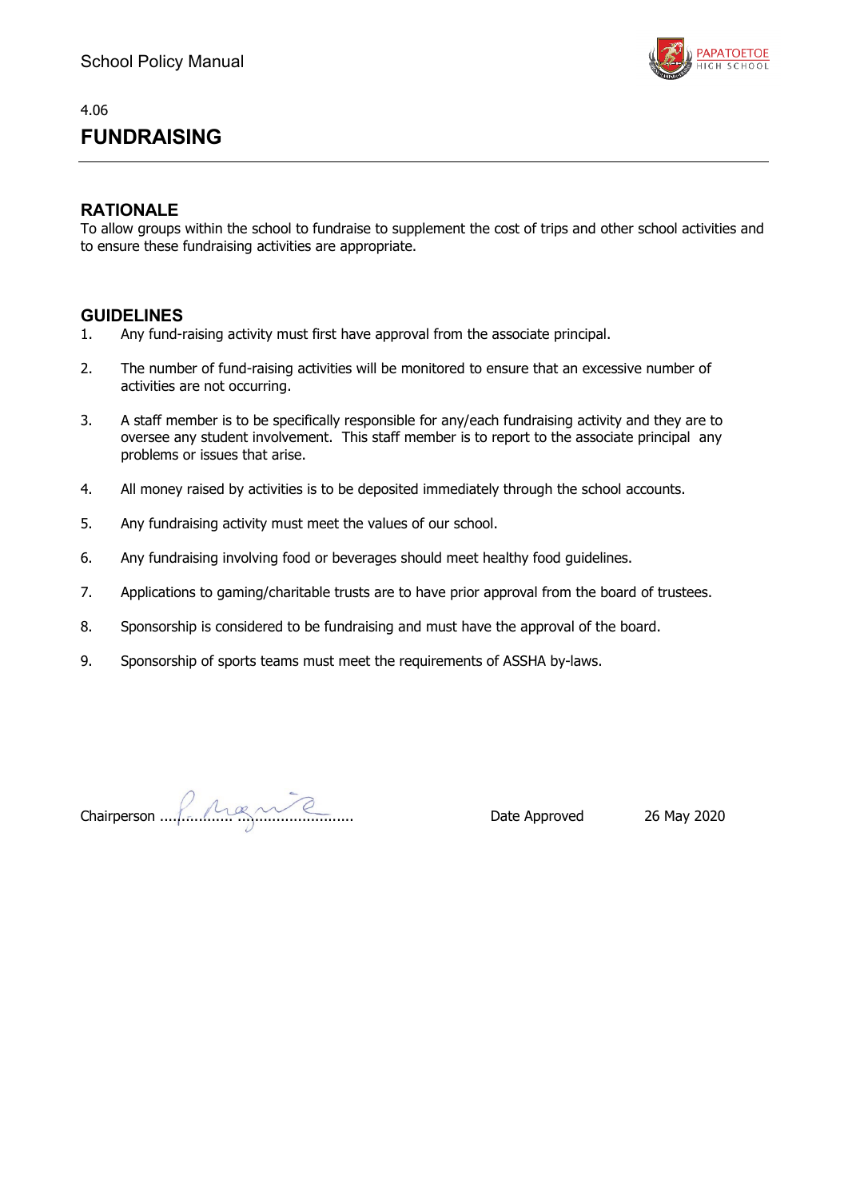4.06

# FUNDRAISING

## RATIONALE

To allow groups within the school to fundraise to supplement the cost of trips and other school activities and to ensure these fundraising activities are appropriate.

## GUIDELINES

1. Any fund-raising activity must first have approval from the associate principal.
2. The number of fund-raising activities will be monitored to ensure that an excessive number of activities are not occurring.
3. A staff member is to be specifically responsible for any/each fundraising activity and they are to oversee any student involvement. This staff member is to report to the associate principal any problems or issues that arise.
4. All money raised by activities is to be deposited immediately through the school accounts.
5. Any fundraising activity must meet the values of our school.
6. Any fundraising involving food or beverages should meet healthy food guidelines.
7. Applications to gaming/charitable trusts are to have prior approval from the board of trustees.
8. Sponsorship is considered to be fundraising and must have the approval of the board.
9. Sponsorship of sports teams must meet the requirements of ASSHA by-laws.

Chairperson ............................................ Date Approved 26 May 2020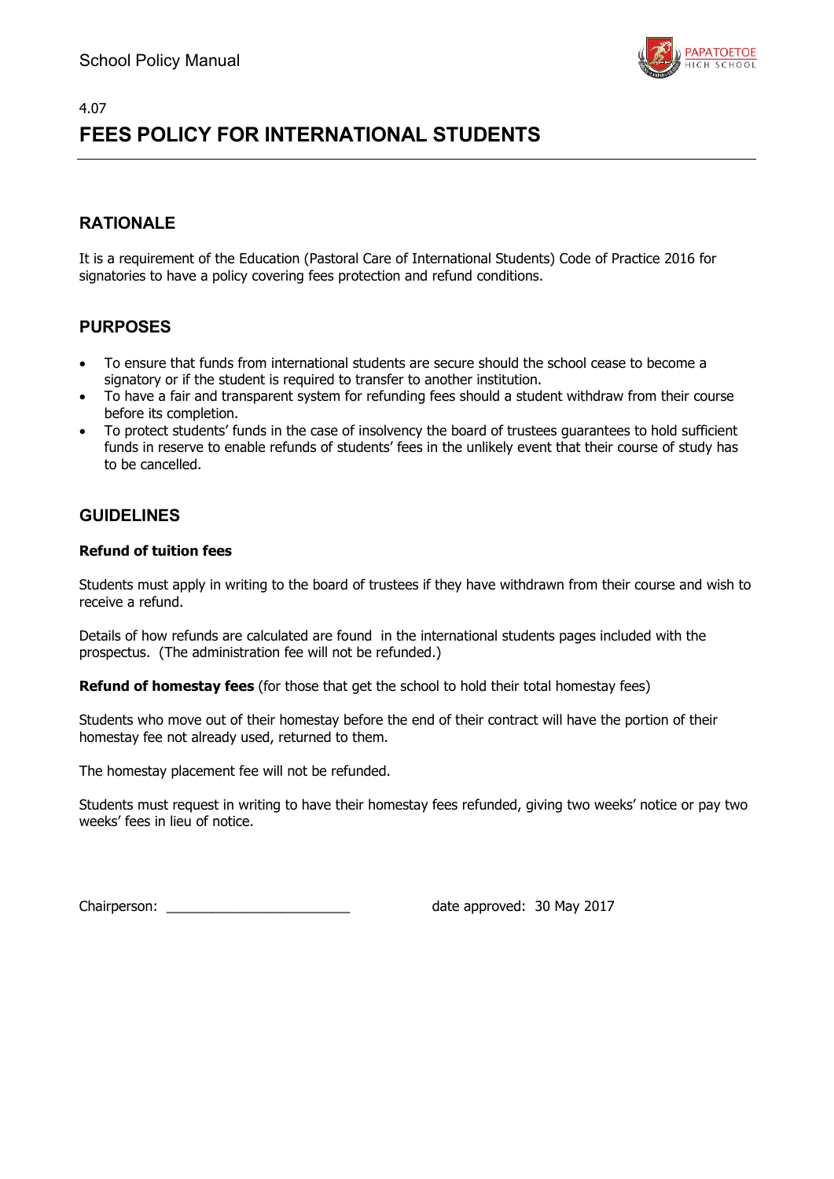4.07

# FEES POLICY FOR INTERNATIONAL STUDENTS

## RATIONALE

It is a requirement of the Education (Pastoral Care of International Students) Code of Practice 2016 for signatories to have a policy covering fees protection and refund conditions.

## PURPOSES

- To ensure that funds from international students are secure should the school cease to become a signatory or if the student is required to transfer to another institution.
- To have a fair and transparent system for refunding fees should a student withdraw from their course before its completion.
- To protect students' funds in the case of insolvency the board of trustees guarantees to hold sufficient funds in reserve to enable refunds of students' fees in the unlikely event that their course of study has to be cancelled.

## GUIDELINES

**Refund of tuition fees**

Students must apply in writing to the board of trustees if they have withdrawn from their course and wish to receive a refund.

Details of how refunds are calculated are found in the international students pages included with the prospectus. (The administration fee will not be refunded.)

**Refund of homestay fees** (for those that get the school to hold their total homestay fees)

Students who move out of their homestay before the end of their contract will have the portion of their homestay fee not already used, returned to them.

The homestay placement fee will not be refunded.

Students must request in writing to have their homestay fees refunded, giving two weeks' notice or pay two weeks' fees in lieu of notice.

Chairperson: ________________________ date approved: 30 May 2017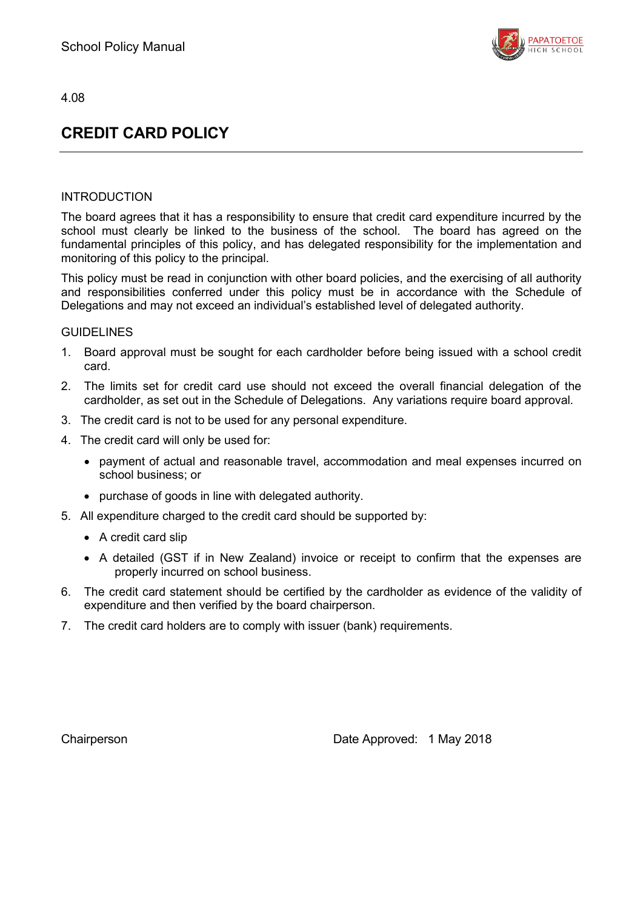4.08

# CREDIT CARD POLICY

## INTRODUCTION

The board agrees that it has a responsibility to ensure that credit card expenditure incurred by the school must clearly be linked to the business of the school. The board has agreed on the fundamental principles of this policy, and has delegated responsibility for the implementation and monitoring of this policy to the principal.

This policy must be read in conjunction with other board policies, and the exercising of all authority and responsibilities conferred under this policy must be in accordance with the Schedule of Delegations and may not exceed an individual's established level of delegated authority.

## GUIDELINES

1. Board approval must be sought for each cardholder before being issued with a school credit card.
2. The limits set for credit card use should not exceed the overall financial delegation of the cardholder, as set out in the Schedule of Delegations. Any variations require board approval.
3. The credit card is not to be used for any personal expenditure.
4. The credit card will only be used for:
   - payment of actual and reasonable travel, accommodation and meal expenses incurred on school business; or
   - purchase of goods in line with delegated authority.
5. All expenditure charged to the credit card should be supported by:
   - A credit card slip
   - A detailed (GST if in New Zealand) invoice or receipt to confirm that the expenses are properly incurred on school business.
6. The credit card statement should be certified by the cardholder as evidence of the validity of expenditure and then verified by the board chairperson.
7. The credit card holders are to comply with issuer (bank) requirements.

Chairperson

Date Approved: 1 May 2018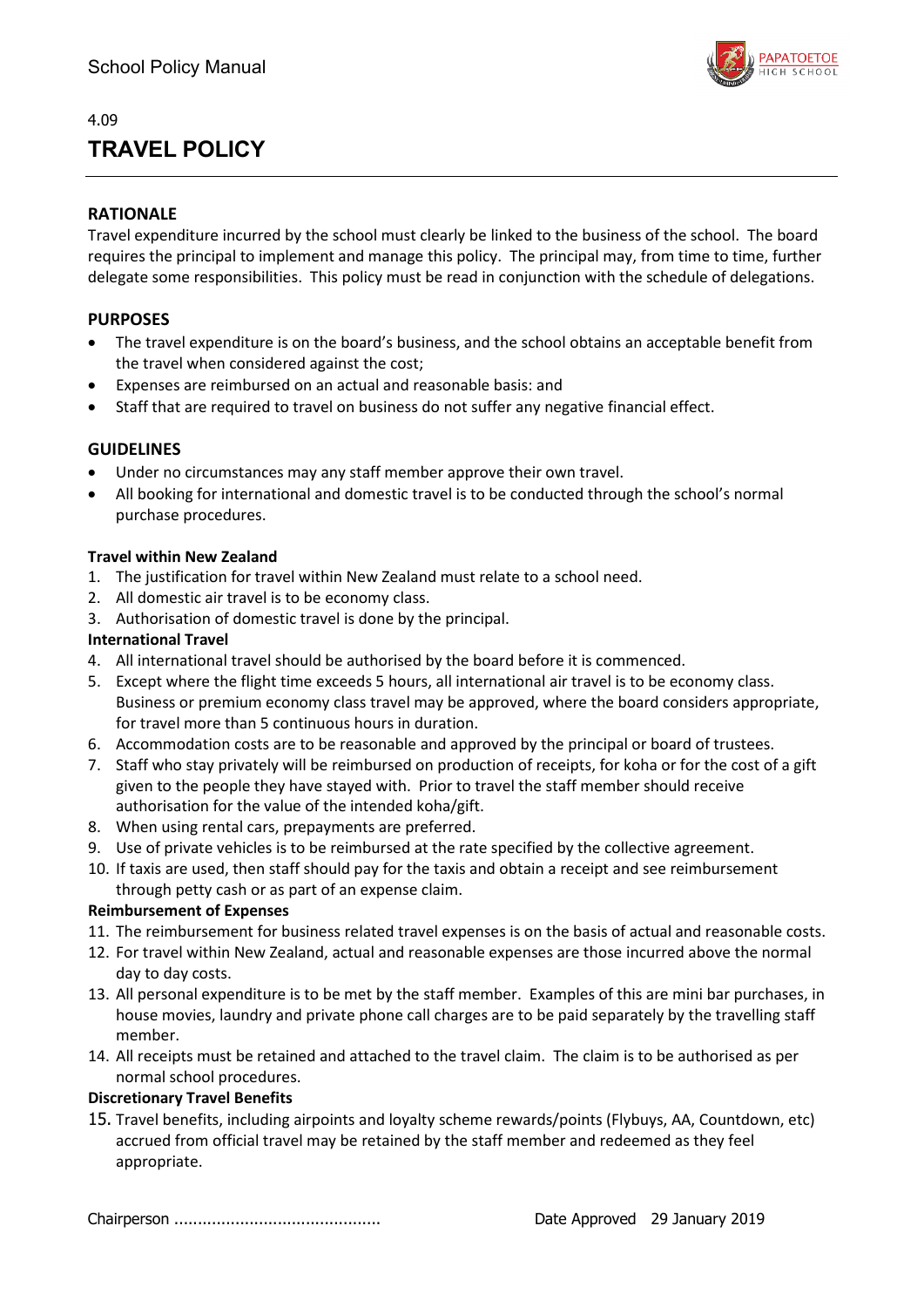4.09

# TRAVEL POLICY

## RATIONALE

Travel expenditure incurred by the school must clearly be linked to the business of the school. The board requires the principal to implement and manage this policy. The principal may, from time to time, further delegate some responsibilities. This policy must be read in conjunction with the schedule of delegations.

## PURPOSES

- The travel expenditure is on the board's business, and the school obtains an acceptable benefit from the travel when considered against the cost;
- Expenses are reimbursed on an actual and reasonable basis: and
- Staff that are required to travel on business do not suffer any negative financial effect.

## GUIDELINES

- Under no circumstances may any staff member approve their own travel.
- All booking for international and domestic travel is to be conducted through the school's normal purchase procedures.

### Travel within New Zealand

1. The justification for travel within New Zealand must relate to a school need.
2. All domestic air travel is to be economy class.
3. Authorisation of domestic travel is done by the principal.

### International Travel

4. All international travel should be authorised by the board before it is commenced.
5. Except where the flight time exceeds 5 hours, all international air travel is to be economy class. Business or premium economy class travel may be approved, where the board considers appropriate, for travel more than 5 continuous hours in duration.
6. Accommodation costs are to be reasonable and approved by the principal or board of trustees.
7. Staff who stay privately will be reimbursed on production of receipts, for koha or for the cost of a gift given to the people they have stayed with. Prior to travel the staff member should receive authorisation for the value of the intended koha/gift.
8. When using rental cars, prepayments are preferred.
9. Use of private vehicles is to be reimbursed at the rate specified by the collective agreement.
10. If taxis are used, then staff should pay for the taxis and obtain a receipt and see reimbursement through petty cash or as part of an expense claim.

### Reimbursement of Expenses

11. The reimbursement for business related travel expenses is on the basis of actual and reasonable costs.
12. For travel within New Zealand, actual and reasonable expenses are those incurred above the normal day to day costs.
13. All personal expenditure is to be met by the staff member. Examples of this are mini bar purchases, in house movies, laundry and private phone call charges are to be paid separately by the travelling staff member.
14. All receipts must be retained and attached to the travel claim. The claim is to be authorised as per normal school procedures.

### Discretionary Travel Benefits

15. Travel benefits, including airpoints and loyalty scheme rewards/points (Flybuys, AA, Countdown, etc) accrued from official travel may be retained by the staff member and redeemed as they feel appropriate.

Chairperson ...........................................

Date Approved 29 January 2019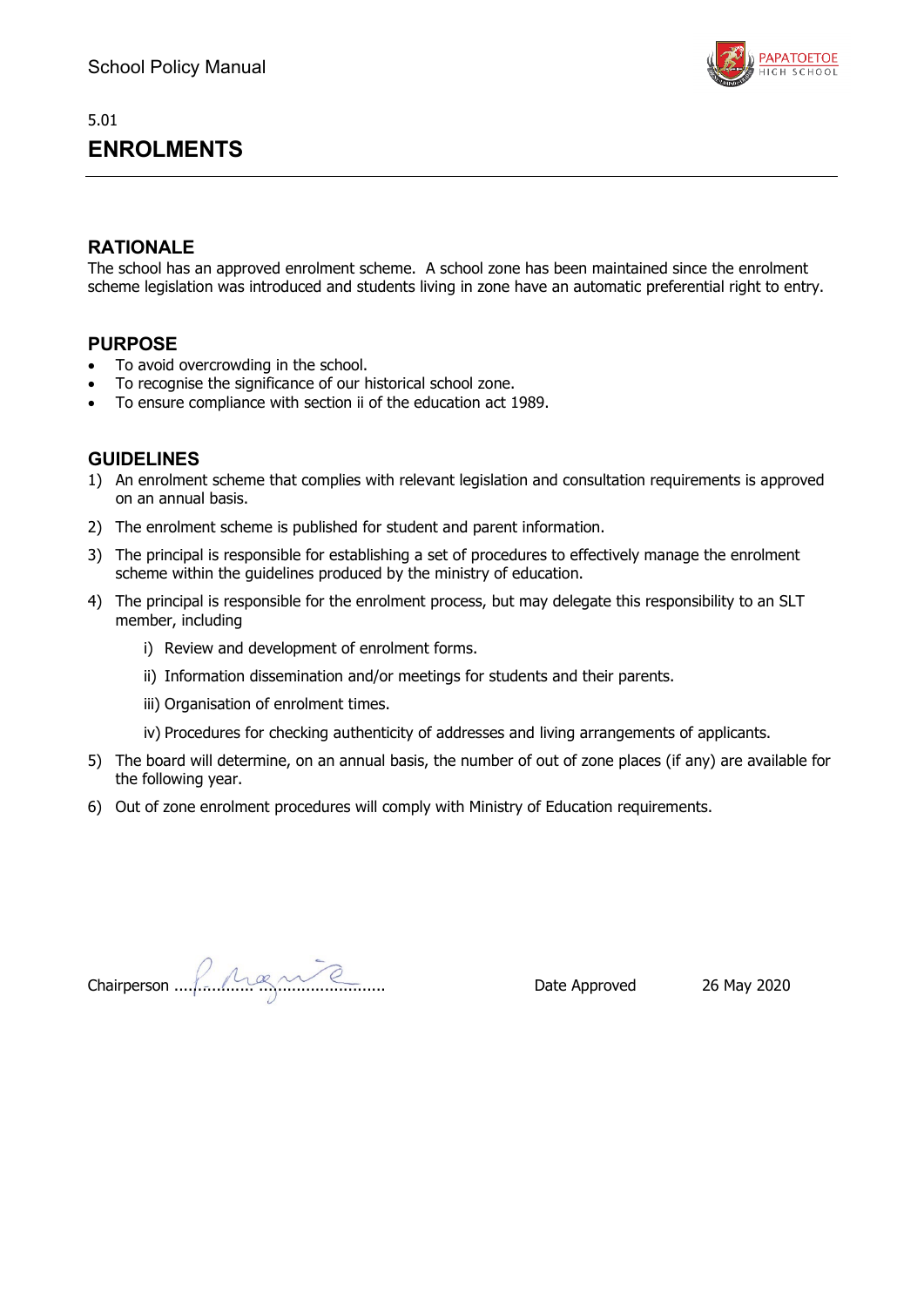5.01

# ENROLMENTS

## RATIONALE

The school has an approved enrolment scheme. A school zone has been maintained since the enrolment scheme legislation was introduced and students living in zone have an automatic preferential right to entry.

## PURPOSE

- To avoid overcrowding in the school.
- To recognise the significance of our historical school zone.
- To ensure compliance with section ii of the education act 1989.

## GUIDELINES

1) An enrolment scheme that complies with relevant legislation and consultation requirements is approved on an annual basis.
2) The enrolment scheme is published for student and parent information.
3) The principal is responsible for establishing a set of procedures to effectively manage the enrolment scheme within the guidelines produced by the ministry of education.
4) The principal is responsible for the enrolment process, but may delegate this responsibility to an SLT member, including
   i) Review and development of enrolment forms.
   ii) Information dissemination and/or meetings for students and their parents.
   iii) Organisation of enrolment times.
   iv) Procedures for checking authenticity of addresses and living arrangements of applicants.
5) The board will determine, on an annual basis, the number of out of zone places (if any) are available for the following year.
6) Out of zone enrolment procedures will comply with Ministry of Education requirements.

Chairperson ........................................... Date Approved 26 May 2020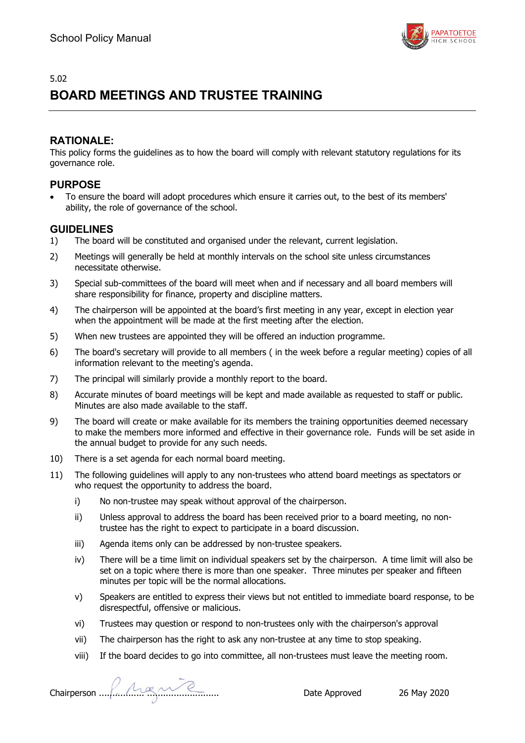5.02

# BOARD MEETINGS AND TRUSTEE TRAINING

## RATIONALE:

This policy forms the guidelines as to how the board will comply with relevant statutory regulations for its governance role.

## PURPOSE

- To ensure the board will adopt procedures which ensure it carries out, to the best of its members' ability, the role of governance of the school.

## GUIDELINES

1) The board will be constituted and organised under the relevant, current legislation.
2) Meetings will generally be held at monthly intervals on the school site unless circumstances necessitate otherwise.
3) Special sub-committees of the board will meet when and if necessary and all board members will share responsibility for finance, property and discipline matters.
4) The chairperson will be appointed at the board's first meeting in any year, except in election year when the appointment will be made at the first meeting after the election.
5) When new trustees are appointed they will be offered an induction programme.
6) The board's secretary will provide to all members ( in the week before a regular meeting) copies of all information relevant to the meeting's agenda.
7) The principal will similarly provide a monthly report to the board.
8) Accurate minutes of board meetings will be kept and made available as requested to staff or public. Minutes are also made available to the staff.
9) The board will create or make available for its members the training opportunities deemed necessary to make the members more informed and effective in their governance role. Funds will be set aside in the annual budget to provide for any such needs.
10) There is a set agenda for each normal board meeting.
11) The following guidelines will apply to any non-trustees who attend board meetings as spectators or who request the opportunity to address the board.
    i) No non-trustee may speak without approval of the chairperson.
    ii) Unless approval to address the board has been received prior to a board meeting, no non-trustee has the right to expect to participate in a board discussion.
    iii) Agenda items only can be addressed by non-trustee speakers.
    iv) There will be a time limit on individual speakers set by the chairperson. A time limit will also be set on a topic where there is more than one speaker. Three minutes per speaker and fifteen minutes per topic will be the normal allocations.
    v) Speakers are entitled to express their views but not entitled to immediate board response, to be disrespectful, offensive or malicious.
    vi) Trustees may question or respond to non-trustees only with the chairperson's approval
    vii) The chairperson has the right to ask any non-trustee at any time to stop speaking.
    viii) If the board decides to go into committee, all non-trustees must leave the meeting room.

Chairperson ..................................................... Date Approved 26 May 2020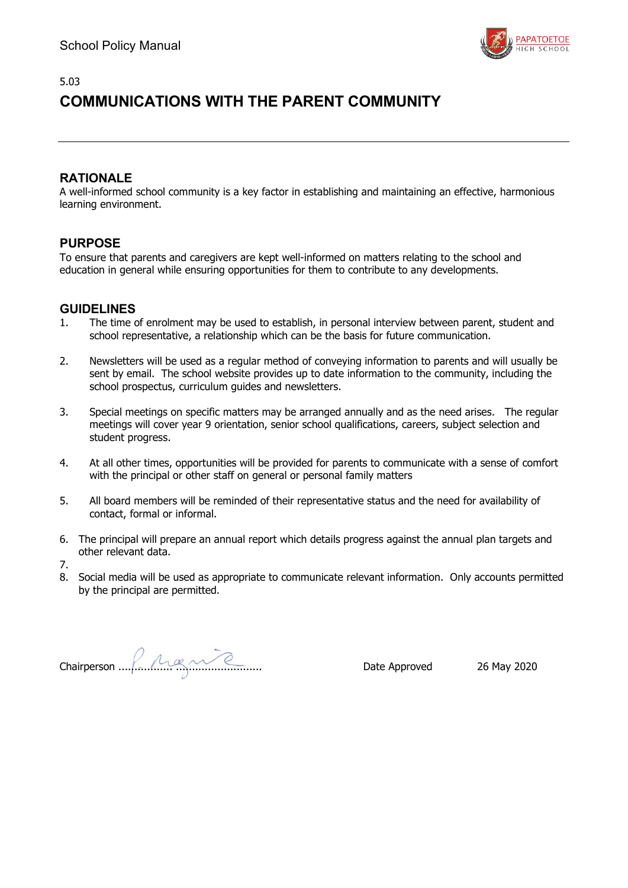5.03

# COMMUNICATIONS WITH THE PARENT COMMUNITY

## RATIONALE

A well-informed school community is a key factor in establishing and maintaining an effective, harmonious learning environment.

## PURPOSE

To ensure that parents and caregivers are kept well-informed on matters relating to the school and education in general while ensuring opportunities for them to contribute to any developments.

## GUIDELINES

1. The time of enrolment may be used to establish, in personal interview between parent, student and school representative, a relationship which can be the basis for future communication.

2. Newsletters will be used as a regular method of conveying information to parents and will usually be sent by email. The school website provides up to date information to the community, including the school prospectus, curriculum guides and newsletters.

3. Special meetings on specific matters may be arranged annually and as the need arises. The regular meetings will cover year 9 orientation, senior school qualifications, careers, subject selection and student progress.

4. At all other times, opportunities will be provided for parents to communicate with a sense of comfort with the principal or other staff on general or personal family matters

5. All board members will be reminded of their representative status and the need for availability of contact, formal or informal.

6. The principal will prepare an annual report which details progress against the annual plan targets and other relevant data.
7. 
8. Social media will be used as appropriate to communicate relevant information. Only accounts permitted by the principal are permitted.

Chairperson ..................................................... Date Approved 26 May 2020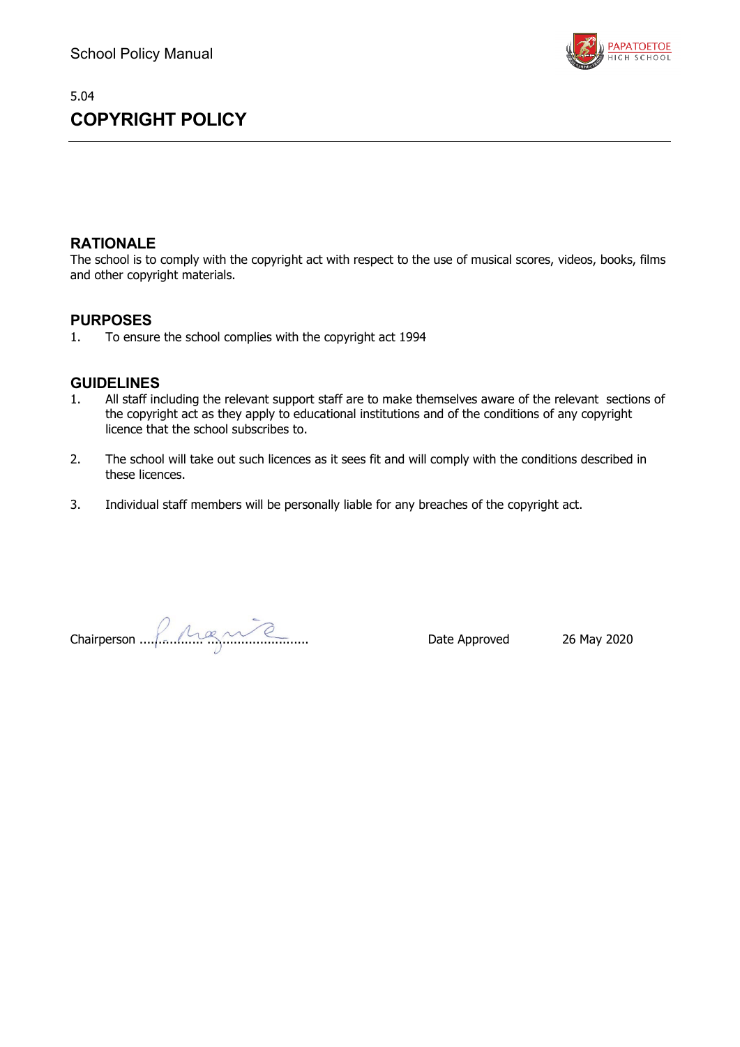5.04

# COPYRIGHT POLICY

## RATIONALE

The school is to comply with the copyright act with respect to the use of musical scores, videos, books, films and other copyright materials.

## PURPOSES

1. To ensure the school complies with the copyright act 1994

## GUIDELINES

1. All staff including the relevant support staff are to make themselves aware of the relevant sections of the copyright act as they apply to educational institutions and of the conditions of any copyright licence that the school subscribes to.
2. The school will take out such licences as it sees fit and will comply with the conditions described in these licences.
3. Individual staff members will be personally liable for any breaches of the copyright act.

Chairperson ..................................................     Date Approved     26 May 2020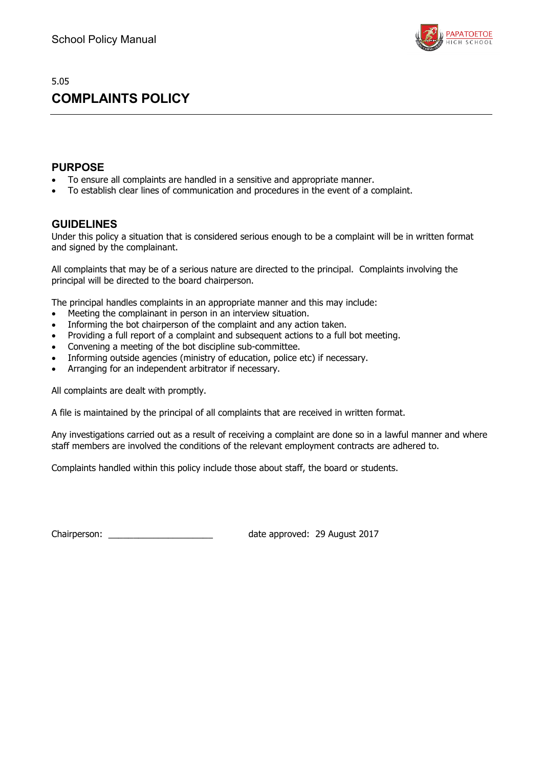5.05

# COMPLAINTS POLICY

## PURPOSE

- To ensure all complaints are handled in a sensitive and appropriate manner.
- To establish clear lines of communication and procedures in the event of a complaint.

## GUIDELINES

Under this policy a situation that is considered serious enough to be a complaint will be in written format and signed by the complainant.

All complaints that may be of a serious nature are directed to the principal. Complaints involving the principal will be directed to the board chairperson.

The principal handles complaints in an appropriate manner and this may include:

- Meeting the complainant in person in an interview situation.
- Informing the bot chairperson of the complaint and any action taken.
- Providing a full report of a complaint and subsequent actions to a full bot meeting.
- Convening a meeting of the bot discipline sub-committee.
- Informing outside agencies (ministry of education, police etc) if necessary.
- Arranging for an independent arbitrator if necessary.

All complaints are dealt with promptly.

A file is maintained by the principal of all complaints that are received in written format.

Any investigations carried out as a result of receiving a complaint are done so in a lawful manner and where staff members are involved the conditions of the relevant employment contracts are adhered to.

Complaints handled within this policy include those about staff, the board or students.

Chairperson: ____________________ date approved: 29 August 2017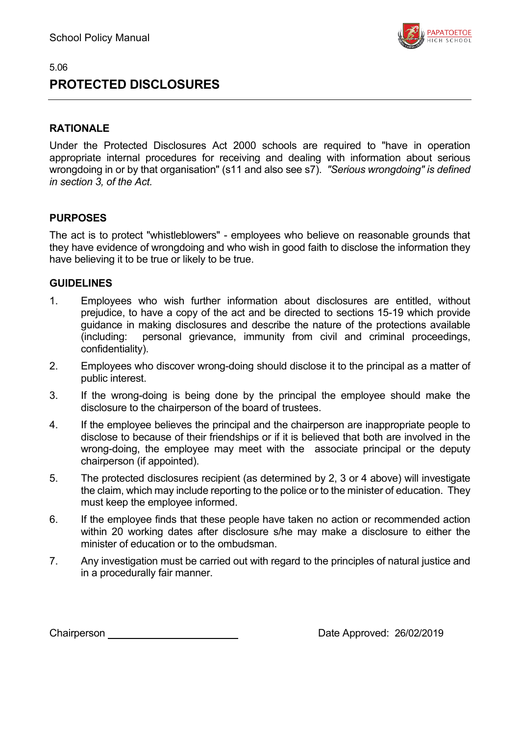5.06

# PROTECTED DISCLOSURES

## RATIONALE

Under the Protected Disclosures Act 2000 schools are required to "have in operation appropriate internal procedures for receiving and dealing with information about serious wrongdoing in or by that organisation" (s11 and also see s7). *"Serious wrongdoing" is defined in section 3, of the Act.*

## PURPOSES

The act is to protect "whistleblowers" - employees who believe on reasonable grounds that they have evidence of wrongdoing and who wish in good faith to disclose the information they have believing it to be true or likely to be true.

## GUIDELINES

1. Employees who wish further information about disclosures are entitled, without prejudice, to have a copy of the act and be directed to sections 15-19 which provide guidance in making disclosures and describe the nature of the protections available (including: personal grievance, immunity from civil and criminal proceedings, confidentiality).
2. Employees who discover wrong-doing should disclose it to the principal as a matter of public interest.
3. If the wrong-doing is being done by the principal the employee should make the disclosure to the chairperson of the board of trustees.
4. If the employee believes the principal and the chairperson are inappropriate people to disclose to because of their friendships or if it is believed that both are involved in the wrong-doing, the employee may meet with the associate principal or the deputy chairperson (if appointed).
5. The protected disclosures recipient (as determined by 2, 3 or 4 above) will investigate the claim, which may include reporting to the police or to the minister of education. They must keep the employee informed.
6. If the employee finds that these people have taken no action or recommended action within 20 working dates after disclosure s/he may make a disclosure to either the minister of education or to the ombudsman.
7. Any investigation must be carried out with regard to the principles of natural justice and in a procedurally fair manner.

Chairperson ______________________ Date Approved: 26/02/2019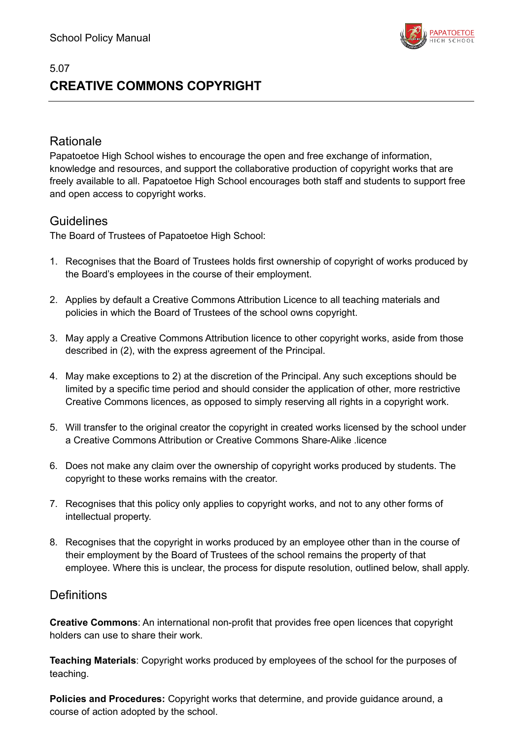5.07

# CREATIVE COMMONS COPYRIGHT

## Rationale

Papatoetoe High School wishes to encourage the open and free exchange of information, knowledge and resources, and support the collaborative production of copyright works that are freely available to all. Papatoetoe High School encourages both staff and students to support free and open access to copyright works.

## Guidelines

The Board of Trustees of Papatoetoe High School:

1. Recognises that the Board of Trustees holds first ownership of copyright of works produced by the Board's employees in the course of their employment.

2. Applies by default a Creative Commons Attribution Licence to all teaching materials and policies in which the Board of Trustees of the school owns copyright.

3. May apply a Creative Commons Attribution licence to other copyright works, aside from those described in (2), with the express agreement of the Principal.

4. May make exceptions to 2) at the discretion of the Principal. Any such exceptions should be limited by a specific time period and should consider the application of other, more restrictive Creative Commons licences, as opposed to simply reserving all rights in a copyright work.

5. Will transfer to the original creator the copyright in created works licensed by the school under a Creative Commons Attribution or Creative Commons Share-Alike .licence

6. Does not make any claim over the ownership of copyright works produced by students. The copyright to these works remains with the creator.

7. Recognises that this policy only applies to copyright works, and not to any other forms of intellectual property.

8. Recognises that the copyright in works produced by an employee other than in the course of their employment by the Board of Trustees of the school remains the property of that employee. Where this is unclear, the process for dispute resolution, outlined below, shall apply.

## Definitions

**Creative Commons**: An international non-profit that provides free open licences that copyright holders can use to share their work.

**Teaching Materials**: Copyright works produced by employees of the school for the purposes of teaching.

**Policies and Procedures:** Copyright works that determine, and provide guidance around, a course of action adopted by the school.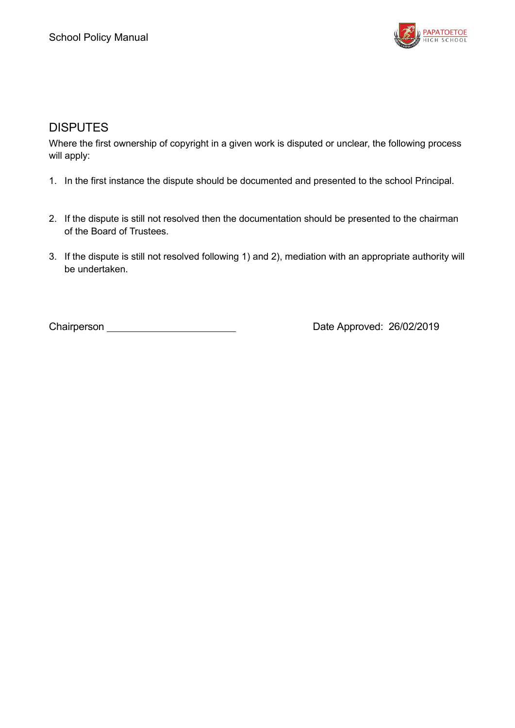## DISPUTES

Where the first ownership of copyright in a given work is disputed or unclear, the following process will apply:

1. In the first instance the dispute should be documented and presented to the school Principal.

2. If the dispute is still not resolved then the documentation should be presented to the chairman of the Board of Trustees.

3. If the dispute is still not resolved following 1) and 2), mediation with an appropriate authority will be undertaken.

Chairperson ______________________ Date Approved: 26/02/2019